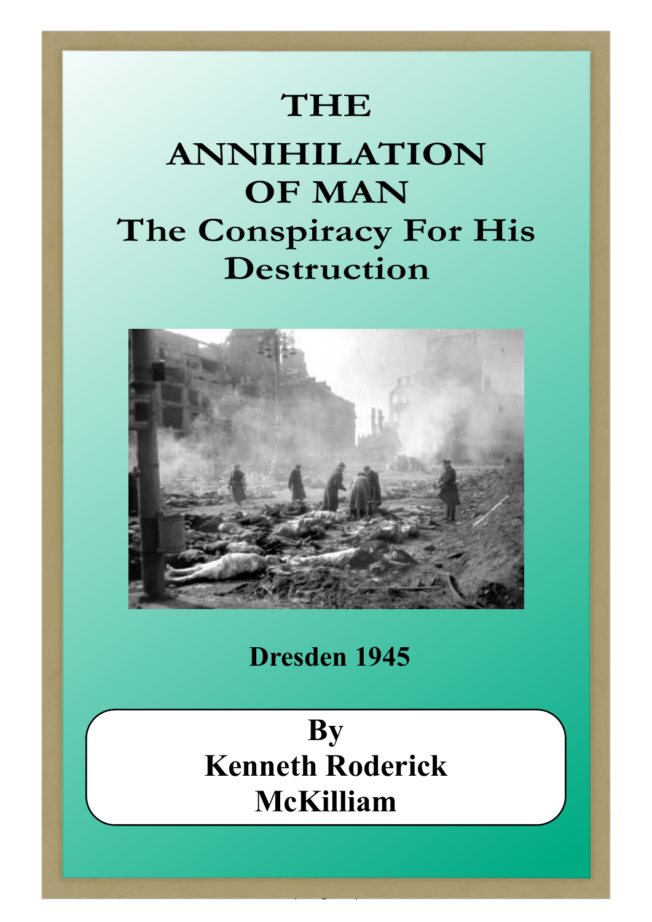# THE ANNIHILATION OF MAN

## The Conspiracy For His Destruction

Dresden 1945

**By**
**Kenneth Roderick McKilliam**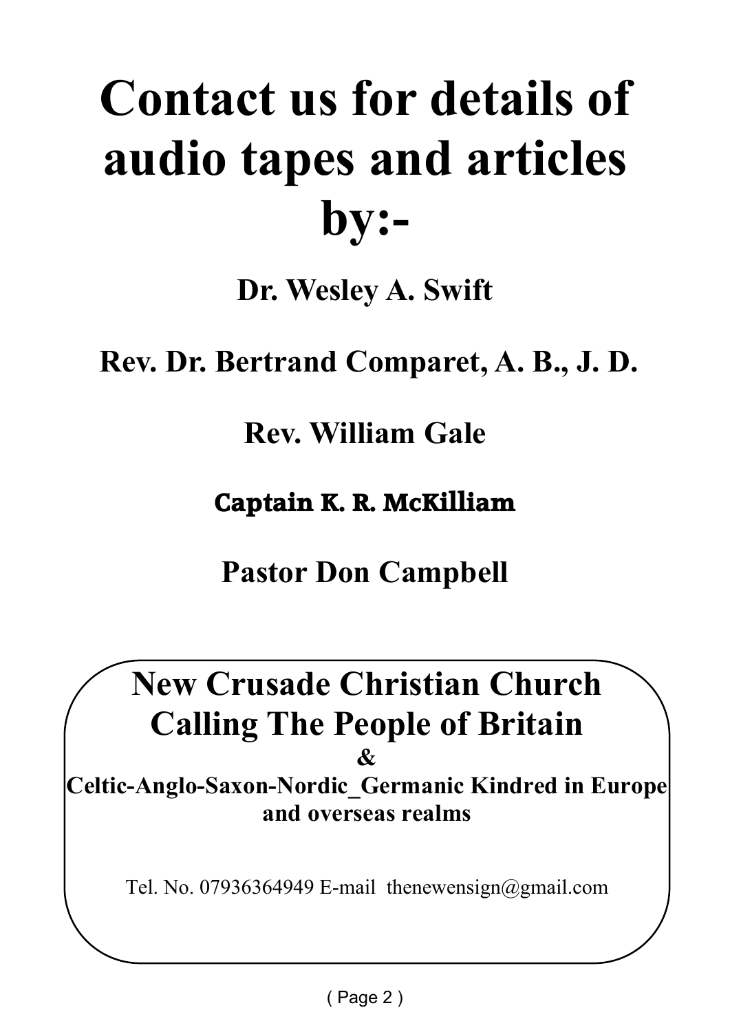# Contact us for details of audio tapes and articles by:-

**Dr. Wesley A. Swift**

**Rev. Dr. Bertrand Comparet, A. B., J. D.**

**Rev. William Gale**

**Captain K. R. McKilliam**

**Pastor Don Campbell**

## New Crusade Christian Church Calling The People of Britain

**&**

**Celtic-Anglo-Saxon-Nordic_Germanic Kindred in Europe and overseas realms**

Tel. No. 07936364949 E-mail thenewensign@gmail.com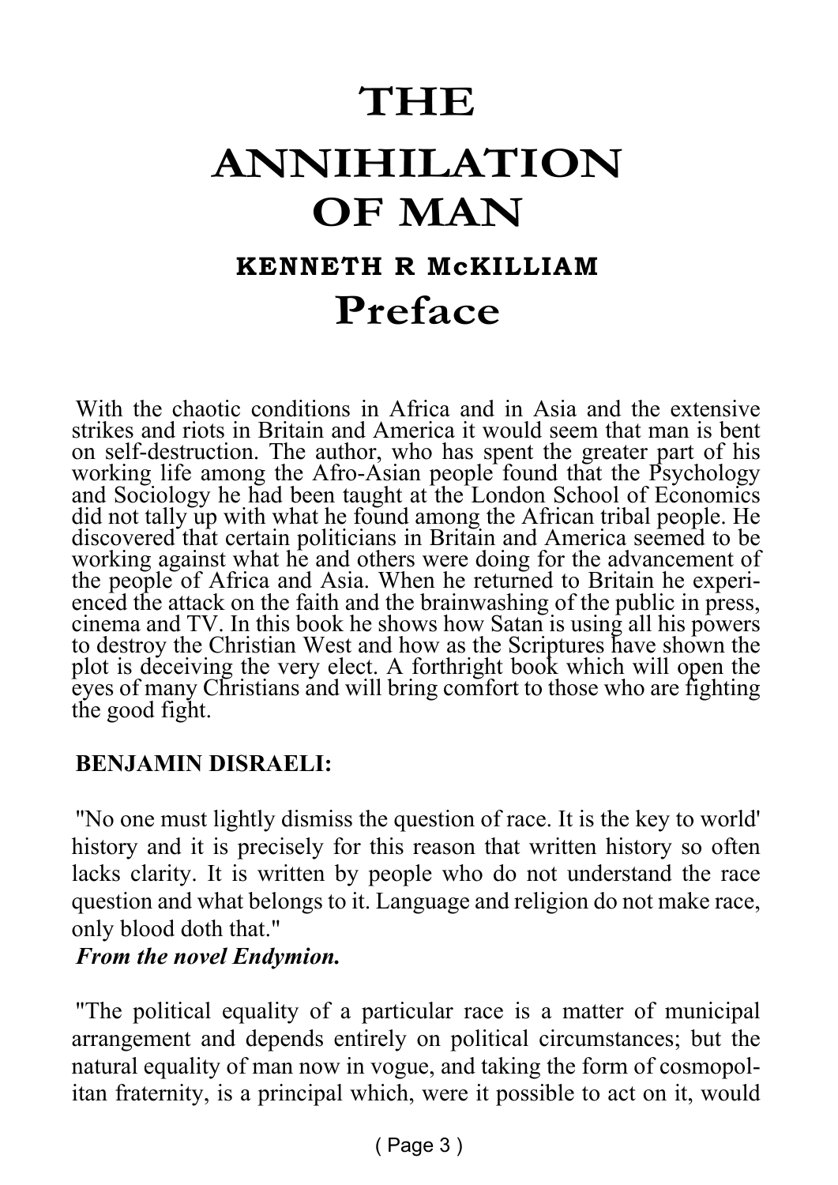# THE ANNIHILATION OF MAN

### KENNETH R McKILLIAM

## Preface

With the chaotic conditions in Africa and in Asia and the extensive strikes and riots in Britain and America it would seem that man is bent on self-destruction. The author, who has spent the greater part of his working life among the Afro-Asian people found that the Psychology and Sociology he had been taught at the London School of Economics did not tally up with what he found among the African tribal people. He discovered that certain politicians in Britain and America seemed to be working against what he and others were doing for the advancement of the people of Africa and Asia. When he returned to Britain he experienced the attack on the faith and the brainwashing of the public in press, cinema and TV. In this book he shows how Satan is using all his powers to destroy the Christian West and how as the Scriptures have shown the plot is deceiving the very elect. A forthright book which will open the eyes of many Christians and will bring comfort to those who are fighting the good fight.

**BENJAMIN DISRAELI:**

"No one must lightly dismiss the question of race. It is the key to world' history and it is precisely for this reason that written history so often lacks clarity. It is written by people who do not understand the race question and what belongs to it. Language and religion do not make race, only blood doth that."
***From the novel Endymion.***

"The political equality of a particular race is a matter of municipal arrangement and depends entirely on political circumstances; but the natural equality of man now in vogue, and taking the form of cosmopolitan fraternity, is a principal which, were it possible to act on it, would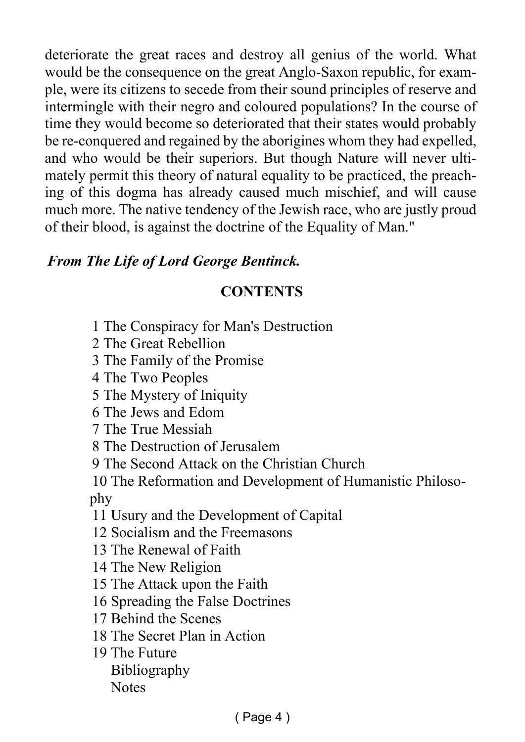deteriorate the great races and destroy all genius of the world. What would be the consequence on the great Anglo-Saxon republic, for example, were its citizens to secede from their sound principles of reserve and intermingle with their negro and coloured populations? In the course of time they would become so deteriorated that their states would probably be re-conquered and regained by the aborigines whom they had expelled, and who would be their superiors. But though Nature will never ultimately permit this theory of natural equality to be practiced, the preaching of this dogma has already caused much mischief, and will cause much more. The native tendency of the Jewish race, who are justly proud of their blood, is against the doctrine of the Equality of Man."

***From The Life of Lord George Bentinck.***

## CONTENTS

1 The Conspiracy for Man's Destruction
2 The Great Rebellion
3 The Family of the Promise
4 The Two Peoples
5 The Mystery of Iniquity
6 The Jews and Edom
7 The True Messiah
8 The Destruction of Jerusalem
9 The Second Attack on the Christian Church
10 The Reformation and Development of Humanistic Philosophy
11 Usury and the Development of Capital
12 Socialism and the Freemasons
13 The Renewal of Faith
14 The New Religion
15 The Attack upon the Faith
16 Spreading the False Doctrines
17 Behind the Scenes
18 The Secret Plan in Action
19 The Future
Bibliography
Notes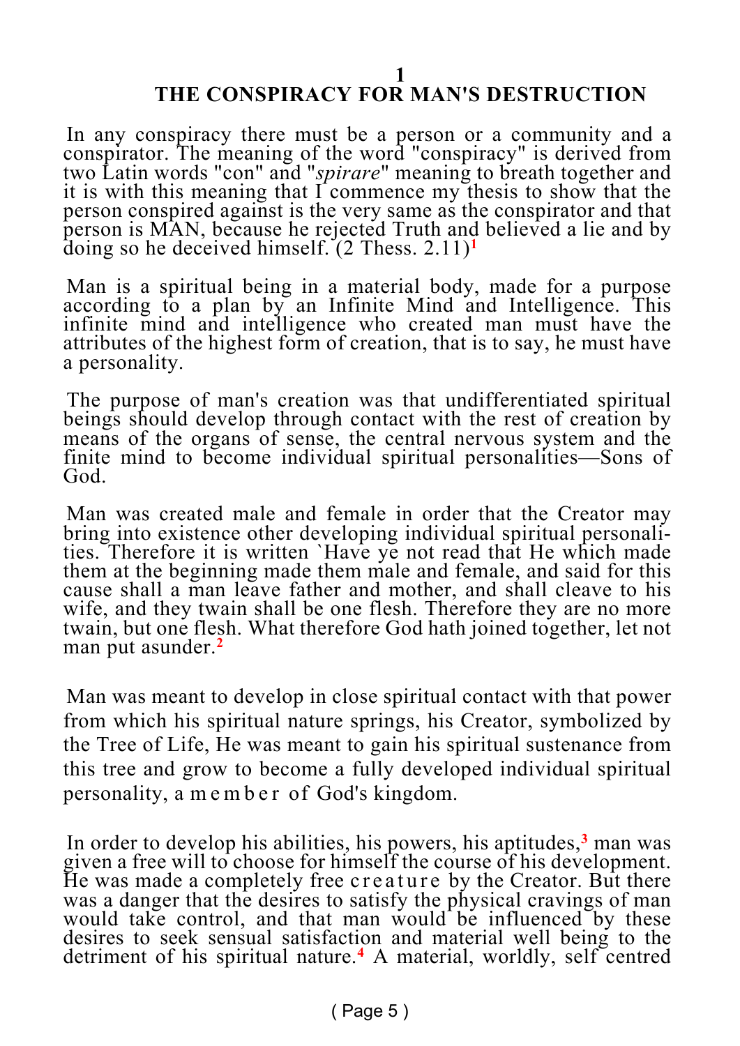# 1
# THE CONSPIRACY FOR MAN'S DESTRUCTION

In any conspiracy there must be a person or a community and a conspirator. The meaning of the word "conspiracy" is derived from two Latin words "con" and "*spirare*" meaning to breath together and it is with this meaning that I commence my thesis to show that the person conspired against is the very same as the conspirator and that person is MAN, because he rejected Truth and believed a lie and by doing so he deceived himself. (2 Thess. 2.11)[1]

Man is a spiritual being in a material body, made for a purpose according to a plan by an Infinite Mind and Intelligence. This infinite mind and intelligence who created man must have the attributes of the highest form of creation, that is to say, he must have a personality.

The purpose of man's creation was that undifferentiated spiritual beings should develop through contact with the rest of creation by means of the organs of sense, the central nervous system and the finite mind to become individual spiritual personalities—Sons of God.

Man was created male and female in order that the Creator may bring into existence other developing individual spiritual personalities. Therefore it is written `Have ye not read that He which made them at the beginning made them male and female, and said for this cause shall a man leave father and mother, and shall cleave to his wife, and they twain shall be one flesh. Therefore they are no more twain, but one flesh. What therefore God hath joined together, let not man put asunder.[2]

Man was meant to develop in close spiritual contact with that power from which his spiritual nature springs, his Creator, symbolized by the Tree of Life, He was meant to gain his spiritual sustenance from this tree and grow to become a fully developed individual spiritual personality, a member of God's kingdom.

In order to develop his abilities, his powers, his aptitudes,[3] man was given a free will to choose for himself the course of his development. He was made a completely free creature by the Creator. But there was a danger that the desires to satisfy the physical cravings of man would take control, and that man would be influenced by these desires to seek sensual satisfaction and material well being to the detriment of his spiritual nature.[4] A material, worldly, self centred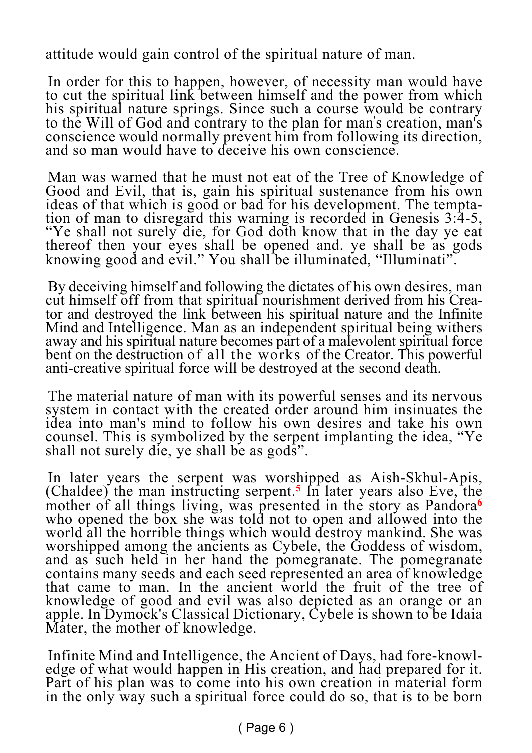attitude would gain control of the spiritual nature of man.

In order for this to happen, however, of necessity man would have to cut the spiritual link between himself and the power from which his spiritual nature springs. Since such a course would be contrary to the Will of God and contrary to the plan for man's creation, man's conscience would normally prevent him from following its direction, and so man would have to deceive his own conscience.

Man was warned that he must not eat of the Tree of Knowledge of Good and Evil, that is, gain his spiritual sustenance from his own ideas of that which is good or bad for his development. The temptation of man to disregard this warning is recorded in Genesis 3:4-5, "Ye shall not surely die, for God doth know that in the day ye eat thereof then your eyes shall be opened and. ye shall be as gods knowing good and evil." You shall be illuminated, "Illuminati".

By deceiving himself and following the dictates of his own desires, man cut himself off from that spiritual nourishment derived from his Creator and destroyed the link between his spiritual nature and the Infinite Mind and Intelligence. Man as an independent spiritual being withers away and his spiritual nature becomes part of a malevolent spiritual force bent on the destruction of all the works of the Creator. This powerful anti-creative spiritual force will be destroyed at the second death.

The material nature of man with its powerful senses and its nervous system in contact with the created order around him insinuates the idea into man's mind to follow his own desires and take his own counsel. This is symbolized by the serpent implanting the idea, "Ye shall not surely die, ye shall be as gods".

In later years the serpent was worshipped as Aish-Skhul-Apis, (Chaldee) the man instructing serpent.[5] In later years also Eve, the mother of all things living, was presented in the story as Pandora[6] who opened the box she was told not to open and allowed into the world all the horrible things which would destroy mankind. She was worshipped among the ancients as Cybele, the Goddess of wisdom, and as such held in her hand the pomegranate. The pomegranate contains many seeds and each seed represented an area of knowledge that came to man. In the ancient world the fruit of the tree of knowledge of good and evil was also depicted as an orange or an apple. In Dymock's Classical Dictionary, Cybele is shown to be Idaia Mater, the mother of knowledge.

Infinite Mind and Intelligence, the Ancient of Days, had fore-knowledge of what would happen in His creation, and had prepared for it. Part of his plan was to come into his own creation in material form in the only way such a spiritual force could do so, that is to be born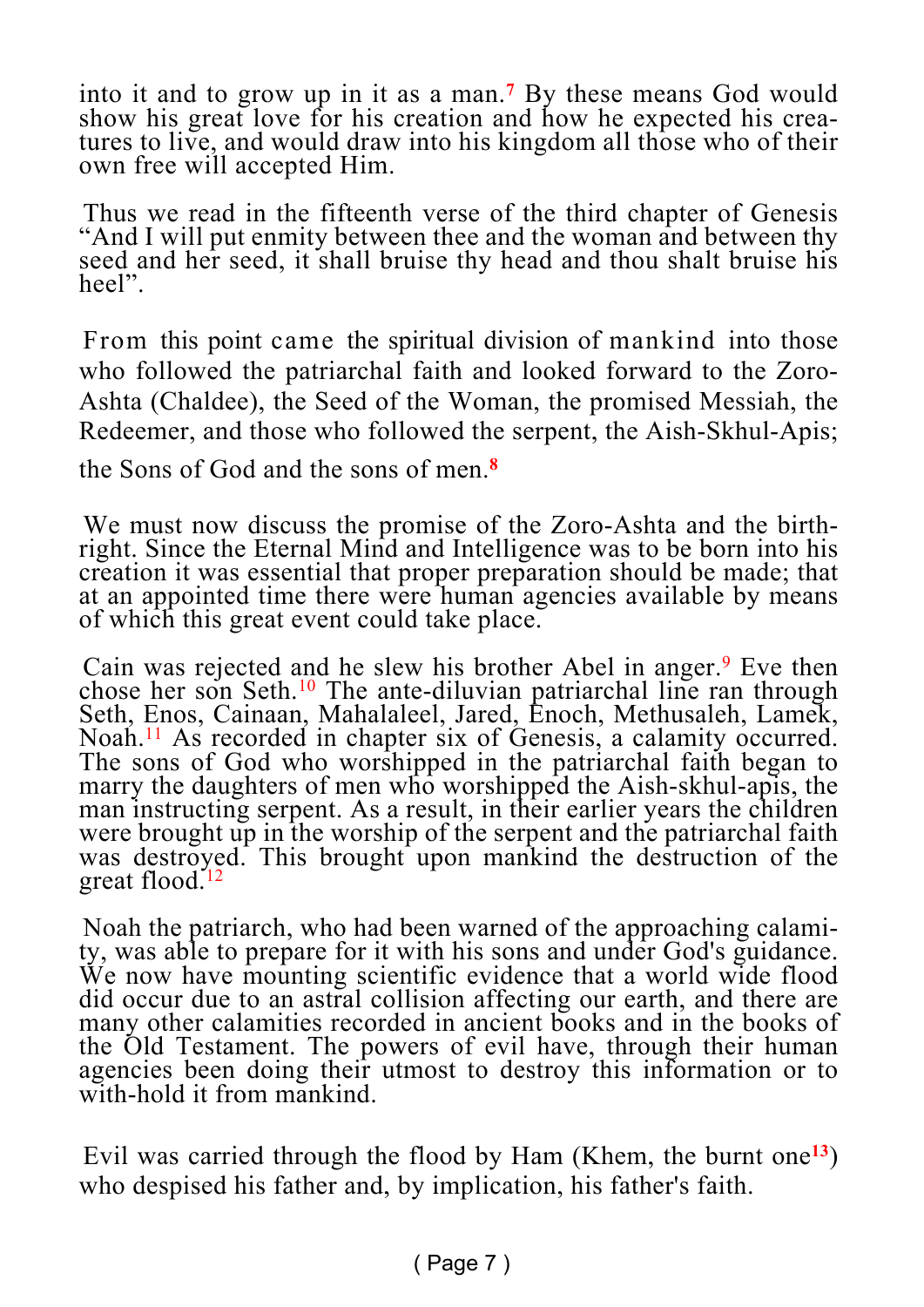into it and to grow up in it as a man.[7] By these means God would show his great love for his creation and how he expected his creatures to live, and would draw into his kingdom all those who of their own free will accepted Him.

Thus we read in the fifteenth verse of the third chapter of Genesis "And I will put enmity between thee and the woman and between thy seed and her seed, it shall bruise thy head and thou shalt bruise his heel".

From this point came the spiritual division of mankind into those who followed the patriarchal faith and looked forward to the Zoro-Ashta (Chaldee), the Seed of the Woman, the promised Messiah, the Redeemer, and those who followed the serpent, the Aish-Skhul-Apis; the Sons of God and the sons of men.[8]

We must now discuss the promise of the Zoro-Ashta and the birthright. Since the Eternal Mind and Intelligence was to be born into his creation it was essential that proper preparation should be made; that at an appointed time there were human agencies available by means of which this great event could take place.

Cain was rejected and he slew his brother Abel in anger.[9] Eve then chose her son Seth.[10] The ante-diluvian patriarchal line ran through Seth, Enos, Cainaan, Mahalaleel, Jared, Enoch, Methusaleh, Lamek, Noah.[11] As recorded in chapter six of Genesis, a calamity occurred. The sons of God who worshipped in the patriarchal faith began to marry the daughters of men who worshipped the Aish-skhul-apis, the man instructing serpent. As a result, in their earlier years the children were brought up in the worship of the serpent and the patriarchal faith was destroyed. This brought upon mankind the destruction of the great flood.[12]

Noah the patriarch, who had been warned of the approaching calamity, was able to prepare for it with his sons and under God's guidance. We now have mounting scientific evidence that a world wide flood did occur due to an astral collision affecting our earth, and there are many other calamities recorded in ancient books and in the books of the Old Testament. The powers of evil have, through their human agencies been doing their utmost to destroy this information or to with-hold it from mankind.

Evil was carried through the flood by Ham (Khem, the burnt one[13]) who despised his father and, by implication, his father's faith.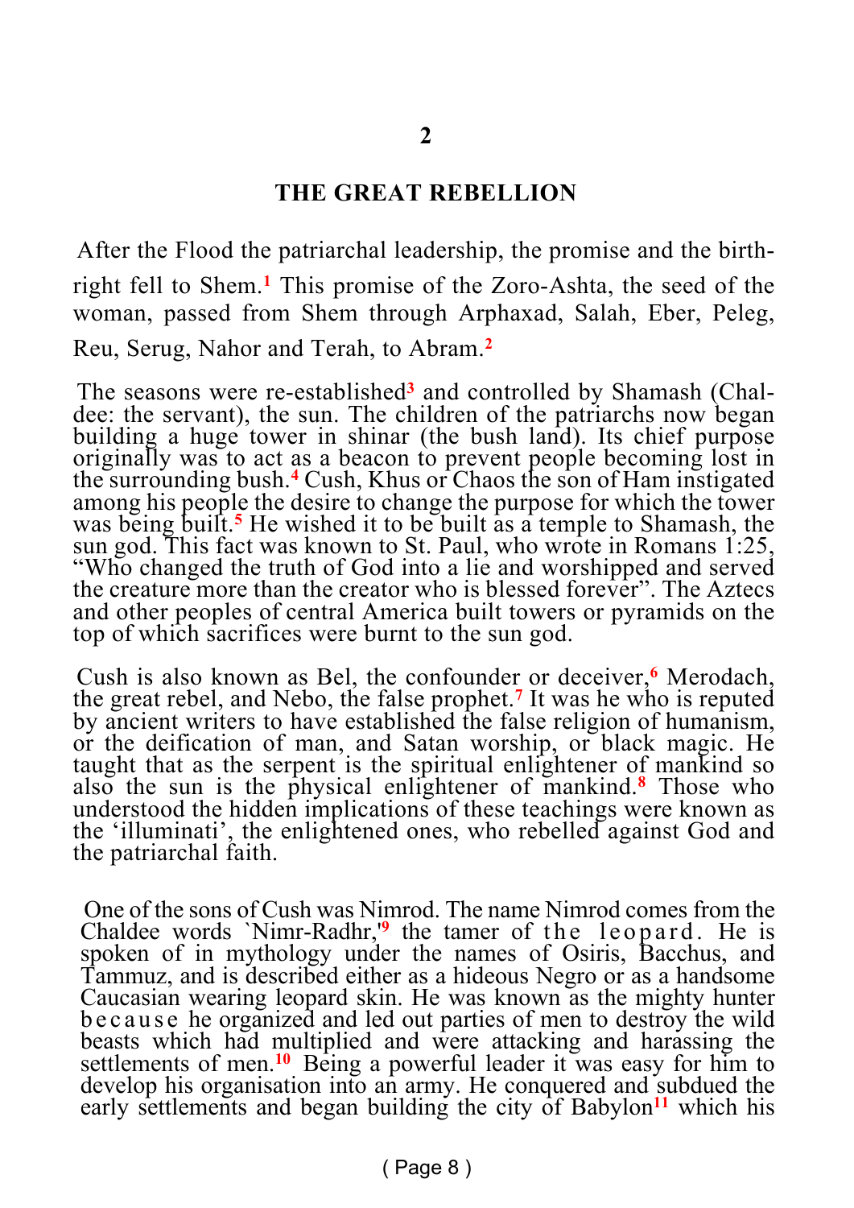# 2

## THE GREAT REBELLION

After the Flood the patriarchal leadership, the promise and the birth-right fell to Shem.[1] This promise of the Zoro-Ashta, the seed of the woman, passed from Shem through Arphaxad, Salah, Eber, Peleg, Reu, Serug, Nahor and Terah, to Abram.[2]

The seasons were re-established[3] and controlled by Shamash (Chaldee: the servant), the sun. The children of the patriarchs now began building a huge tower in shinar (the bush land). Its chief purpose originally was to act as a beacon to prevent people becoming lost in the surrounding bush.[4] Cush, Khus or Chaos the son of Ham instigated among his people the desire to change the purpose for which the tower was being built.[5] He wished it to be built as a temple to Shamash, the sun god. This fact was known to St. Paul, who wrote in Romans 1:25, "Who changed the truth of God into a lie and worshipped and served the creature more than the creator who is blessed forever". The Aztecs and other peoples of central America built towers or pyramids on the top of which sacrifices were burnt to the sun god.

Cush is also known as Bel, the confounder or deceiver,[6] Merodach, the great rebel, and Nebo, the false prophet.[7] It was he who is reputed by ancient writers to have established the false religion of humanism, or the deification of man, and Satan worship, or black magic. He taught that as the serpent is the spiritual enlightener of mankind so also the sun is the physical enlightener of mankind.[8] Those who understood the hidden implications of these teachings were known as the 'illuminati', the enlightened ones, who rebelled against God and the patriarchal faith.

One of the sons of Cush was Nimrod. The name Nimrod comes from the Chaldee words `Nimr-Radhr,'[9] the tamer of the leopard. He is spoken of in mythology under the names of Osiris, Bacchus, and Tammuz, and is described either as a hideous Negro or as a handsome Caucasian wearing leopard skin. He was known as the mighty hunter because he organized and led out parties of men to destroy the wild beasts which had multiplied and were attacking and harassing the settlements of men.[10] Being a powerful leader it was easy for him to develop his organisation into an army. He conquered and subdued the early settlements and began building the city of Babylon[11] which his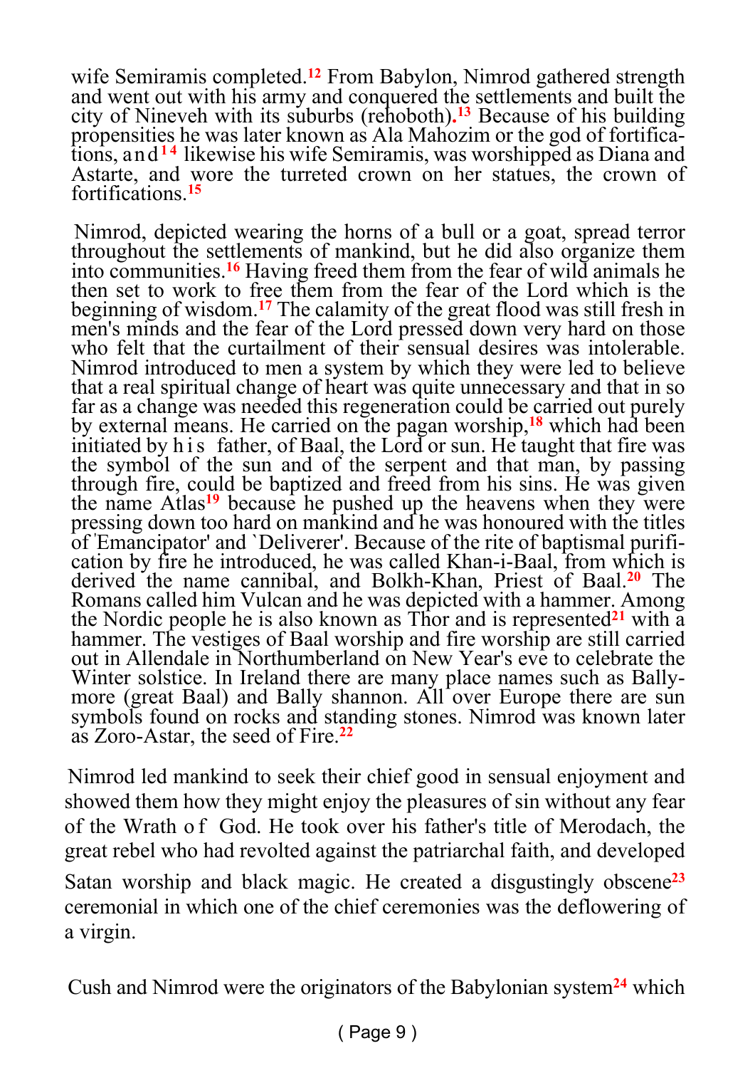wife Semiramis completed.[12] From Babylon, Nimrod gathered strength and went out with his army and conquered the settlements and built the city of Nineveh with its suburbs (rehoboth).[13] Because of his building propensities he was later known as Ala Mahozim or the god of fortifications, and[14] likewise his wife Semiramis, was worshipped as Diana and Astarte, and wore the turreted crown on her statues, the crown of fortifications.[15]

Nimrod, depicted wearing the horns of a bull or a goat, spread terror throughout the settlements of mankind, but he did also organize them into communities.[16] Having freed them from the fear of wild animals he then set to work to free them from the fear of the Lord which is the beginning of wisdom.[17] The calamity of the great flood was still fresh in men's minds and the fear of the Lord pressed down very hard on those who felt that the curtailment of their sensual desires was intolerable. Nimrod introduced to men a system by which they were led to believe that a real spiritual change of heart was quite unnecessary and that in so far as a change was needed this regeneration could be carried out purely by external means. He carried on the pagan worship,[18] which had been initiated by his father, of Baal, the Lord or sun. He taught that fire was the symbol of the sun and of the serpent and that man, by passing through fire, could be baptized and freed from his sins. He was given the name Atlas[19] because he pushed up the heavens when they were pressing down too hard on mankind and he was honoured with the titles of 'Emancipator' and `Deliverer'. Because of the rite of baptismal purification by fire he introduced, he was called Khan-i-Baal, from which is derived the name cannibal, and Bolkh-Khan, Priest of Baal.[20] The Romans called him Vulcan and he was depicted with a hammer. Among the Nordic people he is also known as Thor and is represented[21] with a hammer. The vestiges of Baal worship and fire worship are still carried out in Allendale in Northumberland on New Year's eve to celebrate the Winter solstice. In Ireland there are many place names such as Ballymore (great Baal) and Bally shannon. All over Europe there are sun symbols found on rocks and standing stones. Nimrod was known later as Zoro-Astar, the seed of Fire.[22]

Nimrod led mankind to seek their chief good in sensual enjoyment and showed them how they might enjoy the pleasures of sin without any fear of the Wrath of God. He took over his father's title of Merodach, the great rebel who had revolted against the patriarchal faith, and developed Satan worship and black magic. He created a disgustingly obscene[23] ceremonial in which one of the chief ceremonies was the deflowering of a virgin.

Cush and Nimrod were the originators of the Babylonian system[24] which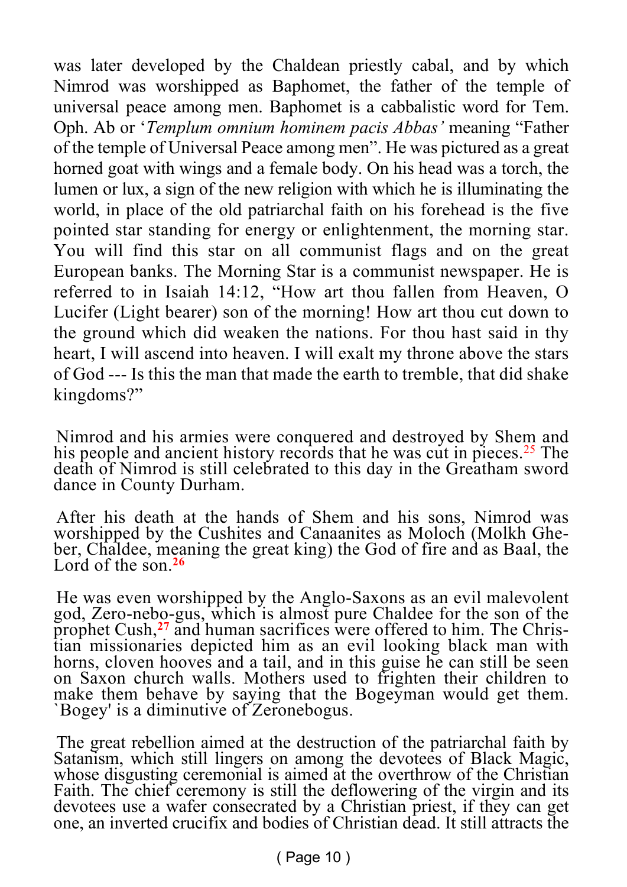was later developed by the Chaldean priestly cabal, and by which Nimrod was worshipped as Baphomet, the father of the temple of universal peace among men. Baphomet is a cabbalistic word for Tem. Oph. Ab or '*Templum omnium hominem pacis Abbas'* meaning "Father of the temple of Universal Peace among men". He was pictured as a great horned goat with wings and a female body. On his head was a torch, the lumen or lux, a sign of the new religion with which he is illuminating the world, in place of the old patriarchal faith on his forehead is the five pointed star standing for energy or enlightenment, the morning star. You will find this star on all communist flags and on the great European banks. The Morning Star is a communist newspaper. He is referred to in Isaiah 14:12, "How art thou fallen from Heaven, O Lucifer (Light bearer) son of the morning! How art thou cut down to the ground which did weaken the nations. For thou hast said in thy heart, I will ascend into heaven. I will exalt my throne above the stars of God --- Is this the man that made the earth to tremble, that did shake kingdoms?"

Nimrod and his armies were conquered and destroyed by Shem and his people and ancient history records that he was cut in pieces.[25] The death of Nimrod is still celebrated to this day in the Greatham sword dance in County Durham.

After his death at the hands of Shem and his sons, Nimrod was worshipped by the Cushites and Canaanites as Moloch (Molkh Gheber, Chaldee, meaning the great king) the God of fire and as Baal, the Lord of the son.[26]

He was even worshipped by the Anglo-Saxons as an evil malevolent god, Zero-nebo-gus, which is almost pure Chaldee for the son of the prophet Cush,[27] and human sacrifices were offered to him. The Christian missionaries depicted him as an evil looking black man with horns, cloven hooves and a tail, and in this guise he can still be seen on Saxon church walls. Mothers used to frighten their children to make them behave by saying that the Bogeyman would get them. `Bogey' is a diminutive of Zeronebogus.

The great rebellion aimed at the destruction of the patriarchal faith by Satanism, which still lingers on among the devotees of Black Magic, whose disgusting ceremonial is aimed at the overthrow of the Christian Faith. The chief ceremony is still the deflowering of the virgin and its devotees use a wafer consecrated by a Christian priest, if they can get one, an inverted crucifix and bodies of Christian dead. It still attracts the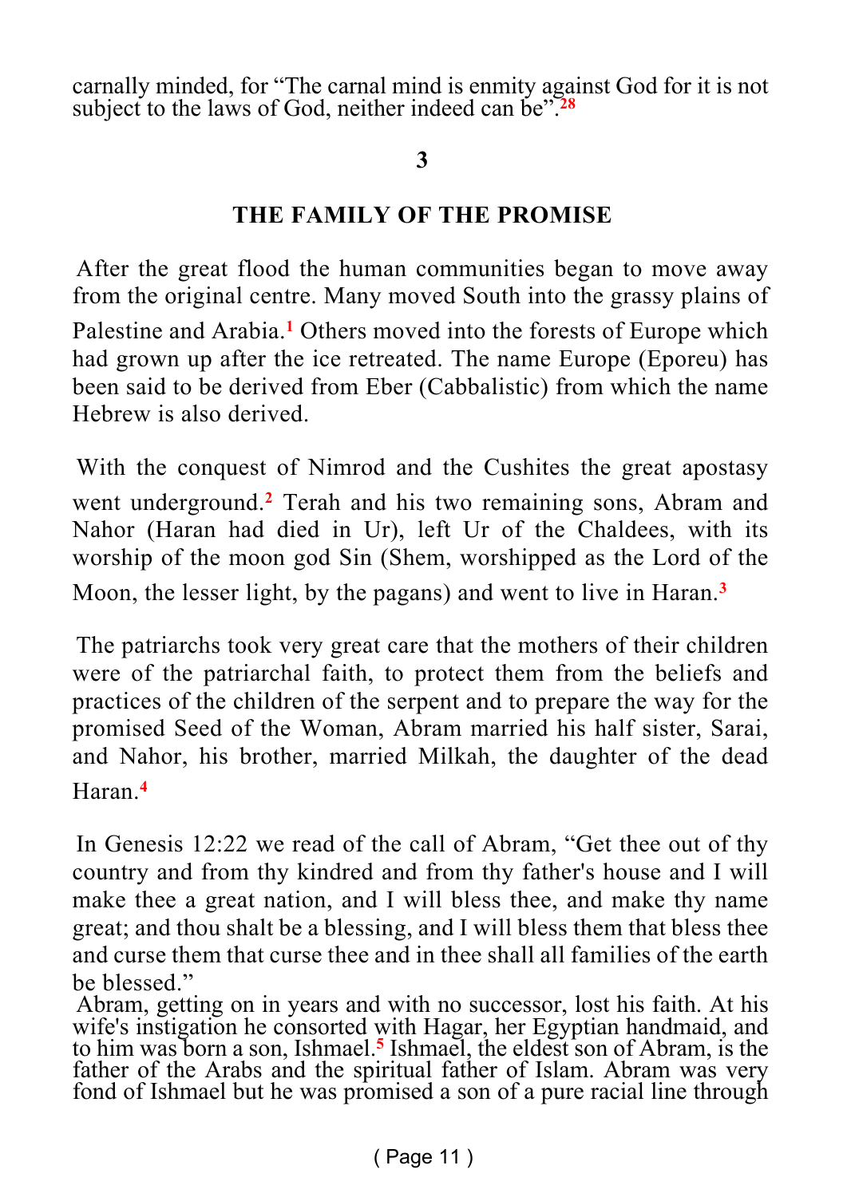carnally minded, for "The carnal mind is enmity against God for it is not subject to the laws of God, neither indeed can be".[28]

## 3

## THE FAMILY OF THE PROMISE

After the great flood the human communities began to move away from the original centre. Many moved South into the grassy plains of Palestine and Arabia.[1] Others moved into the forests of Europe which had grown up after the ice retreated. The name Europe (Eporeu) has been said to be derived from Eber (Cabbalistic) from which the name Hebrew is also derived.

With the conquest of Nimrod and the Cushites the great apostasy went underground.[2] Terah and his two remaining sons, Abram and Nahor (Haran had died in Ur), left Ur of the Chaldees, with its worship of the moon god Sin (Shem, worshipped as the Lord of the Moon, the lesser light, by the pagans) and went to live in Haran.[3]

The patriarchs took very great care that the mothers of their children were of the patriarchal faith, to protect them from the beliefs and practices of the children of the serpent and to prepare the way for the promised Seed of the Woman, Abram married his half sister, Sarai, and Nahor, his brother, married Milkah, the daughter of the dead Haran.[4]

In Genesis 12:22 we read of the call of Abram, "Get thee out of thy country and from thy kindred and from thy father's house and I will make thee a great nation, and I will bless thee, and make thy name great; and thou shalt be a blessing, and I will bless them that bless thee and curse them that curse thee and in thee shall all families of the earth be blessed."

Abram, getting on in years and with no successor, lost his faith. At his wife's instigation he consorted with Hagar, her Egyptian handmaid, and to him was born a son, Ishmael.[5] Ishmael, the eldest son of Abram, is the father of the Arabs and the spiritual father of Islam. Abram was very fond of Ishmael but he was promised a son of a pure racial line through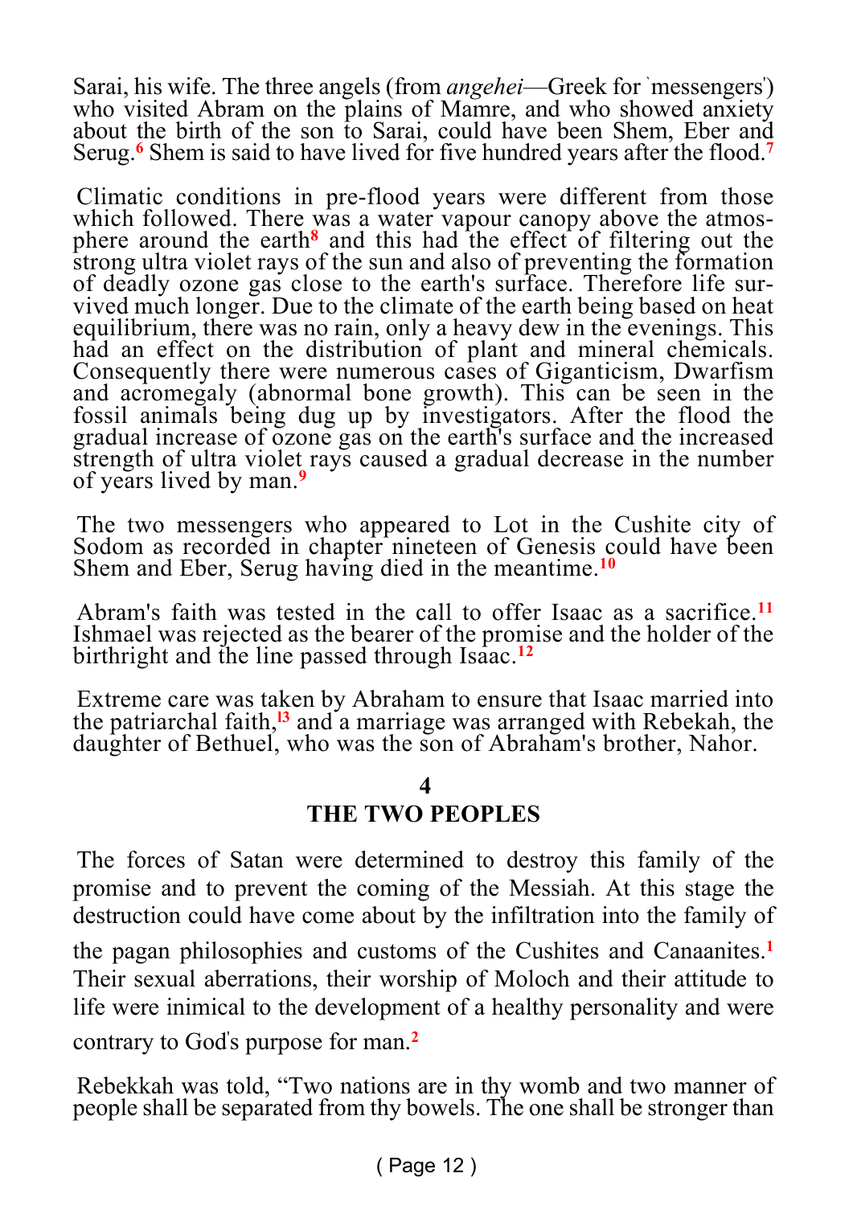Sarai, his wife. The three angels (from *angehei*—Greek for `messengers') who visited Abram on the plains of Mamre, and who showed anxiety about the birth of the son to Sarai, could have been Shem, Eber and Serug.[6] Shem is said to have lived for five hundred years after the flood.[7]

Climatic conditions in pre-flood years were different from those which followed. There was a water vapour canopy above the atmosphere around the earth[8] and this had the effect of filtering out the strong ultra violet rays of the sun and also of preventing the formation of deadly ozone gas close to the earth's surface. Therefore life survived much longer. Due to the climate of the earth being based on heat equilibrium, there was no rain, only a heavy dew in the evenings. This had an effect on the distribution of plant and mineral chemicals. Consequently there were numerous cases of Giganticism, Dwarfism and acromegaly (abnormal bone growth). This can be seen in the fossil animals being dug up by investigators. After the flood the gradual increase of ozone gas on the earth's surface and the increased strength of ultra violet rays caused a gradual decrease in the number of years lived by man.[9]

The two messengers who appeared to Lot in the Cushite city of Sodom as recorded in chapter nineteen of Genesis could have been Shem and Eber, Serug having died in the meantime.[10]

Abram's faith was tested in the call to offer Isaac as a sacrifice.[11] Ishmael was rejected as the bearer of the promise and the holder of the birthright and the line passed through Isaac.[12]

Extreme care was taken by Abraham to ensure that Isaac married into the patriarchal faith,[13] and a marriage was arranged with Rebekah, the daughter of Bethuel, who was the son of Abraham's brother, Nahor.

## 4
## THE TWO PEOPLES

The forces of Satan were determined to destroy this family of the promise and to prevent the coming of the Messiah. At this stage the destruction could have come about by the infiltration into the family of the pagan philosophies and customs of the Cushites and Canaanites.[1] Their sexual aberrations, their worship of Moloch and their attitude to life were inimical to the development of a healthy personality and were contrary to God's purpose for man.[2]

Rebekkah was told, "Two nations are in thy womb and two manner of people shall be separated from thy bowels. The one shall be stronger than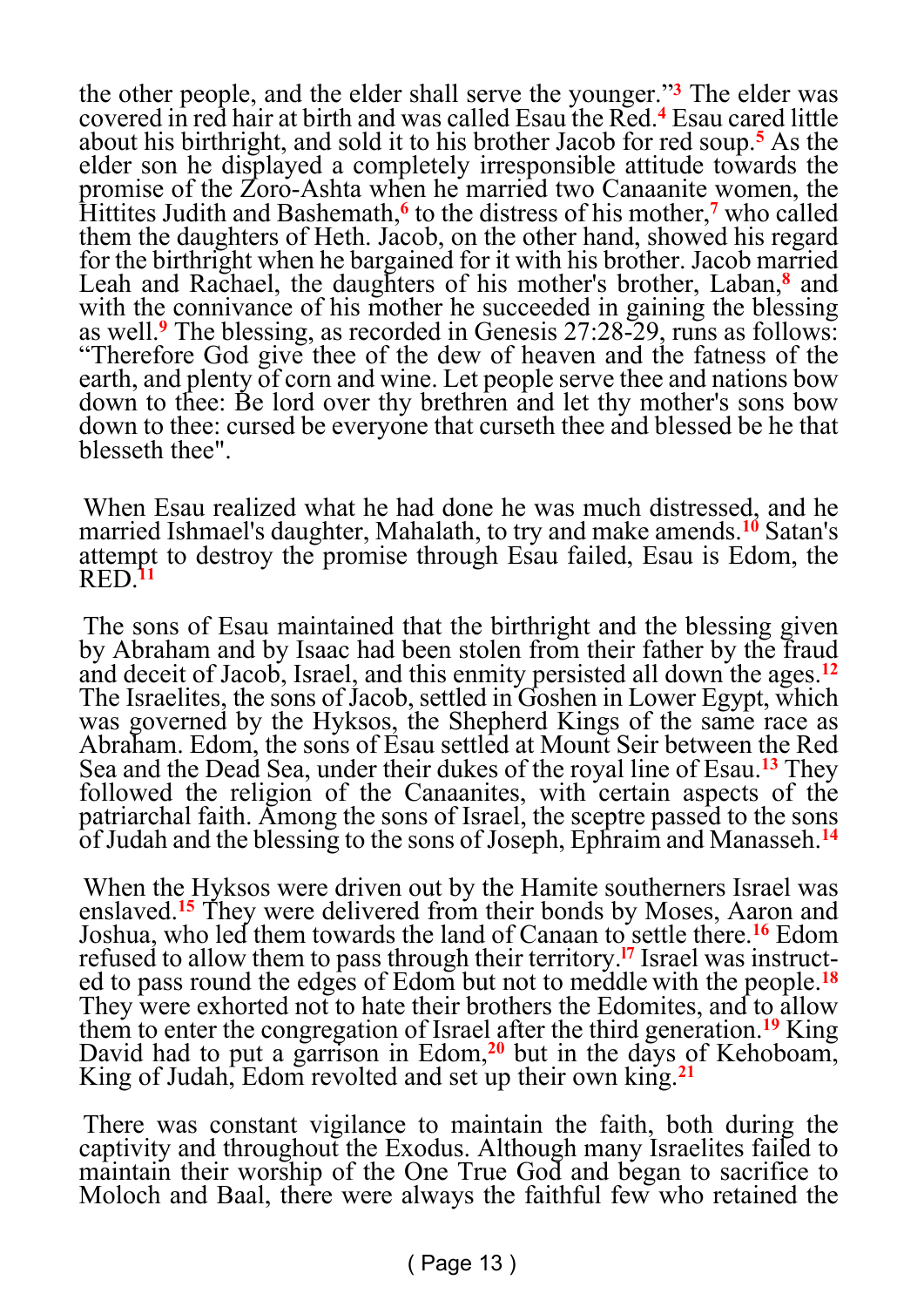the other people, and the elder shall serve the younger."[3] The elder was covered in red hair at birth and was called Esau the Red.[4] Esau cared little about his birthright, and sold it to his brother Jacob for red soup.[5] As the elder son he displayed a completely irresponsible attitude towards the promise of the Zoro-Ashta when he married two Canaanite women, the Hittites Judith and Bashemath,[6] to the distress of his mother,[7] who called them the daughters of Heth. Jacob, on the other hand, showed his regard for the birthright when he bargained for it with his brother. Jacob married Leah and Rachael, the daughters of his mother's brother, Laban,[8] and with the connivance of his mother he succeeded in gaining the blessing as well.[9] The blessing, as recorded in Genesis 27:28-29, runs as follows: "Therefore God give thee of the dew of heaven and the fatness of the earth, and plenty of corn and wine. Let people serve thee and nations bow down to thee: Be lord over thy brethren and let thy mother's sons bow down to thee: cursed be everyone that curseth thee and blessed be he that blesseth thee".

When Esau realized what he had done he was much distressed, and he married Ishmael's daughter, Mahalath, to try and make amends.[10] Satan's attempt to destroy the promise through Esau failed, Esau is Edom, the RED.[11]

The sons of Esau maintained that the birthright and the blessing given by Abraham and by Isaac had been stolen from their father by the fraud and deceit of Jacob, Israel, and this enmity persisted all down the ages.[12] The Israelites, the sons of Jacob, settled in Goshen in Lower Egypt, which was governed by the Hyksos, the Shepherd Kings of the same race as Abraham. Edom, the sons of Esau settled at Mount Seir between the Red Sea and the Dead Sea, under their dukes of the royal line of Esau.[13] They followed the religion of the Canaanites, with certain aspects of the patriarchal faith. Among the sons of Israel, the sceptre passed to the sons of Judah and the blessing to the sons of Joseph, Ephraim and Manasseh.[14]

When the Hyksos were driven out by the Hamite southerners Israel was enslaved.[15] They were delivered from their bonds by Moses, Aaron and Joshua, who led them towards the land of Canaan to settle there.[16] Edom refused to allow them to pass through their territory.[17] Israel was instructed to pass round the edges of Edom but not to meddle with the people.[18] They were exhorted not to hate their brothers the Edomites, and to allow them to enter the congregation of Israel after the third generation.[19] King David had to put a garrison in Edom,[20] but in the days of Kehoboam, King of Judah, Edom revolted and set up their own king.[21]

There was constant vigilance to maintain the faith, both during the captivity and throughout the Exodus. Although many Israelites failed to maintain their worship of the One True God and began to sacrifice to Moloch and Baal, there were always the faithful few who retained the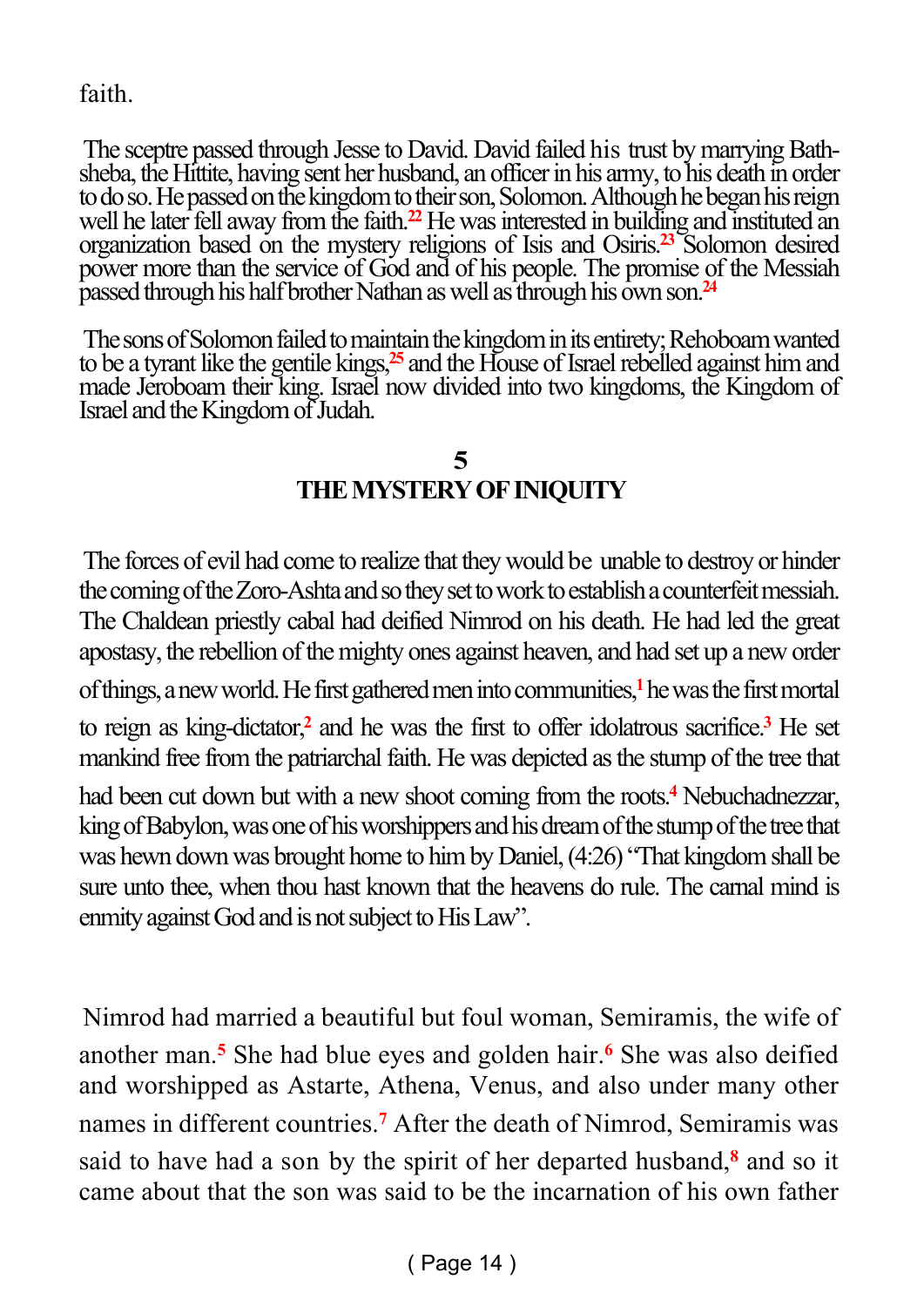faith.

The sceptre passed through Jesse to David. David failed his trust by marrying Bath-sheba, the Hittite, having sent her husband, an officer in his army, to his death in order to do so. He passed on the kingdom to their son, Solomon. Although he began his reign well he later fell away from the faith.[22] He was interested in building and instituted an organization based on the mystery religions of Isis and Osiris.[23] Solomon desired power more than the service of God and of his people. The promise of the Messiah passed through his half brother Nathan as well as through his own son.[24]

The sons of Solomon failed to maintain the kingdom in its entirety; Rehoboam wanted to be a tyrant like the gentile kings,[25] and the House of Israel rebelled against him and made Jeroboam their king. Israel now divided into two kingdoms, the Kingdom of Israel and the Kingdom of Judah.

## 5
## THE MYSTERY OF INIQUITY

The forces of evil had come to realize that they would be unable to destroy or hinder the coming of the Zoro-Ashta and so they set to work to establish a counterfeit messiah. The Chaldean priestly cabal had deified Nimrod on his death. He had led the great apostasy, the rebellion of the mighty ones against heaven, and had set up a new order of things, a new world. He first gathered men into communities,[1] he was the first mortal to reign as king-dictator,[2] and he was the first to offer idolatrous sacrifice.[3] He set mankind free from the patriarchal faith. He was depicted as the stump of the tree that had been cut down but with a new shoot coming from the roots.[4] Nebuchadnezzar, king of Babylon, was one of his worshippers and his dream of the stump of the tree that was hewn down was brought home to him by Daniel, (4:26) "That kingdom shall be sure unto thee, when thou hast known that the heavens do rule. The carnal mind is enmity against God and is not subject to His Law".

Nimrod had married a beautiful but foul woman, Semiramis, the wife of another man.[5] She had blue eyes and golden hair.[6] She was also deified and worshipped as Astarte, Athena, Venus, and also under many other names in different countries.[7] After the death of Nimrod, Semiramis was said to have had a son by the spirit of her departed husband,[8] and so it came about that the son was said to be the incarnation of his own father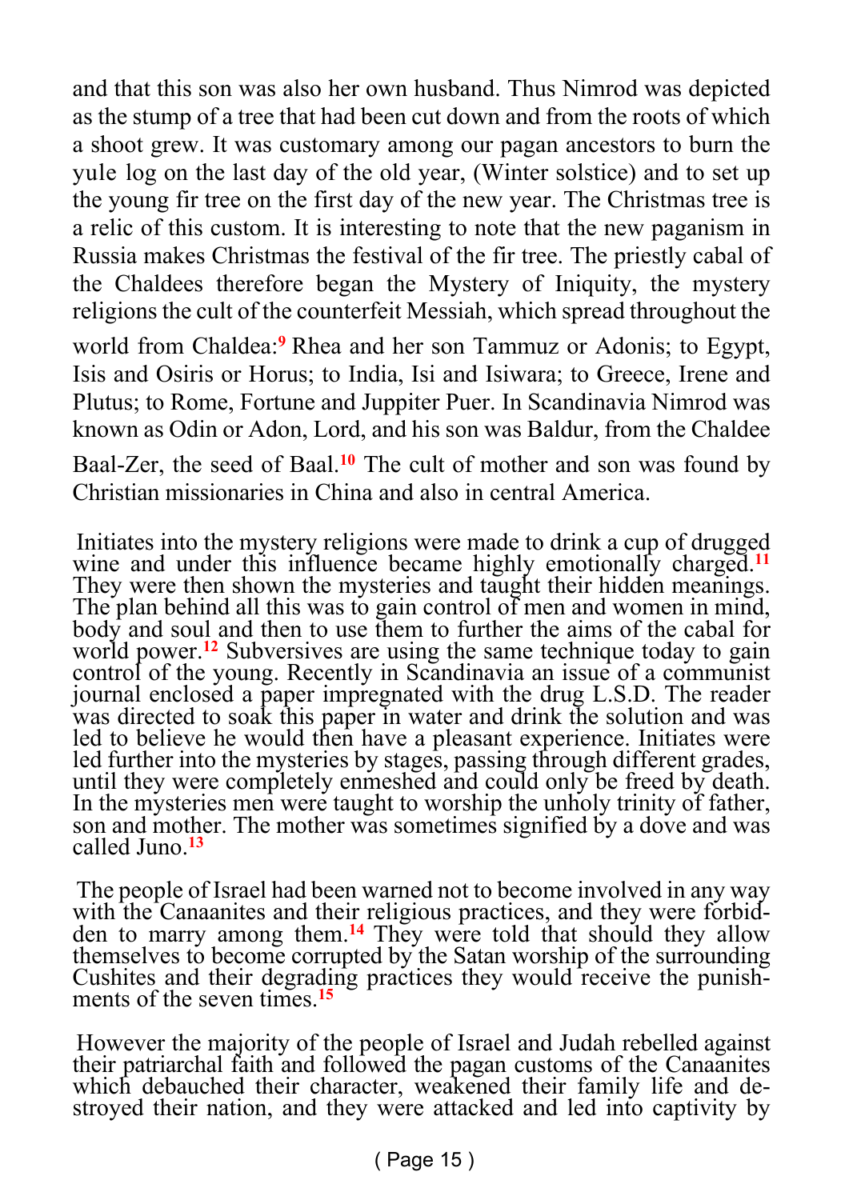and that this son was also her own husband. Thus Nimrod was depicted as the stump of a tree that had been cut down and from the roots of which a shoot grew. It was customary among our pagan ancestors to burn the yule log on the last day of the old year, (Winter solstice) and to set up the young fir tree on the first day of the new year. The Christmas tree is a relic of this custom. It is interesting to note that the new paganism in Russia makes Christmas the festival of the fir tree. The priestly cabal of the Chaldees therefore began the Mystery of Iniquity, the mystery religions the cult of the counterfeit Messiah, which spread throughout the world from Chaldea:[9] Rhea and her son Tammuz or Adonis; to Egypt, Isis and Osiris or Horus; to India, Isi and Isiwara; to Greece, Irene and Plutus; to Rome, Fortune and Juppiter Puer. In Scandinavia Nimrod was known as Odin or Adon, Lord, and his son was Baldur, from the Chaldee Baal-Zer, the seed of Baal.[10] The cult of mother and son was found by Christian missionaries in China and also in central America.

Initiates into the mystery religions were made to drink a cup of drugged wine and under this influence became highly emotionally charged.[11] They were then shown the mysteries and taught their hidden meanings. The plan behind all this was to gain control of men and women in mind, body and soul and then to use them to further the aims of the cabal for world power.[12] Subversives are using the same technique today to gain control of the young. Recently in Scandinavia an issue of a communist journal enclosed a paper impregnated with the drug L.S.D. The reader was directed to soak this paper in water and drink the solution and was led to believe he would then have a pleasant experience. Initiates were led further into the mysteries by stages, passing through different grades, until they were completely enmeshed and could only be freed by death. In the mysteries men were taught to worship the unholy trinity of father, son and mother. The mother was sometimes signified by a dove and was called Juno.[13]

The people of Israel had been warned not to become involved in any way with the Canaanites and their religious practices, and they were forbidden to marry among them.[14] They were told that should they allow themselves to become corrupted by the Satan worship of the surrounding Cushites and their degrading practices they would receive the punishments of the seven times.[15]

However the majority of the people of Israel and Judah rebelled against their patriarchal faith and followed the pagan customs of the Canaanites which debauched their character, weakened their family life and destroyed their nation, and they were attacked and led into captivity by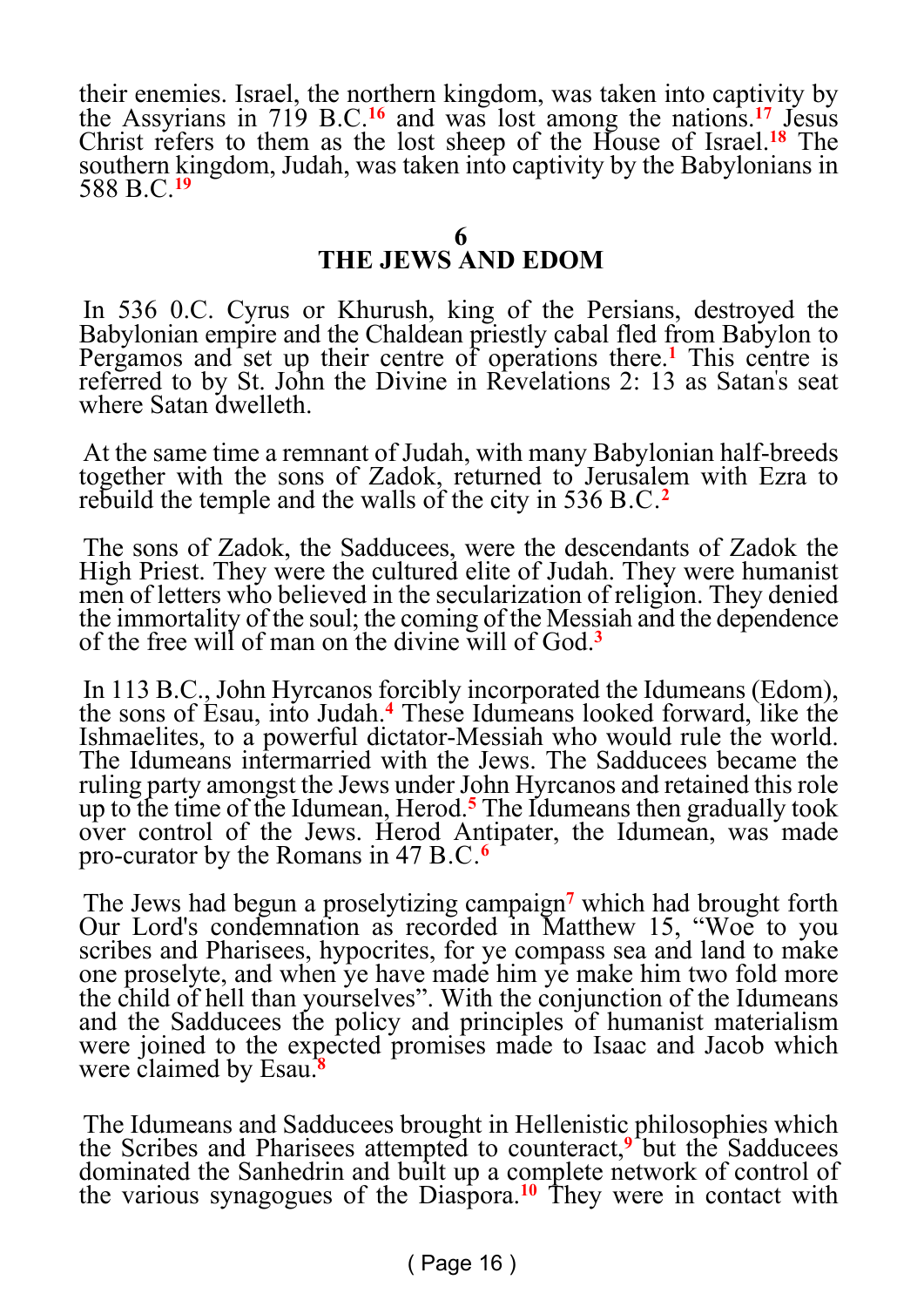their enemies. Israel, the northern kingdom, was taken into captivity by the Assyrians in 719 B.C.[16] and was lost among the nations.[17] Jesus Christ refers to them as the lost sheep of the House of Israel.[18] The southern kingdom, Judah, was taken into captivity by the Babylonians in 588 B.C.[19]

## 6
## THE JEWS AND EDOM

In 536 0.C. Cyrus or Khurush, king of the Persians, destroyed the Babylonian empire and the Chaldean priestly cabal fled from Babylon to Pergamos and set up their centre of operations there.[1] This centre is referred to by St. John the Divine in Revelations 2: 13 as Satan's seat where Satan dwelleth.

At the same time a remnant of Judah, with many Babylonian half-breeds together with the sons of Zadok, returned to Jerusalem with Ezra to rebuild the temple and the walls of the city in 536 B.C.[2]

The sons of Zadok, the Sadducees, were the descendants of Zadok the High Priest. They were the cultured elite of Judah. They were humanist men of letters who believed in the secularization of religion. They denied the immortality of the soul; the coming of the Messiah and the dependence of the free will of man on the divine will of God.[3]

In 113 B.C., John Hyrcanos forcibly incorporated the Idumeans (Edom), the sons of Esau, into Judah.[4] These Idumeans looked forward, like the Ishmaelites, to a powerful dictator-Messiah who would rule the world. The Idumeans intermarried with the Jews. The Sadducees became the ruling party amongst the Jews under John Hyrcanos and retained this role up to the time of the Idumean, Herod.[5] The Idumeans then gradually took over control of the Jews. Herod Antipater, the Idumean, was made pro-curator by the Romans in 47 B.C.[6]

The Jews had begun a proselytizing campaign[7] which had brought forth Our Lord's condemnation as recorded in Matthew 15, "Woe to you scribes and Pharisees, hypocrites, for ye compass sea and land to make one proselyte, and when ye have made him ye make him two fold more the child of hell than yourselves". With the conjunction of the Idumeans and the Sadducees the policy and principles of humanist materialism were joined to the expected promises made to Isaac and Jacob which were claimed by Esau.[8]

The Idumeans and Sadducees brought in Hellenistic philosophies which the Scribes and Pharisees attempted to counteract,[9] but the Sadducees dominated the Sanhedrin and built up a complete network of control of the various synagogues of the Diaspora.[10] They were in contact with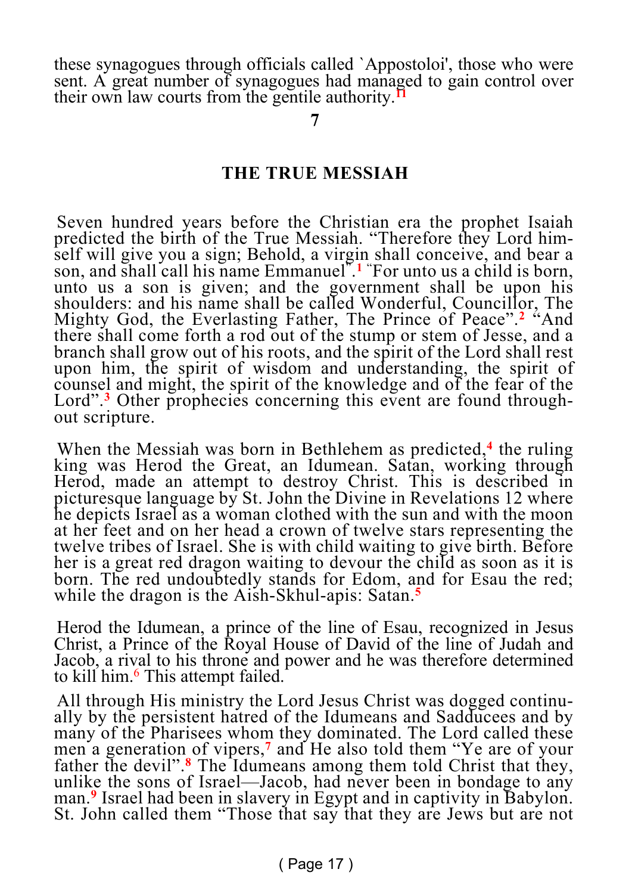these synagogues through officials called `Appostoloi', those who were sent. A great number of synagogues had managed to gain control over their own law courts from the gentile authority.[11]

## 7

## THE TRUE MESSIAH

Seven hundred years before the Christian era the prophet Isaiah predicted the birth of the True Messiah. "Therefore they Lord himself will give you a sign; Behold, a virgin shall conceive, and bear a son, and shall call his name Emmanuel".[1] "For unto us a child is born, unto us a son is given; and the government shall be upon his shoulders: and his name shall be called Wonderful, Councillor, The Mighty God, the Everlasting Father, The Prince of Peace".[2] "And there shall come forth a rod out of the stump or stem of Jesse, and a branch shall grow out of his roots, and the spirit of the Lord shall rest upon him, the spirit of wisdom and understanding, the spirit of counsel and might, the spirit of the knowledge and of the fear of the Lord".[3] Other prophecies concerning this event are found throughout scripture.

When the Messiah was born in Bethlehem as predicted,[4] the ruling king was Herod the Great, an Idumean. Satan, working through Herod, made an attempt to destroy Christ. This is described in picturesque language by St. John the Divine in Revelations 12 where he depicts Israel as a woman clothed with the sun and with the moon at her feet and on her head a crown of twelve stars representing the twelve tribes of Israel. She is with child waiting to give birth. Before her is a great red dragon waiting to devour the child as soon as it is born. The red undoubtedly stands for Edom, and for Esau the red; while the dragon is the Aish-Skhul-apis: Satan.[5]

Herod the Idumean, a prince of the line of Esau, recognized in Jesus Christ, a Prince of the Royal House of David of the line of Judah and Jacob, a rival to his throne and power and he was therefore determined to kill him.[6] This attempt failed.

All through His ministry the Lord Jesus Christ was dogged continually by the persistent hatred of the Idumeans and Sadducees and by many of the Pharisees whom they dominated. The Lord called these men a generation of vipers,[7] and He also told them "Ye are of your father the devil".[8] The Idumeans among them told Christ that they, unlike the sons of Israel—Jacob, had never been in bondage to any man.[9] Israel had been in slavery in Egypt and in captivity in Babylon. St. John called them "Those that say that they are Jews but are not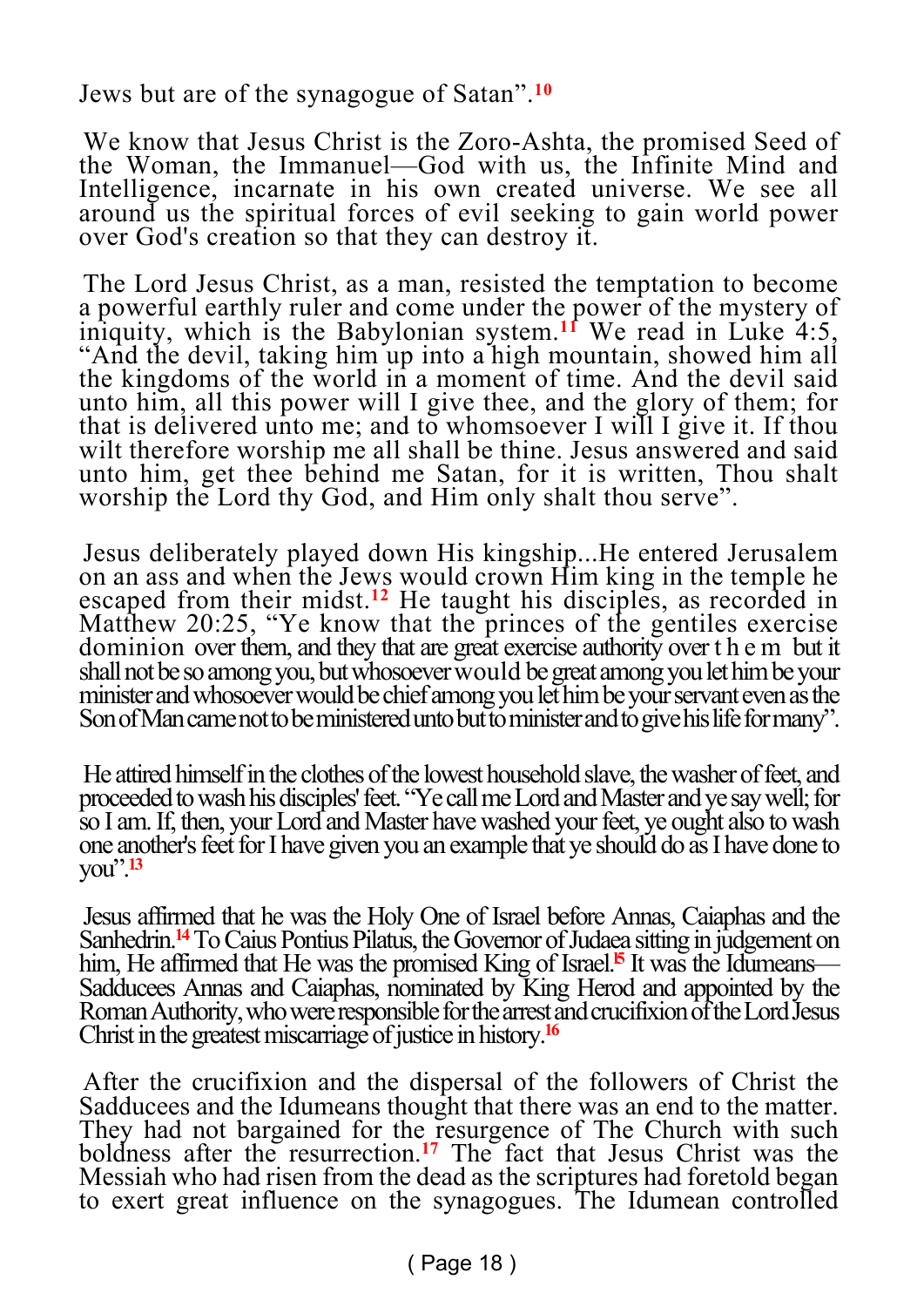Jews but are of the synagogue of Satan”.[10]

We know that Jesus Christ is the Zoro-Ashta, the promised Seed of the Woman, the Immanuel—God with us, the Infinite Mind and Intelligence, incarnate in his own created universe. We see all around us the spiritual forces of evil seeking to gain world power over God's creation so that they can destroy it.

The Lord Jesus Christ, as a man, resisted the temptation to become a powerful earthly ruler and come under the power of the mystery of iniquity, which is the Babylonian system.[11] We read in Luke 4:5, “And the devil, taking him up into a high mountain, showed him all the kingdoms of the world in a moment of time. And the devil said unto him, all this power will I give thee, and the glory of them; for that is delivered unto me; and to whomsoever I will I give it. If thou wilt therefore worship me all shall be thine. Jesus answered and said unto him, get thee behind me Satan, for it is written, Thou shalt worship the Lord thy God, and Him only shalt thou serve”.

Jesus deliberately played down His kingship...He entered Jerusalem on an ass and when the Jews would crown Him king in the temple he escaped from their midst.[12] He taught his disciples, as recorded in Matthew 20:25, “Ye know that the princes of the gentiles exercise dominion over them, and they that are great exercise authority over them but it shall not be so among you, but whosoever would be great among you let him be your minister and whosoever would be chief among you let him be your servant even as the Son of Man came not to be ministered unto but to minister and to give his life for many”.

He attired himself in the clothes of the lowest household slave, the washer of feet, and proceeded to wash his disciples' feet. “Ye call me Lord and Master and ye say well; for so I am. If, then, your Lord and Master have washed your feet, ye ought also to wash one another's feet for I have given you an example that ye should do as I have done to you”.[13]

Jesus affirmed that he was the Holy One of Israel before Annas, Caiaphas and the Sanhedrin.[14] To Caius Pontius Pilatus, the Governor of Judaea sitting in judgement on him, He affirmed that He was the promised King of Israel.[15] It was the Idumeans—Sadducees Annas and Caiaphas, nominated by King Herod and appointed by the Roman Authority, who were responsible for the arrest and crucifixion of the Lord Jesus Christ in the greatest miscarriage of justice in history.[16]

After the crucifixion and the dispersal of the followers of Christ the Sadducees and the Idumeans thought that there was an end to the matter. They had not bargained for the resurgence of The Church with such boldness after the resurrection.[17] The fact that Jesus Christ was the Messiah who had risen from the dead as the scriptures had foretold began to exert great influence on the synagogues. The Idumean controlled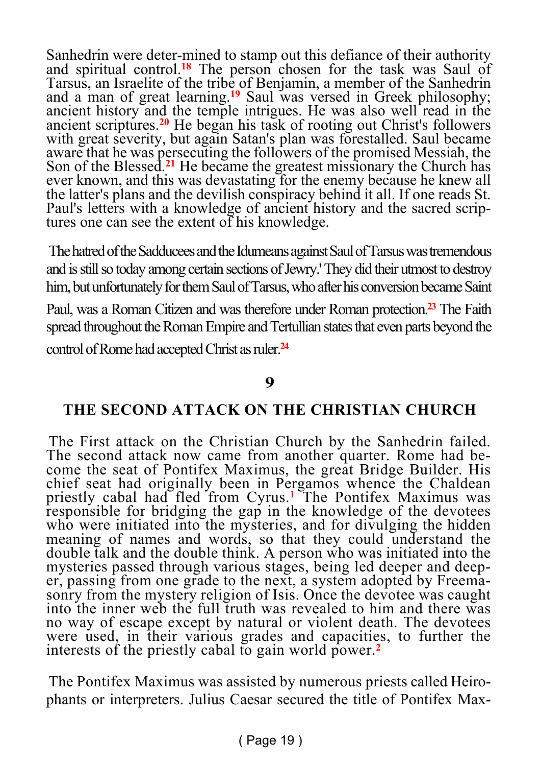Sanhedrin were deter-mined to stamp out this defiance of their authority and spiritual control.[18] The person chosen for the task was Saul of Tarsus, an Israelite of the tribe of Benjamin, a member of the Sanhedrin and a man of great learning.[19] Saul was versed in Greek philosophy; ancient history and the temple intrigues. He was also well read in the ancient scriptures.[20] He began his task of rooting out Christ's followers with great severity, but again Satan's plan was forestalled. Saul became aware that he was persecuting the followers of the promised Messiah, the Son of the Blessed.[21] He became the greatest missionary the Church has ever known, and this was devastating for the enemy because he knew all the latter's plans and the devilish conspiracy behind it all. If one reads St. Paul's letters with a knowledge of ancient history and the sacred scriptures one can see the extent of his knowledge.

The hatred of the Sadducees and the Idumeans against Saul of Tarsus was tremendous and is still so today among certain sections of Jewry.' They did their utmost to destroy him, but unfortunately for them Saul of Tarsus, who after his conversion became Saint Paul, was a Roman Citizen and was therefore under Roman protection.[23] The Faith spread throughout the Roman Empire and Tertullian states that even parts beyond the control of Rome had accepted Christ as ruler.[24]

## 9

## THE SECOND ATTACK ON THE CHRISTIAN CHURCH

The First attack on the Christian Church by the Sanhedrin failed. The second attack now came from another quarter. Rome had become the seat of Pontifex Maximus, the great Bridge Builder. His chief seat had originally been in Pergamos whence the Chaldean priestly cabal had fled from Cyrus.[1] The Pontifex Maximus was responsible for bridging the gap in the knowledge of the devotees who were initiated into the mysteries, and for divulging the hidden meaning of names and words, so that they could understand the double talk and the double think. A person who was initiated into the mysteries passed through various stages, being led deeper and deeper, passing from one grade to the next, a system adopted by Freemasonry from the mystery religion of Isis. Once the devotee was caught into the inner web the full truth was revealed to him and there was no way of escape except by natural or violent death. The devotees were used, in their various grades and capacities, to further the interests of the priestly cabal to gain world power.[2]

The Pontifex Maximus was assisted by numerous priests called Heirophants or interpreters. Julius Caesar secured the title of Pontifex Max-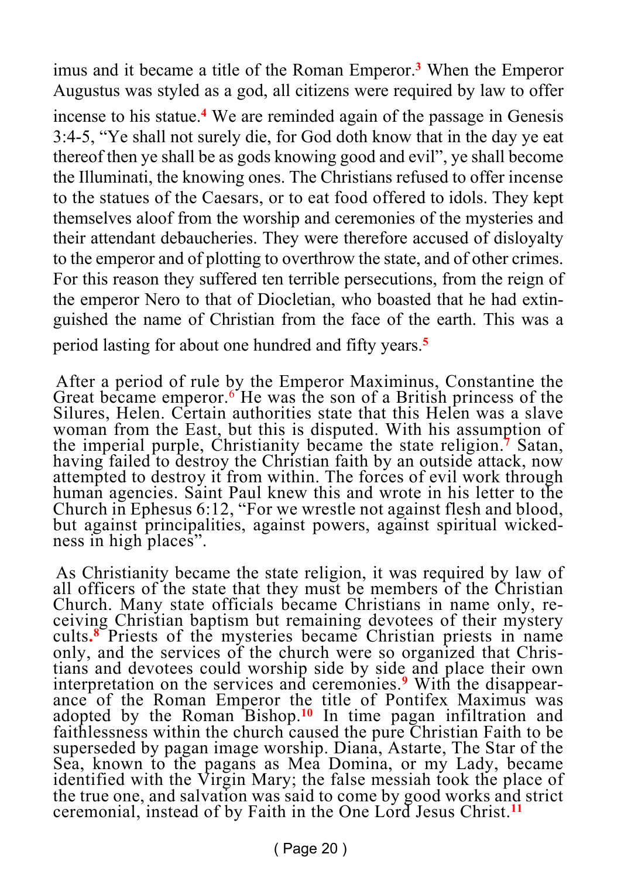imus and it became a title of the Roman Emperor.[3] When the Emperor Augustus was styled as a god, all citizens were required by law to offer incense to his statue.[4] We are reminded again of the passage in Genesis 3:4-5, "Ye shall not surely die, for God doth know that in the day ye eat thereof then ye shall be as gods knowing good and evil", ye shall become the Illuminati, the knowing ones. The Christians refused to offer incense to the statues of the Caesars, or to eat food offered to idols. They kept themselves aloof from the worship and ceremonies of the mysteries and their attendant debaucheries. They were therefore accused of disloyalty to the emperor and of plotting to overthrow the state, and of other crimes. For this reason they suffered ten terrible persecutions, from the reign of the emperor Nero to that of Diocletian, who boasted that he had extinguished the name of Christian from the face of the earth. This was a period lasting for about one hundred and fifty years.[5]

After a period of rule by the Emperor Maximinus, Constantine the Great became emperor.[6] He was the son of a British princess of the Silures, Helen. Certain authorities state that this Helen was a slave woman from the East, but this is disputed. With his assumption of the imperial purple, Christianity became the state religion.[7] Satan, having failed to destroy the Christian faith by an outside attack, now attempted to destroy it from within. The forces of evil work through human agencies. Saint Paul knew this and wrote in his letter to the Church in Ephesus 6:12, "For we wrestle not against flesh and blood, but against principalities, against powers, against spiritual wickedness in high places".

As Christianity became the state religion, it was required by law of all officers of the state that they must be members of the Christian Church. Many state officials became Christians in name only, receiving Christian baptism but remaining devotees of their mystery cults.[8] Priests of the mysteries became Christian priests in name only, and the services of the church were so organized that Christians and devotees could worship side by side and place their own interpretation on the services and ceremonies.[9] With the disappearance of the Roman Emperor the title of Pontifex Maximus was adopted by the Roman Bishop.[10] In time pagan infiltration and faithlessness within the church caused the pure Christian Faith to be superseded by pagan image worship. Diana, Astarte, The Star of the Sea, known to the pagans as Mea Domina, or my Lady, became identified with the Virgin Mary; the false messiah took the place of the true one, and salvation was said to come by good works and strict ceremonial, instead of by Faith in the One Lord Jesus Christ.[11]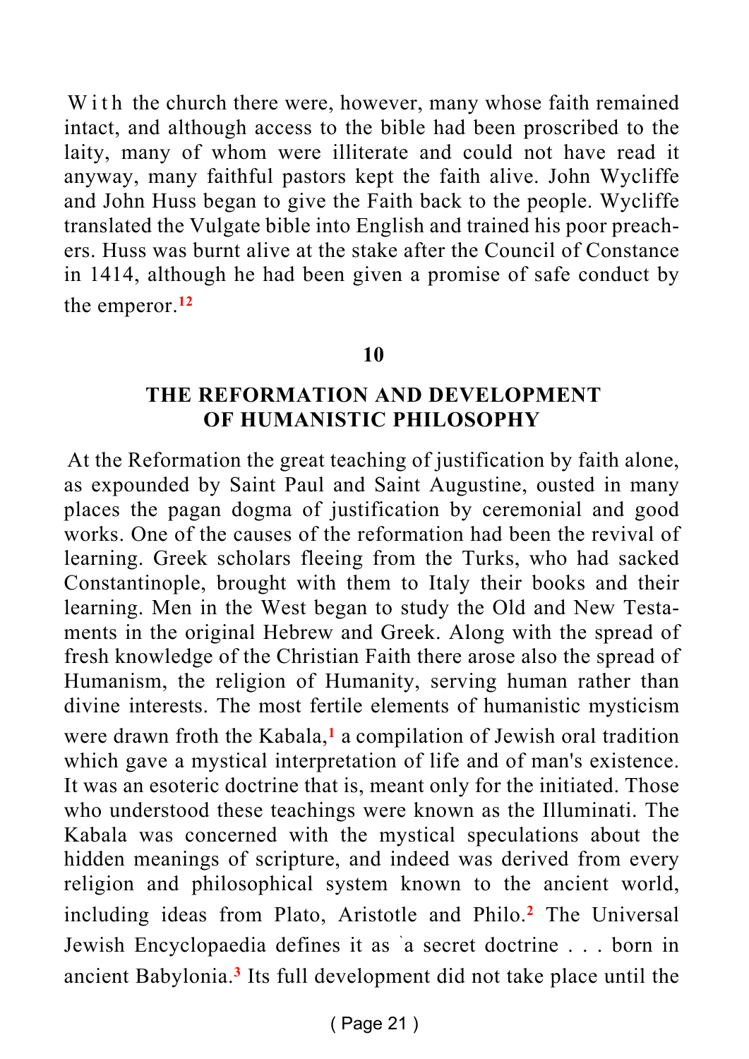With the church there were, however, many whose faith remained intact, and although access to the bible had been proscribed to the laity, many of whom were illiterate and could not have read it anyway, many faithful pastors kept the faith alive. John Wycliffe and John Huss began to give the Faith back to the people. Wycliffe translated the Vulgate bible into English and trained his poor preachers. Huss was burnt alive at the stake after the Council of Constance in 1414, although he had been given a promise of safe conduct by the emperor.[12]

## 10

## THE REFORMATION AND DEVELOPMENT OF HUMANISTIC PHILOSOPHY

At the Reformation the great teaching of justification by faith alone, as expounded by Saint Paul and Saint Augustine, ousted in many places the pagan dogma of justification by ceremonial and good works. One of the causes of the reformation had been the revival of learning. Greek scholars fleeing from the Turks, who had sacked Constantinople, brought with them to Italy their books and their learning. Men in the West began to study the Old and New Testaments in the original Hebrew and Greek. Along with the spread of fresh knowledge of the Christian Faith there arose also the spread of Humanism, the religion of Humanity, serving human rather than divine interests. The most fertile elements of humanistic mysticism were drawn froth the Kabala,[1] a compilation of Jewish oral tradition which gave a mystical interpretation of life and of man's existence. It was an esoteric doctrine that is, meant only for the initiated. Those who understood these teachings were known as the Illuminati. The Kabala was concerned with the mystical speculations about the hidden meanings of scripture, and indeed was derived from every religion and philosophical system known to the ancient world, including ideas from Plato, Aristotle and Philo.[2] The Universal Jewish Encyclopaedia defines it as `a secret doctrine . . . born in ancient Babylonia.[3] Its full development did not take place until the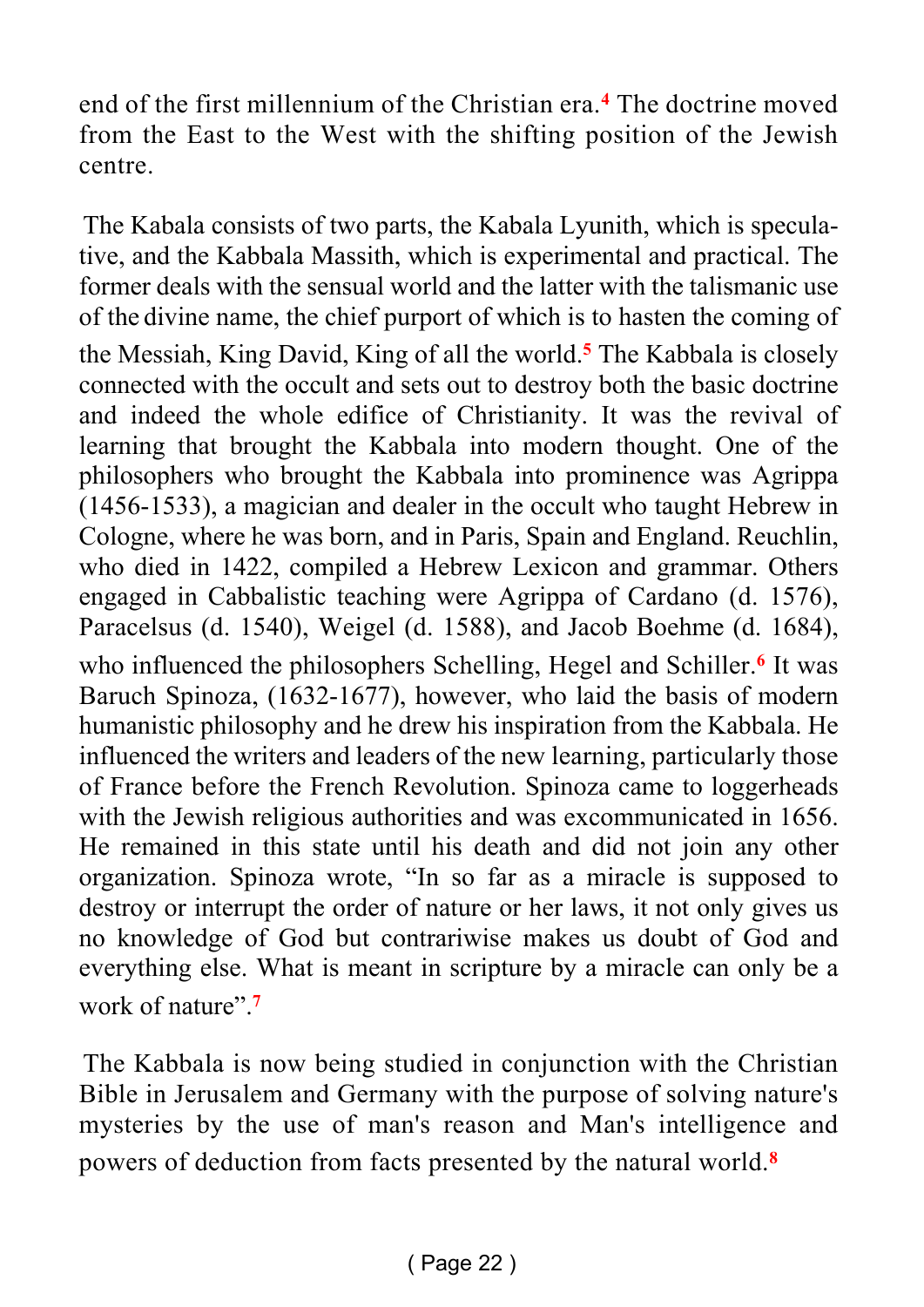end of the first millennium of the Christian era.[4] The doctrine moved from the East to the West with the shifting position of the Jewish centre.

The Kabala consists of two parts, the Kabala Lyunith, which is speculative, and the Kabbala Massith, which is experimental and practical. The former deals with the sensual world and the latter with the talismanic use of the divine name, the chief purport of which is to hasten the coming of the Messiah, King David, King of all the world.[5] The Kabbala is closely connected with the occult and sets out to destroy both the basic doctrine and indeed the whole edifice of Christianity. It was the revival of learning that brought the Kabbala into modern thought. One of the philosophers who brought the Kabbala into prominence was Agrippa (1456-1533), a magician and dealer in the occult who taught Hebrew in Cologne, where he was born, and in Paris, Spain and England. Reuchlin, who died in 1422, compiled a Hebrew Lexicon and grammar. Others engaged in Cabbalistic teaching were Agrippa of Cardano (d. 1576), Paracelsus (d. 1540), Weigel (d. 1588), and Jacob Boehme (d. 1684), who influenced the philosophers Schelling, Hegel and Schiller.[6] It was Baruch Spinoza, (1632-1677), however, who laid the basis of modern humanistic philosophy and he drew his inspiration from the Kabbala. He influenced the writers and leaders of the new learning, particularly those of France before the French Revolution. Spinoza came to loggerheads with the Jewish religious authorities and was excommunicated in 1656. He remained in this state until his death and did not join any other organization. Spinoza wrote, "In so far as a miracle is supposed to destroy or interrupt the order of nature or her laws, it not only gives us no knowledge of God but contrariwise makes us doubt of God and everything else. What is meant in scripture by a miracle can only be a work of nature".[7]

The Kabbala is now being studied in conjunction with the Christian Bible in Jerusalem and Germany with the purpose of solving nature's mysteries by the use of man's reason and Man's intelligence and powers of deduction from facts presented by the natural world.[8]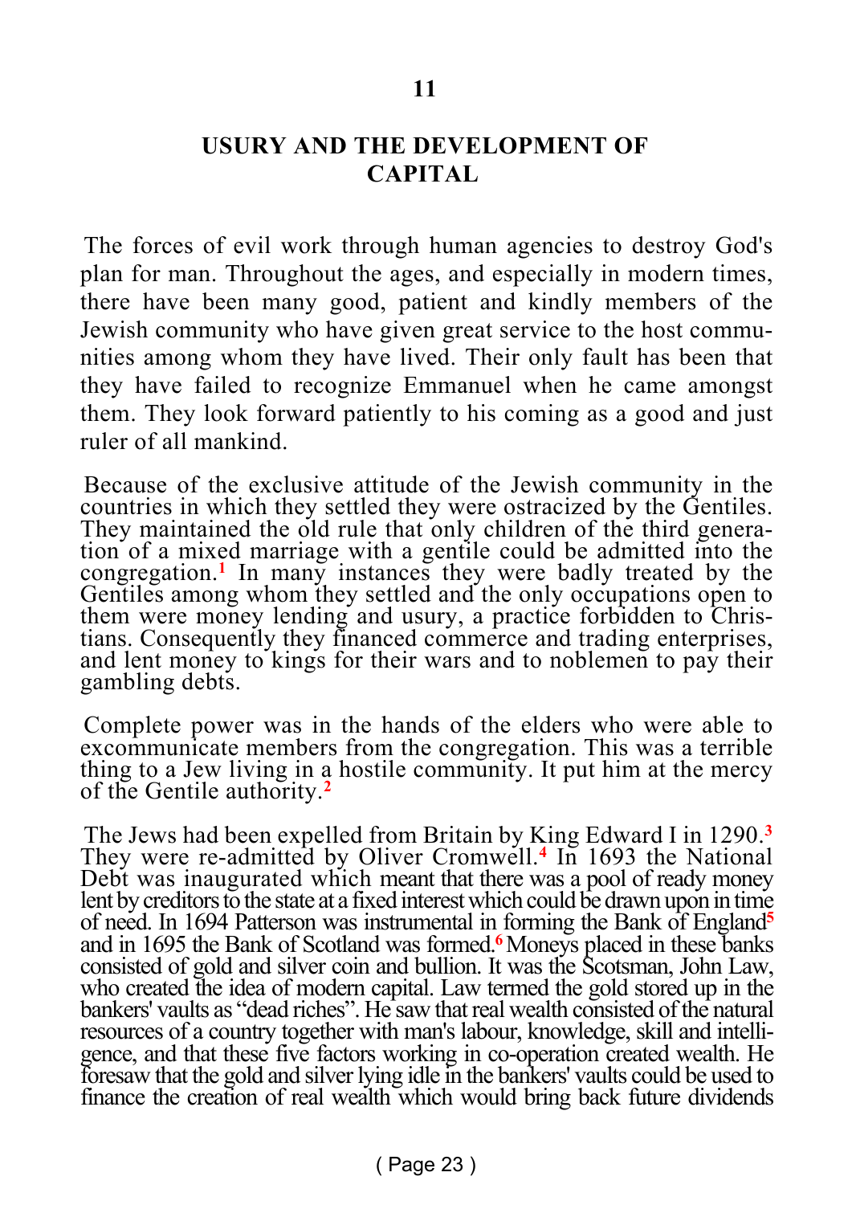# 11

## USURY AND THE DEVELOPMENT OF CAPITAL

The forces of evil work through human agencies to destroy God's plan for man. Throughout the ages, and especially in modern times, there have been many good, patient and kindly members of the Jewish community who have given great service to the host communities among whom they have lived. Their only fault has been that they have failed to recognize Emmanuel when he came amongst them. They look forward patiently to his coming as a good and just ruler of all mankind.

Because of the exclusive attitude of the Jewish community in the countries in which they settled they were ostracized by the Gentiles. They maintained the old rule that only children of the third generation of a mixed marriage with a gentile could be admitted into the congregation.[1] In many instances they were badly treated by the Gentiles among whom they settled and the only occupations open to them were money lending and usury, a practice forbidden to Christians. Consequently they financed commerce and trading enterprises, and lent money to kings for their wars and to noblemen to pay their gambling debts.

Complete power was in the hands of the elders who were able to excommunicate members from the congregation. This was a terrible thing to a Jew living in a hostile community. It put him at the mercy of the Gentile authority.[2]

The Jews had been expelled from Britain by King Edward I in 1290.[3] They were re-admitted by Oliver Cromwell.[4] In 1693 the National Debt was inaugurated which meant that there was a pool of ready money lent by creditors to the state at a fixed interest which could be drawn upon in time of need. In 1694 Patterson was instrumental in forming the Bank of England[5] and in 1695 the Bank of Scotland was formed.[6] Moneys placed in these banks consisted of gold and silver coin and bullion. It was the Scotsman, John Law, who created the idea of modern capital. Law termed the gold stored up in the bankers' vaults as "dead riches". He saw that real wealth consisted of the natural resources of a country together with man's labour, knowledge, skill and intelligence, and that these five factors working in co-operation created wealth. He foresaw that the gold and silver lying idle in the bankers' vaults could be used to finance the creation of real wealth which would bring back future dividends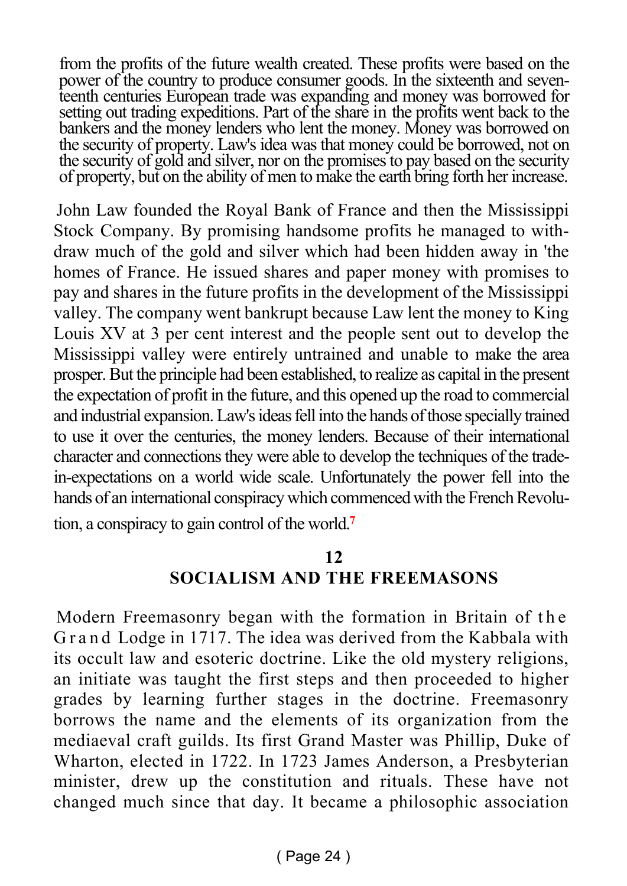from the profits of the future wealth created. These profits were based on the power of the country to produce consumer goods. In the sixteenth and seventeenth centuries European trade was expanding and money was borrowed for setting out trading expeditions. Part of the share in the profits went back to the bankers and the money lenders who lent the money. Money was borrowed on the security of property. Law's idea was that money could be borrowed, not on the security of gold and silver, nor on the promises to pay based on the security of property, but on the ability of men to make the earth bring forth her increase.

John Law founded the Royal Bank of France and then the Mississippi Stock Company. By promising handsome profits he managed to withdraw much of the gold and silver which had been hidden away in 'the homes of France. He issued shares and paper money with promises to pay and shares in the future profits in the development of the Mississippi valley. The company went bankrupt because Law lent the money to King Louis XV at 3 per cent interest and the people sent out to develop the Mississippi valley were entirely untrained and unable to make the area prosper. But the principle had been established, to realize as capital in the present the expectation of profit in the future, and this opened up the road to commercial and industrial expansion. Law's ideas fell into the hands of those specially trained to use it over the centuries, the money lenders. Because of their international character and connections they were able to develop the techniques of the trade-in-expectations on a world wide scale. Unfortunately the power fell into the hands of an international conspiracy which commenced with the French Revolution, a conspiracy to gain control of the world.[7]

## 12
## SOCIALISM AND THE FREEMASONS

Modern Freemasonry began with the formation in Britain of the Grand Lodge in 1717. The idea was derived from the Kabbala with its occult law and esoteric doctrine. Like the old mystery religions, an initiate was taught the first steps and then proceeded to higher grades by learning further stages in the doctrine. Freemasonry borrows the name and the elements of its organization from the mediaeval craft guilds. Its first Grand Master was Phillip, Duke of Wharton, elected in 1722. In 1723 James Anderson, a Presbyterian minister, drew up the constitution and rituals. These have not changed much since that day. It became a philosophic association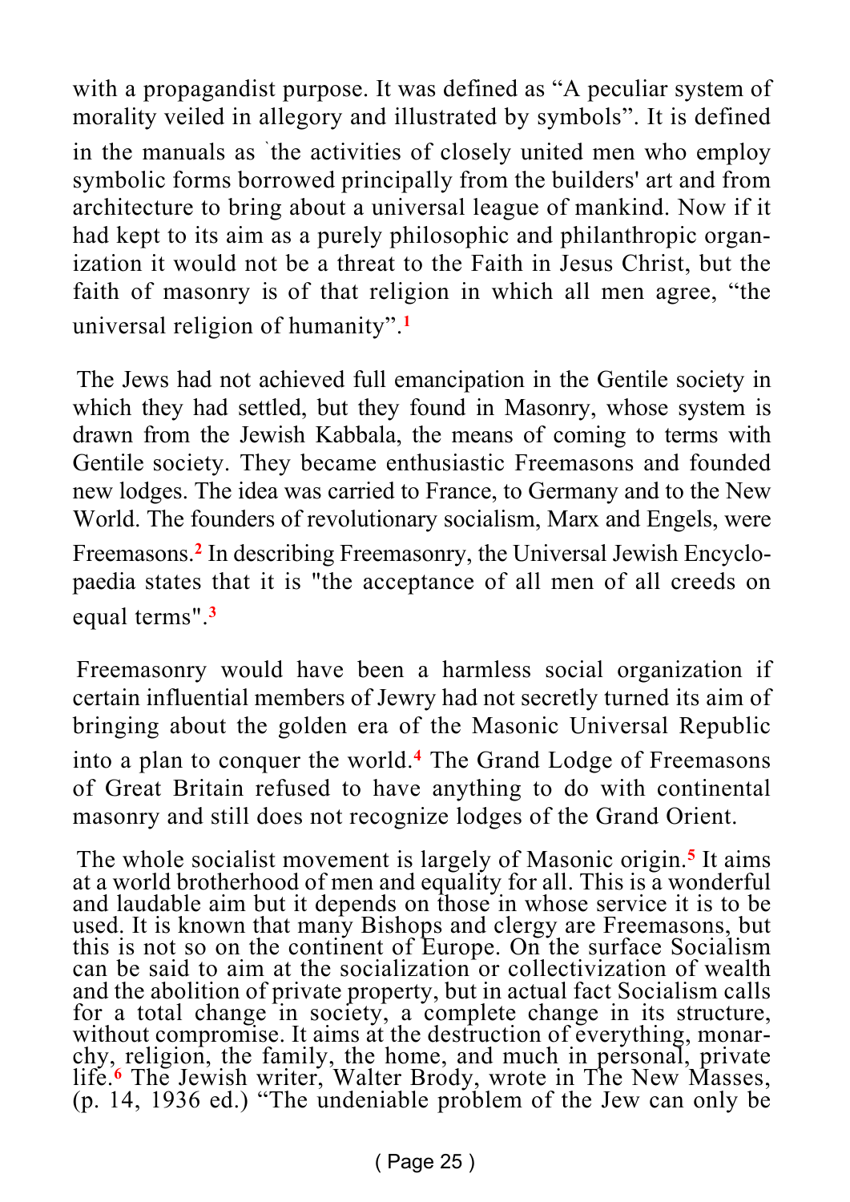with a propagandist purpose. It was defined as "A peculiar system of morality veiled in allegory and illustrated by symbols". It is defined in the manuals as `the activities of closely united men who employ symbolic forms borrowed principally from the builders' art and from architecture to bring about a universal league of mankind. Now if it had kept to its aim as a purely philosophic and philanthropic organization it would not be a threat to the Faith in Jesus Christ, but the faith of masonry is of that religion in which all men agree, "the universal religion of humanity".[1]

The Jews had not achieved full emancipation in the Gentile society in which they had settled, but they found in Masonry, whose system is drawn from the Jewish Kabbala, the means of coming to terms with Gentile society. They became enthusiastic Freemasons and founded new lodges. The idea was carried to France, to Germany and to the New World. The founders of revolutionary socialism, Marx and Engels, were Freemasons.[2] In describing Freemasonry, the Universal Jewish Encyclopaedia states that it is "the acceptance of all men of all creeds on equal terms".[3]

Freemasonry would have been a harmless social organization if certain influential members of Jewry had not secretly turned its aim of bringing about the golden era of the Masonic Universal Republic into a plan to conquer the world.[4] The Grand Lodge of Freemasons of Great Britain refused to have anything to do with continental masonry and still does not recognize lodges of the Grand Orient.

The whole socialist movement is largely of Masonic origin.[5] It aims at a world brotherhood of men and equality for all. This is a wonderful and laudable aim but it depends on those in whose service it is to be used. It is known that many Bishops and clergy are Freemasons, but this is not so on the continent of Europe. On the surface Socialism can be said to aim at the socialization or collectivization of wealth and the abolition of private property, but in actual fact Socialism calls for a total change in society, a complete change in its structure, without compromise. It aims at the destruction of everything, monarchy, religion, the family, the home, and much in personal, private life.[6] The Jewish writer, Walter Brody, wrote in The New Masses, (p. 14, 1936 ed.) "The undeniable problem of the Jew can only be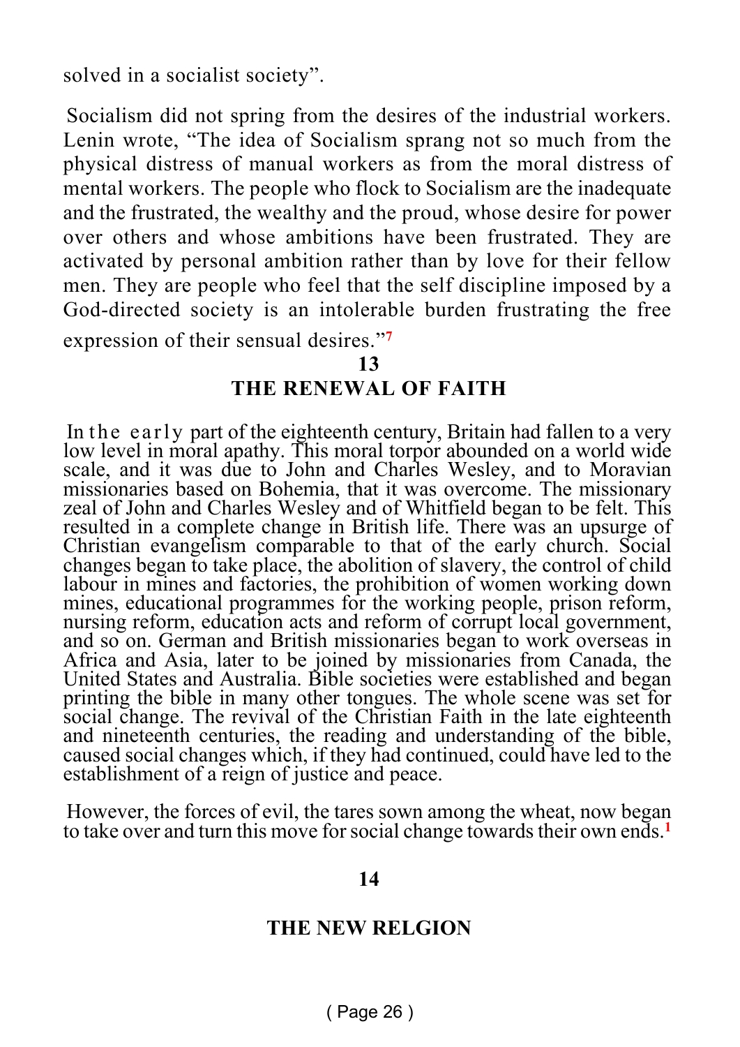solved in a socialist society".

Socialism did not spring from the desires of the industrial workers. Lenin wrote, "The idea of Socialism sprang not so much from the physical distress of manual workers as from the moral distress of mental workers. The people who flock to Socialism are the inadequate and the frustrated, the wealthy and the proud, whose desire for power over others and whose ambitions have been frustrated. They are activated by personal ambition rather than by love for their fellow men. They are people who feel that the self discipline imposed by a God-directed society is an intolerable burden frustrating the free expression of their sensual desires."[7]

## 13

## THE RENEWAL OF FAITH

In the early part of the eighteenth century, Britain had fallen to a very low level in moral apathy. This moral torpor abounded on a world wide scale, and it was due to John and Charles Wesley, and to Moravian missionaries based on Bohemia, that it was overcome. The missionary zeal of John and Charles Wesley and of Whitfield began to be felt. This resulted in a complete change in British life. There was an upsurge of Christian evangelism comparable to that of the early church. Social changes began to take place, the abolition of slavery, the control of child labour in mines and factories, the prohibition of women working down mines, educational programmes for the working people, prison reform, nursing reform, education acts and reform of corrupt local government, and so on. German and British missionaries began to work overseas in Africa and Asia, later to be joined by missionaries from Canada, the United States and Australia. Bible societies were established and began printing the bible in many other tongues. The whole scene was set for social change. The revival of the Christian Faith in the late eighteenth and nineteenth centuries, the reading and understanding of the bible, caused social changes which, if they had continued, could have led to the establishment of a reign of justice and peace.

However, the forces of evil, the tares sown among the wheat, now began to take over and turn this move for social change towards their own ends.[1]

## 14

## THE NEW RELGION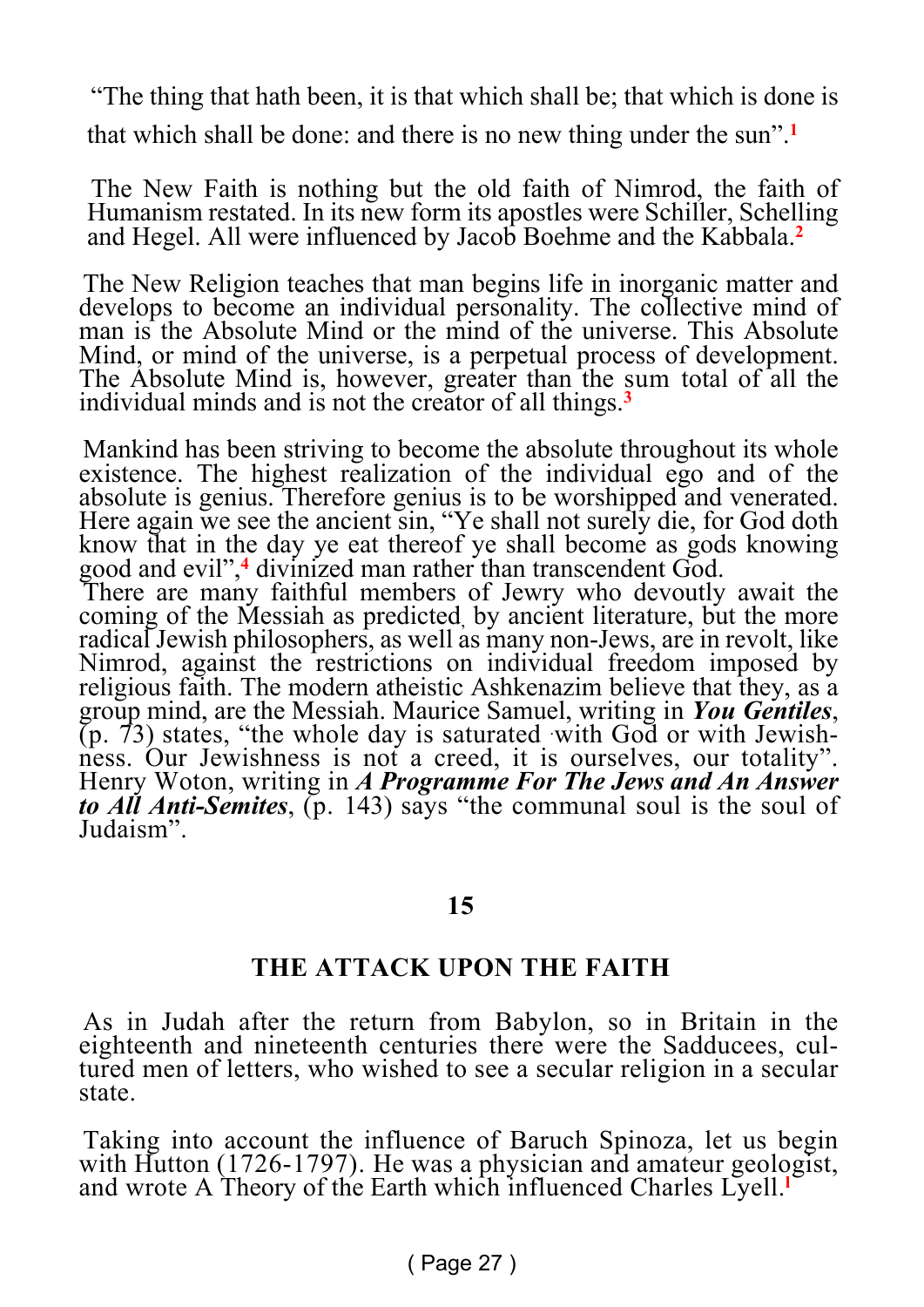"The thing that hath been, it is that which shall be; that which is done is that which shall be done: and there is no new thing under the sun".[1]

The New Faith is nothing but the old faith of Nimrod, the faith of Humanism restated. In its new form its apostles were Schiller, Schelling and Hegel. All were influenced by Jacob Boehme and the Kabbala.[2]

The New Religion teaches that man begins life in inorganic matter and develops to become an individual personality. The collective mind of man is the Absolute Mind or the mind of the universe. This Absolute Mind, or mind of the universe, is a perpetual process of development. The Absolute Mind is, however, greater than the sum total of all the individual minds and is not the creator of all things.[3]

Mankind has been striving to become the absolute throughout its whole existence. The highest realization of the individual ego and of the absolute is genius. Therefore genius is to be worshipped and venerated. Here again we see the ancient sin, "Ye shall not surely die, for God doth know that in the day ye eat thereof ye shall become as gods knowing good and evil",[4] divinized man rather than transcendent God.

There are many faithful members of Jewry who devoutly await the coming of the Messiah as predicted, by ancient literature, but the more radical Jewish philosophers, as well as many non-Jews, are in revolt, like Nimrod, against the restrictions on individual freedom imposed by religious faith. The modern atheistic Ashkenazim believe that they, as a group mind, are the Messiah. Maurice Samuel, writing in ***You Gentiles***, (p. 73) states, "the whole day is saturated with God or with Jewishness. Our Jewishness is not a creed, it is ourselves, our totality". Henry Woton, writing in ***A Programme For The Jews and An Answer to All Anti-Semites***, (p. 143) says "the communal soul is the soul of Judaism".

## 15

## THE ATTACK UPON THE FAITH

As in Judah after the return from Babylon, so in Britain in the eighteenth and nineteenth centuries there were the Sadducees, cultured men of letters, who wished to see a secular religion in a secular state.

Taking into account the influence of Baruch Spinoza, let us begin with Hutton (1726-1797). He was a physician and amateur geologist, and wrote A Theory of the Earth which influenced Charles Lyell.[1]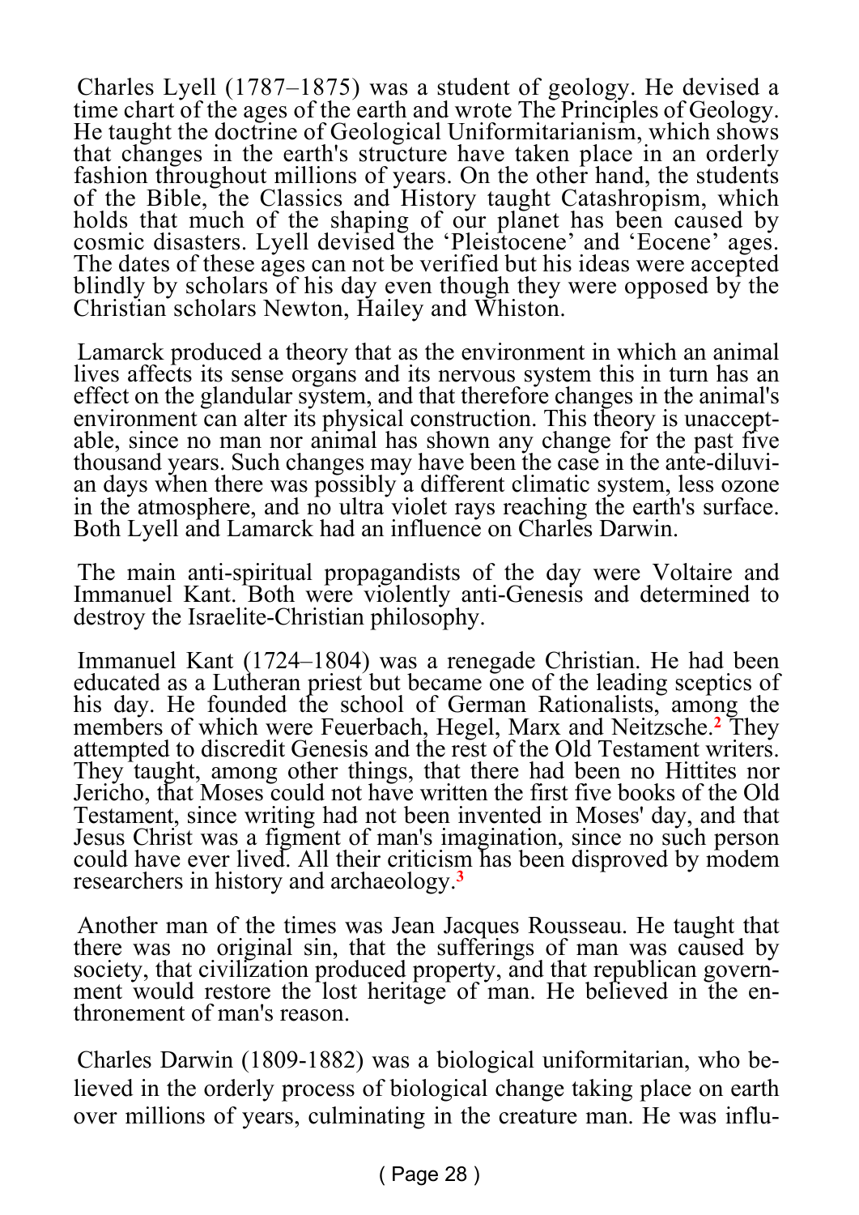Charles Lyell (1787–1875) was a student of geology. He devised a time chart of the ages of the earth and wrote The Principles of Geology. He taught the doctrine of Geological Uniformitarianism, which shows that changes in the earth's structure have taken place in an orderly fashion throughout millions of years. On the other hand, the students of the Bible, the Classics and History taught Catashropism, which holds that much of the shaping of our planet has been caused by cosmic disasters. Lyell devised the 'Pleistocene' and 'Eocene' ages. The dates of these ages can not be verified but his ideas were accepted blindly by scholars of his day even though they were opposed by the Christian scholars Newton, Hailey and Whiston.

Lamarck produced a theory that as the environment in which an animal lives affects its sense organs and its nervous system this in turn has an effect on the glandular system, and that therefore changes in the animal's environment can alter its physical construction. This theory is unacceptable, since no man nor animal has shown any change for the past five thousand years. Such changes may have been the case in the ante-diluvian days when there was possibly a different climatic system, less ozone in the atmosphere, and no ultra violet rays reaching the earth's surface. Both Lyell and Lamarck had an influence on Charles Darwin.

The main anti-spiritual propagandists of the day were Voltaire and Immanuel Kant. Both were violently anti-Genesis and determined to destroy the Israelite-Christian philosophy.

Immanuel Kant (1724–1804) was a renegade Christian. He had been educated as a Lutheran priest but became one of the leading sceptics of his day. He founded the school of German Rationalists, among the members of which were Feuerbach, Hegel, Marx and Neitzsche.[2] They attempted to discredit Genesis and the rest of the Old Testament writers. They taught, among other things, that there had been no Hittites nor Jericho, that Moses could not have written the first five books of the Old Testament, since writing had not been invented in Moses' day, and that Jesus Christ was a figment of man's imagination, since no such person could have ever lived. All their criticism has been disproved by modem researchers in history and archaeology.[3]

Another man of the times was Jean Jacques Rousseau. He taught that there was no original sin, that the sufferings of man was caused by society, that civilization produced property, and that republican government would restore the lost heritage of man. He believed in the enthronement of man's reason.

Charles Darwin (1809-1882) was a biological uniformitarian, who believed in the orderly process of biological change taking place on earth over millions of years, culminating in the creature man. He was influ-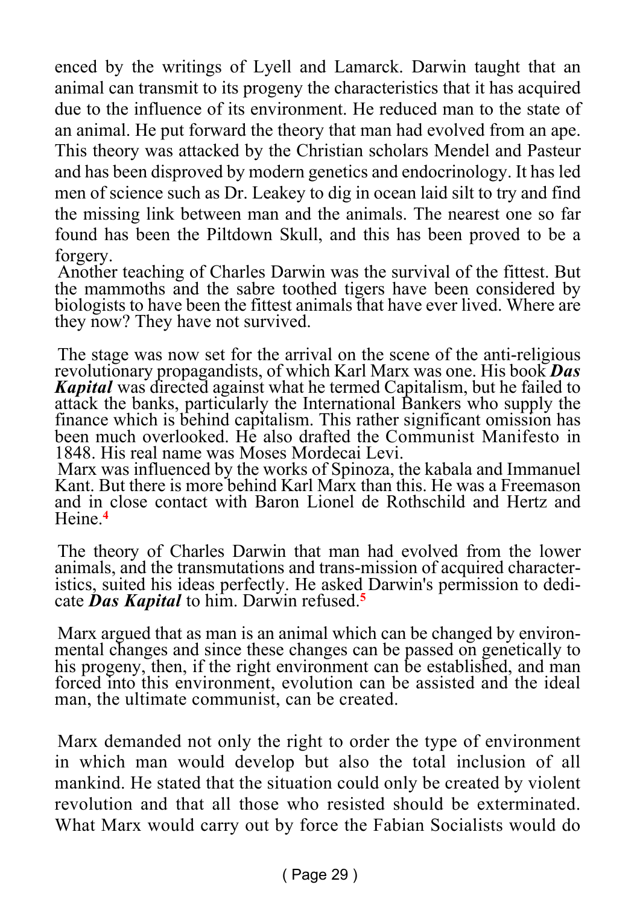enced by the writings of Lyell and Lamarck. Darwin taught that an animal can transmit to its progeny the characteristics that it has acquired due to the influence of its environment. He reduced man to the state of an animal. He put forward the theory that man had evolved from an ape. This theory was attacked by the Christian scholars Mendel and Pasteur and has been disproved by modern genetics and endocrinology. It has led men of science such as Dr. Leakey to dig in ocean laid silt to try and find the missing link between man and the animals. The nearest one so far found has been the Piltdown Skull, and this has been proved to be a forgery.

Another teaching of Charles Darwin was the survival of the fittest. But the mammoths and the sabre toothed tigers have been considered by biologists to have been the fittest animals that have ever lived. Where are they now? They have not survived.

The stage was now set for the arrival on the scene of the anti-religious revolutionary propagandists, of which Karl Marx was one. His book ***Das Kapital*** was directed against what he termed Capitalism, but he failed to attack the banks, particularly the International Bankers who supply the finance which is behind capitalism. This rather significant omission has been much overlooked. He also drafted the Communist Manifesto in 1848. His real name was Moses Mordecai Levi.

Marx was influenced by the works of Spinoza, the kabala and Immanuel Kant. But there is more behind Karl Marx than this. He was a Freemason and in close contact with Baron Lionel de Rothschild and Hertz and Heine.[4]

The theory of Charles Darwin that man had evolved from the lower animals, and the transmutations and trans-mission of acquired characteristics, suited his ideas perfectly. He asked Darwin's permission to dedicate ***Das Kapital*** to him. Darwin refused.[5]

Marx argued that as man is an animal which can be changed by environmental changes and since these changes can be passed on genetically to his progeny, then, if the right environment can be established, and man forced into this environment, evolution can be assisted and the ideal man, the ultimate communist, can be created.

Marx demanded not only the right to order the type of environment in which man would develop but also the total inclusion of all mankind. He stated that the situation could only be created by violent revolution and that all those who resisted should be exterminated. What Marx would carry out by force the Fabian Socialists would do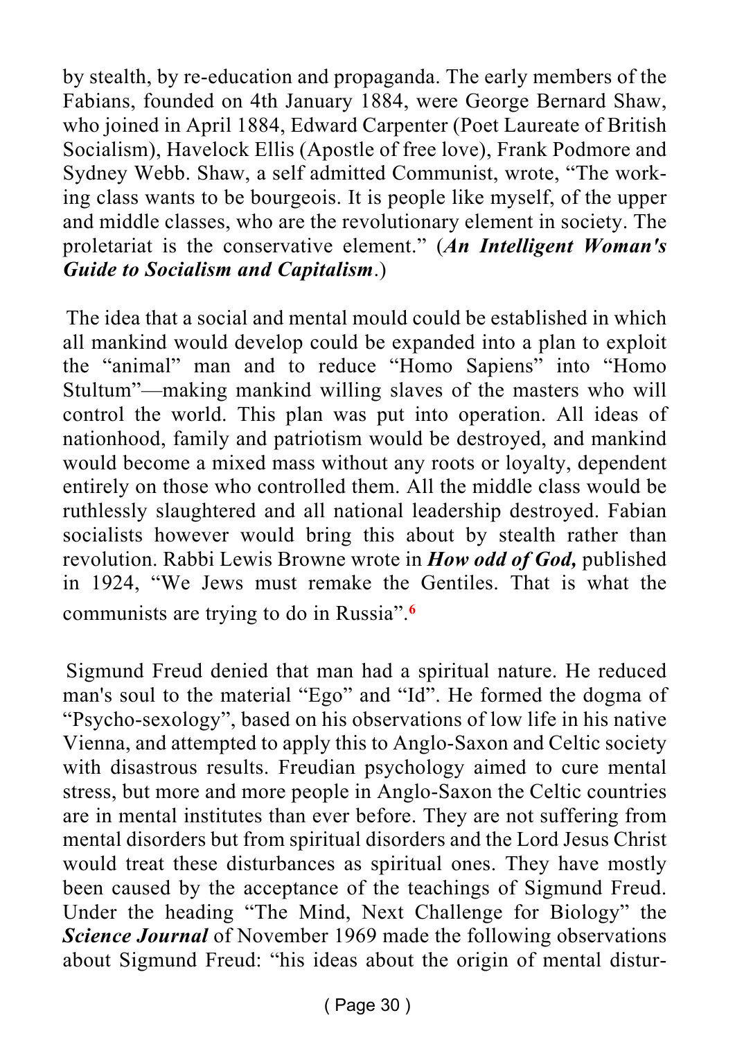by stealth, by re-education and propaganda. The early members of the Fabians, founded on 4th January 1884, were George Bernard Shaw, who joined in April 1884, Edward Carpenter (Poet Laureate of British Socialism), Havelock Ellis (Apostle of free love), Frank Podmore and Sydney Webb. Shaw, a self admitted Communist, wrote, "The working class wants to be bourgeois. It is people like myself, of the upper and middle classes, who are the revolutionary element in society. The proletariat is the conservative element." (***An Intelligent Woman's Guide to Socialism and Capitalism***.)

The idea that a social and mental mould could be established in which all mankind would develop could be expanded into a plan to exploit the "animal" man and to reduce "Homo Sapiens" into "Homo Stultum"—making mankind willing slaves of the masters who will control the world. This plan was put into operation. All ideas of nationhood, family and patriotism would be destroyed, and mankind would become a mixed mass without any roots or loyalty, dependent entirely on those who controlled them. All the middle class would be ruthlessly slaughtered and all national leadership destroyed. Fabian socialists however would bring this about by stealth rather than revolution. Rabbi Lewis Browne wrote in ***How odd of God,*** published in 1924, "We Jews must remake the Gentiles. That is what the communists are trying to do in Russia".[6]

Sigmund Freud denied that man had a spiritual nature. He reduced man's soul to the material "Ego" and "Id". He formed the dogma of "Psycho-sexology", based on his observations of low life in his native Vienna, and attempted to apply this to Anglo-Saxon and Celtic society with disastrous results. Freudian psychology aimed to cure mental stress, but more and more people in Anglo-Saxon the Celtic countries are in mental institutes than ever before. They are not suffering from mental disorders but from spiritual disorders and the Lord Jesus Christ would treat these disturbances as spiritual ones. They have mostly been caused by the acceptance of the teachings of Sigmund Freud. Under the heading "The Mind, Next Challenge for Biology" the ***Science Journal*** of November 1969 made the following observations about Sigmund Freud: "his ideas about the origin of mental distur-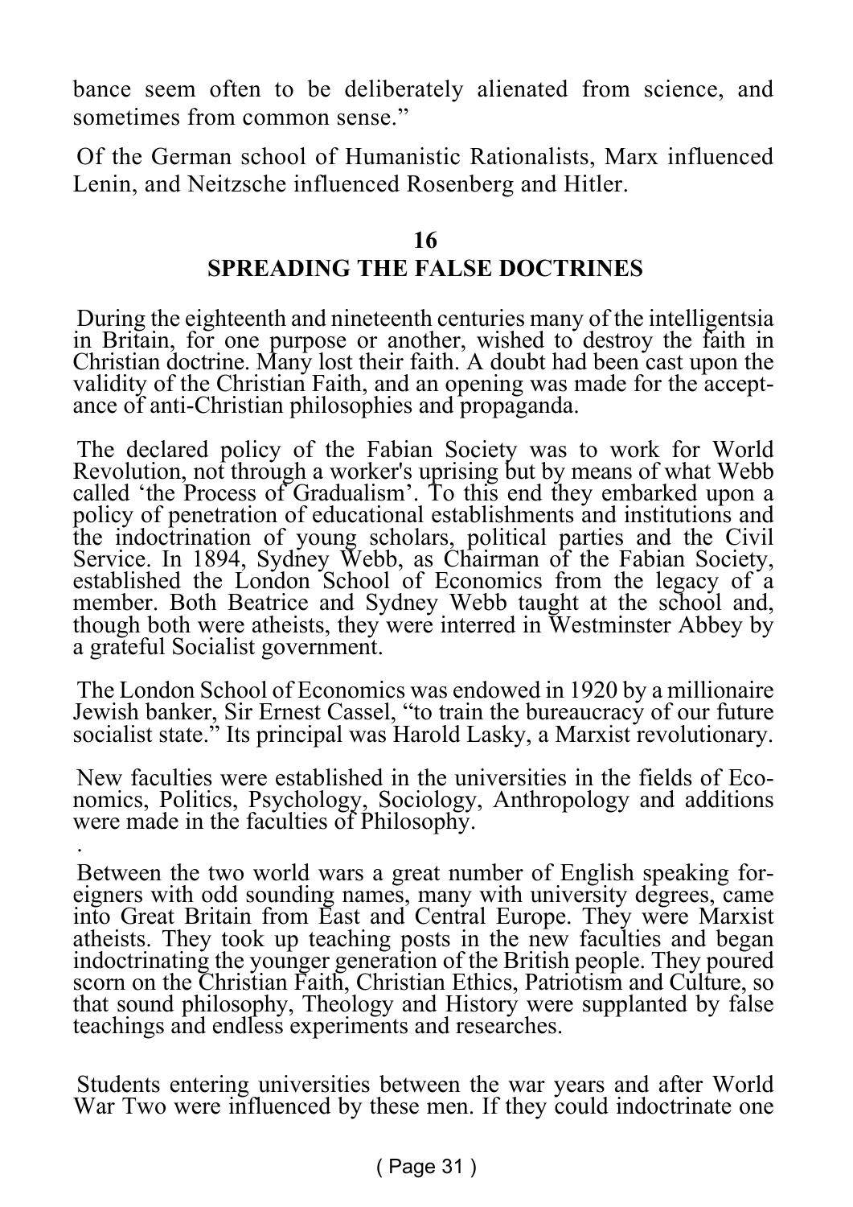bance seem often to be deliberately alienated from science, and sometimes from common sense."

Of the German school of Humanistic Rationalists, Marx influenced Lenin, and Neitzsche influenced Rosenberg and Hitler.

## 16
## SPREADING THE FALSE DOCTRINES

During the eighteenth and nineteenth centuries many of the intelligentsia in Britain, for one purpose or another, wished to destroy the faith in Christian doctrine. Many lost their faith. A doubt had been cast upon the validity of the Christian Faith, and an opening was made for the acceptance of anti-Christian philosophies and propaganda.

The declared policy of the Fabian Society was to work for World Revolution, not through a worker's uprising but by means of what Webb called 'the Process of Gradualism'. To this end they embarked upon a policy of penetration of educational establishments and institutions and the indoctrination of young scholars, political parties and the Civil Service. In 1894, Sydney Webb, as Chairman of the Fabian Society, established the London School of Economics from the legacy of a member. Both Beatrice and Sydney Webb taught at the school and, though both were atheists, they were interred in Westminster Abbey by a grateful Socialist government.

The London School of Economics was endowed in 1920 by a millionaire Jewish banker, Sir Ernest Cassel, "to train the bureaucracy of our future socialist state." Its principal was Harold Lasky, a Marxist revolutionary.

New faculties were established in the universities in the fields of Economics, Politics, Psychology, Sociology, Anthropology and additions were made in the faculties of Philosophy.

Between the two world wars a great number of English speaking foreigners with odd sounding names, many with university degrees, came into Great Britain from East and Central Europe. They were Marxist atheists. They took up teaching posts in the new faculties and began indoctrinating the younger generation of the British people. They poured scorn on the Christian Faith, Christian Ethics, Patriotism and Culture, so that sound philosophy, Theology and History were supplanted by false teachings and endless experiments and researches.

Students entering universities between the war years and after World War Two were influenced by these men. If they could indoctrinate one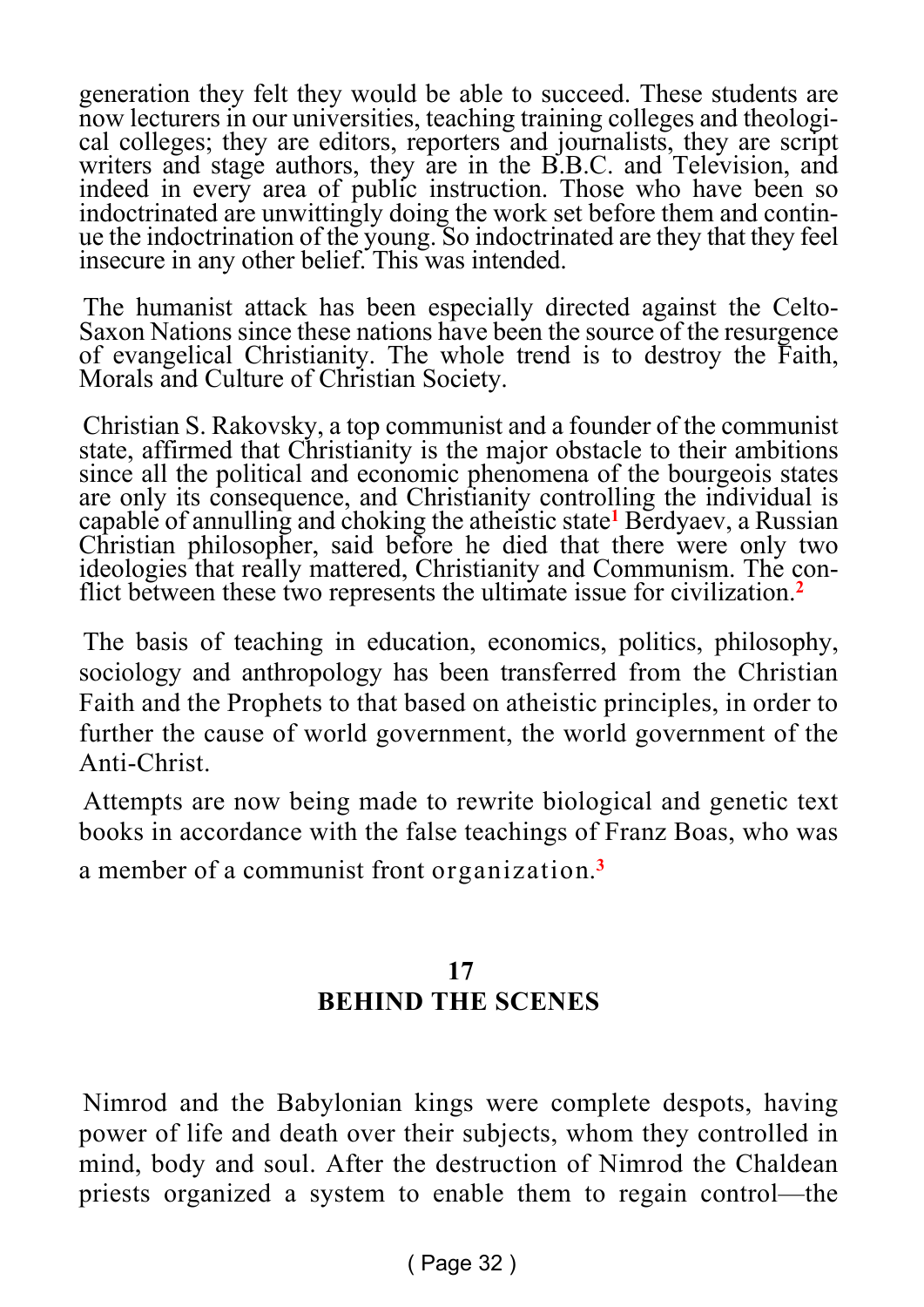generation they felt they would be able to succeed. These students are now lecturers in our universities, teaching training colleges and theological colleges; they are editors, reporters and journalists, they are script writers and stage authors, they are in the B.B.C. and Television, and indeed in every area of public instruction. Those who have been so indoctrinated are unwittingly doing the work set before them and continue the indoctrination of the young. So indoctrinated are they that they feel insecure in any other belief. This was intended.

The humanist attack has been especially directed against the Celto-Saxon Nations since these nations have been the source of the resurgence of evangelical Christianity. The whole trend is to destroy the Faith, Morals and Culture of Christian Society.

Christian S. Rakovsky, a top communist and a founder of the communist state, affirmed that Christianity is the major obstacle to their ambitions since all the political and economic phenomena of the bourgeois states are only its consequence, and Christianity controlling the individual is capable of annulling and choking the atheistic state[1] Berdyaev, a Russian Christian philosopher, said before he died that there were only two ideologies that really mattered, Christianity and Communism. The conflict between these two represents the ultimate issue for civilization.[2]

The basis of teaching in education, economics, politics, philosophy, sociology and anthropology has been transferred from the Christian Faith and the Prophets to that based on atheistic principles, in order to further the cause of world government, the world government of the Anti-Christ.

Attempts are now being made to rewrite biological and genetic text books in accordance with the false teachings of Franz Boas, who was a member of a communist front organization.[3]

## 17
## BEHIND THE SCENES

Nimrod and the Babylonian kings were complete despots, having power of life and death over their subjects, whom they controlled in mind, body and soul. After the destruction of Nimrod the Chaldean priests organized a system to enable them to regain control—the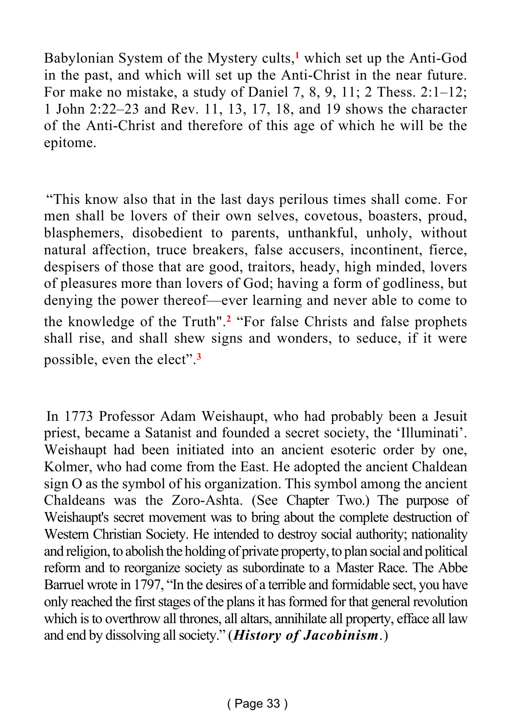Babylonian System of the Mystery cults,[1] which set up the Anti-God in the past, and which will set up the Anti-Christ in the near future. For make no mistake, a study of Daniel 7, 8, 9, 11; 2 Thess. 2:1–12; 1 John 2:22–23 and Rev. 11, 13, 17, 18, and 19 shows the character of the Anti-Christ and therefore of this age of which he will be the epitome.

"This know also that in the last days perilous times shall come. For men shall be lovers of their own selves, covetous, boasters, proud, blasphemers, disobedient to parents, unthankful, unholy, without natural affection, truce breakers, false accusers, incontinent, fierce, despisers of those that are good, traitors, heady, high minded, lovers of pleasures more than lovers of God; having a form of godliness, but denying the power thereof—ever learning and never able to come to the knowledge of the Truth".[2] "For false Christs and false prophets shall rise, and shall shew signs and wonders, to seduce, if it were possible, even the elect".[3]

In 1773 Professor Adam Weishaupt, who had probably been a Jesuit priest, became a Satanist and founded a secret society, the 'Illuminati'. Weishaupt had been initiated into an ancient esoteric order by one, Kolmer, who had come from the East. He adopted the ancient Chaldean sign O as the symbol of his organization. This symbol among the ancient Chaldeans was the Zoro-Ashta. (See Chapter Two.) The purpose of Weishaupt's secret movement was to bring about the complete destruction of Western Christian Society. He intended to destroy social authority; nationality and religion, to abolish the holding of private property, to plan social and political reform and to reorganize society as subordinate to a Master Race. The Abbe Barruel wrote in 1797, "In the desires of a terrible and formidable sect, you have only reached the first stages of the plans it has formed for that general revolution which is to overthrow all thrones, all altars, annihilate all property, efface all law and end by dissolving all society." (***History of Jacobinism***.)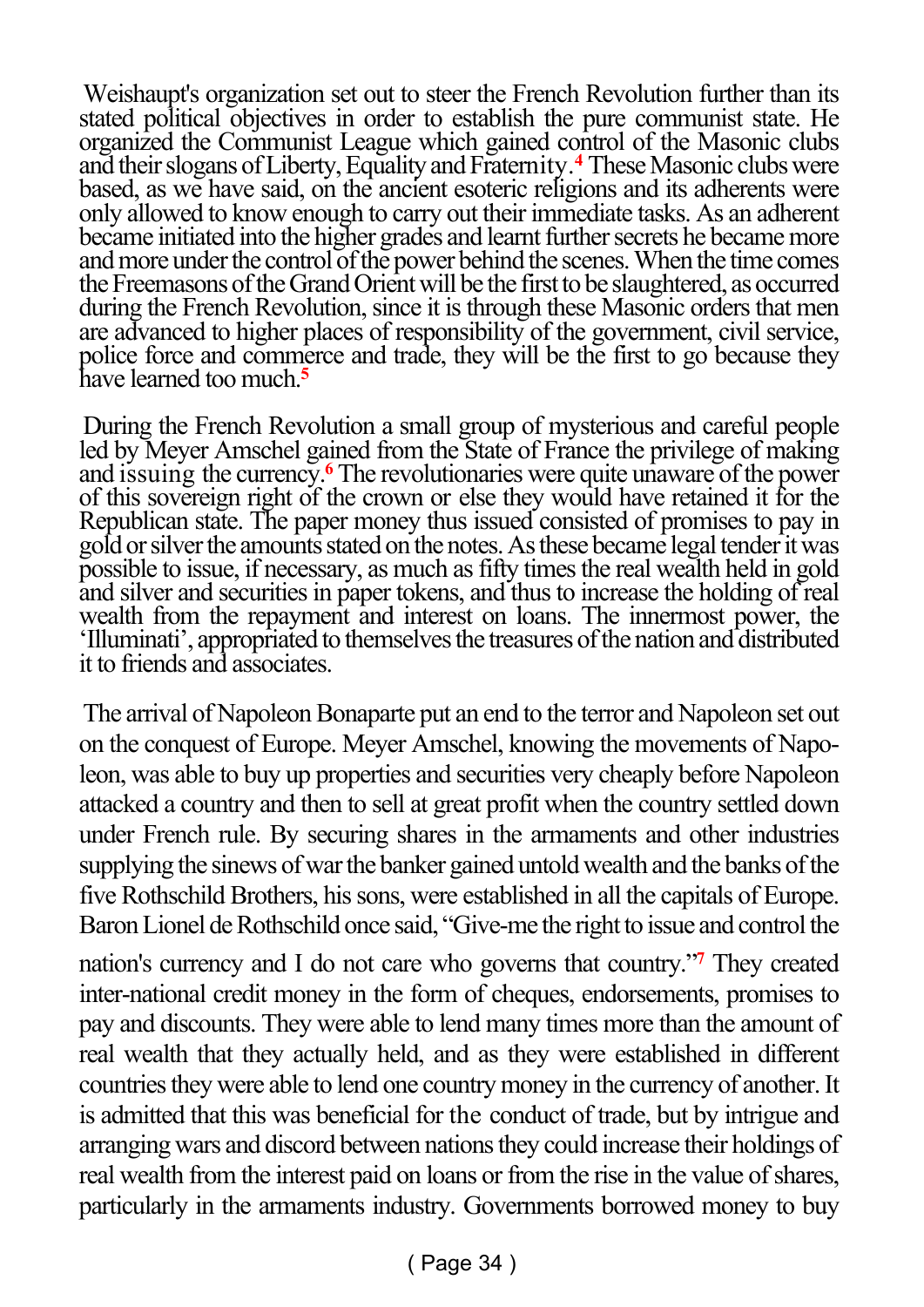Weishaupt's organization set out to steer the French Revolution further than its stated political objectives in order to establish the pure communist state. He organized the Communist League which gained control of the Masonic clubs and their slogans of Liberty, Equality and Fraternity.[4] These Masonic clubs were based, as we have said, on the ancient esoteric religions and its adherents were only allowed to know enough to carry out their immediate tasks. As an adherent became initiated into the higher grades and learnt further secrets he became more and more under the control of the power behind the scenes. When the time comes the Freemasons of the Grand Orient will be the first to be slaughtered, as occurred during the French Revolution, since it is through these Masonic orders that men are advanced to higher places of responsibility of the government, civil service, police force and commerce and trade, they will be the first to go because they have learned too much.[5]

During the French Revolution a small group of mysterious and careful people led by Meyer Amschel gained from the State of France the privilege of making and issuing the currency.[6] The revolutionaries were quite unaware of the power of this sovereign right of the crown or else they would have retained it for the Republican state. The paper money thus issued consisted of promises to pay in gold or silver the amounts stated on the notes. As these became legal tender it was possible to issue, if necessary, as much as fifty times the real wealth held in gold and silver and securities in paper tokens, and thus to increase the holding of real wealth from the repayment and interest on loans. The innermost power, the 'Illuminati', appropriated to themselves the treasures of the nation and distributed it to friends and associates.

The arrival of Napoleon Bonaparte put an end to the terror and Napoleon set out on the conquest of Europe. Meyer Amschel, knowing the movements of Napoleon, was able to buy up properties and securities very cheaply before Napoleon attacked a country and then to sell at great profit when the country settled down under French rule. By securing shares in the armaments and other industries supplying the sinews of war the banker gained untold wealth and the banks of the five Rothschild Brothers, his sons, were established in all the capitals of Europe. Baron Lionel de Rothschild once said, "Give-me the right to issue and control the nation's currency and I do not care who governs that country."[7] They created inter-national credit money in the form of cheques, endorsements, promises to pay and discounts. They were able to lend many times more than the amount of real wealth that they actually held, and as they were established in different countries they were able to lend one country money in the currency of another. It is admitted that this was beneficial for the conduct of trade, but by intrigue and arranging wars and discord between nations they could increase their holdings of real wealth from the interest paid on loans or from the rise in the value of shares, particularly in the armaments industry. Governments borrowed money to buy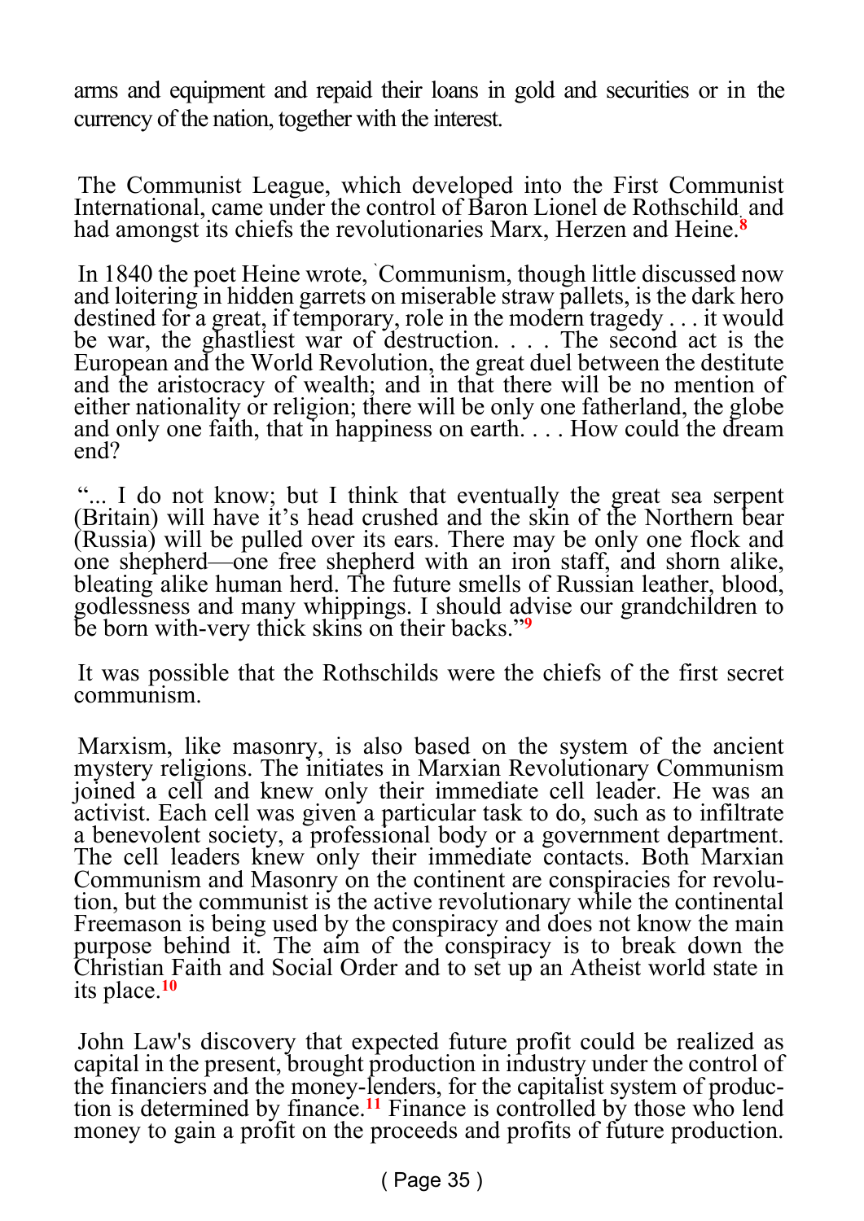arms and equipment and repaid their loans in gold and securities or in the currency of the nation, together with the interest.

The Communist League, which developed into the First Communist International, came under the control of Baron Lionel de Rothschild and had amongst its chiefs the revolutionaries Marx, Herzen and Heine.[8]

In 1840 the poet Heine wrote, `Communism, though little discussed now and loitering in hidden garrets on miserable straw pallets, is the dark hero destined for a great, if temporary, role in the modern tragedy . . . it would be war, the ghastliest war of destruction. . . . The second act is the European and the World Revolution, the great duel between the destitute and the aristocracy of wealth; and in that there will be no mention of either nationality or religion; there will be only one fatherland, the globe and only one faith, that in happiness on earth. . . . How could the dream end?

"... I do not know; but I think that eventually the great sea serpent (Britain) will have it's head crushed and the skin of the Northern bear (Russia) will be pulled over its ears. There may be only one flock and one shepherd—one free shepherd with an iron staff, and shorn alike, bleating alike human herd. The future smells of Russian leather, blood, godlessness and many whippings. I should advise our grandchildren to be born with-very thick skins on their backs."[9]

It was possible that the Rothschilds were the chiefs of the first secret communism.

Marxism, like masonry, is also based on the system of the ancient mystery religions. The initiates in Marxian Revolutionary Communism joined a cell and knew only their immediate cell leader. He was an activist. Each cell was given a particular task to do, such as to infiltrate a benevolent society, a professional body or a government department. The cell leaders knew only their immediate contacts. Both Marxian Communism and Masonry on the continent are conspiracies for revolution, but the communist is the active revolutionary while the continental Freemason is being used by the conspiracy and does not know the main purpose behind it. The aim of the conspiracy is to break down the Christian Faith and Social Order and to set up an Atheist world state in its place.[10]

John Law's discovery that expected future profit could be realized as capital in the present, brought production in industry under the control of the financiers and the money-lenders, for the capitalist system of production is determined by finance.[11] Finance is controlled by those who lend money to gain a profit on the proceeds and profits of future production.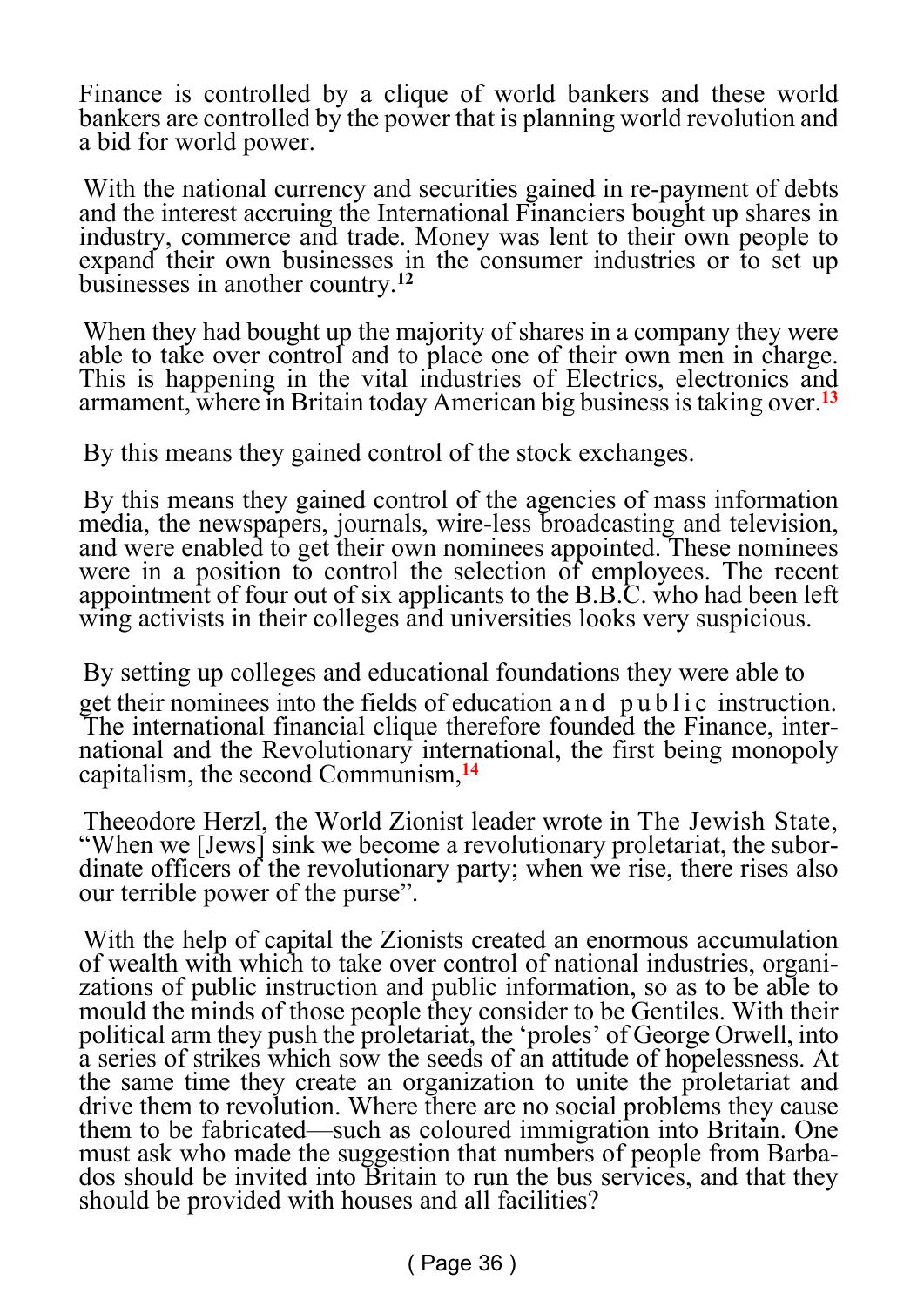Finance is controlled by a clique of world bankers and these world bankers are controlled by the power that is planning world revolution and a bid for world power.

With the national currency and securities gained in re-payment of debts and the interest accruing the International Financiers bought up shares in industry, commerce and trade. Money was lent to their own people to expand their own businesses in the consumer industries or to set up businesses in another country.[12]

When they had bought up the majority of shares in a company they were able to take over control and to place one of their own men in charge. This is happening in the vital industries of Electrics, electronics and armament, where in Britain today American big business is taking over.[13]

By this means they gained control of the stock exchanges.

By this means they gained control of the agencies of mass information media, the newspapers, journals, wire-less broadcasting and television, and were enabled to get their own nominees appointed. These nominees were in a position to control the selection of employees. The recent appointment of four out of six applicants to the B.B.C. who had been left wing activists in their colleges and universities looks very suspicious.

By setting up colleges and educational foundations they were able to get their nominees into the fields of education and public instruction. The international financial clique therefore founded the Finance, international and the Revolutionary international, the first being monopoly capitalism, the second Communism,[14]

Theeodore Herzl, the World Zionist leader wrote in The Jewish State, "When we [Jews] sink we become a revolutionary proletariat, the subordinate officers of the revolutionary party; when we rise, there rises also our terrible power of the purse".

With the help of capital the Zionists created an enormous accumulation of wealth with which to take over control of national industries, organizations of public instruction and public information, so as to be able to mould the minds of those people they consider to be Gentiles. With their political arm they push the proletariat, the 'proles' of George Orwell, into a series of strikes which sow the seeds of an attitude of hopelessness. At the same time they create an organization to unite the proletariat and drive them to revolution. Where there are no social problems they cause them to be fabricated—such as coloured immigration into Britain. One must ask who made the suggestion that numbers of people from Barbados should be invited into Britain to run the bus services, and that they should be provided with houses and all facilities?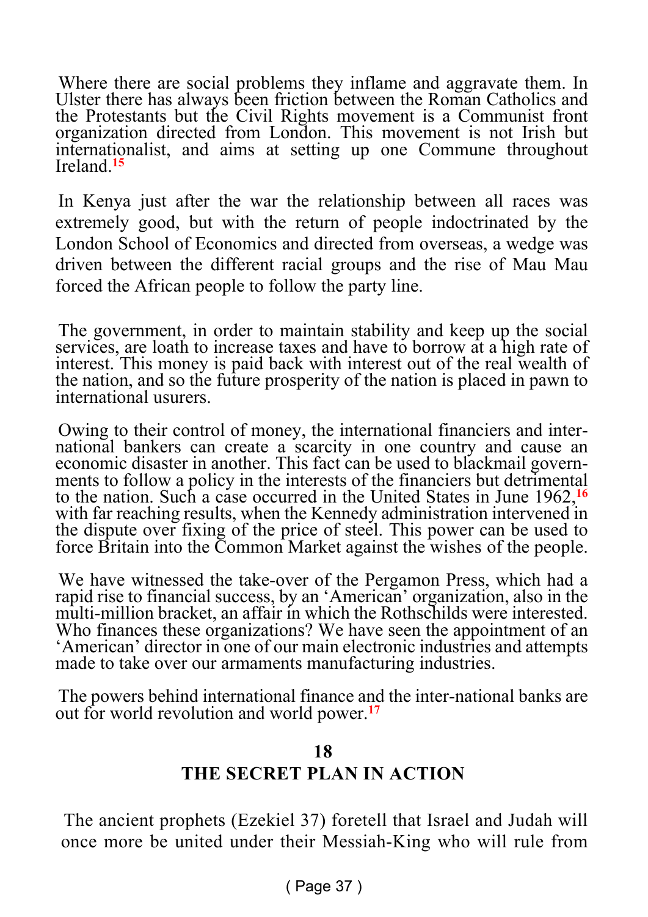Where there are social problems they inflame and aggravate them. In Ulster there has always been friction between the Roman Catholics and the Protestants but the Civil Rights movement is a Communist front organization directed from London. This movement is not Irish but internationalist, and aims at setting up one Commune throughout Ireland.[15]

In Kenya just after the war the relationship between all races was extremely good, but with the return of people indoctrinated by the London School of Economics and directed from overseas, a wedge was driven between the different racial groups and the rise of Mau Mau forced the African people to follow the party line.

The government, in order to maintain stability and keep up the social services, are loath to increase taxes and have to borrow at a high rate of interest. This money is paid back with interest out of the real wealth of the nation, and so the future prosperity of the nation is placed in pawn to international usurers.

Owing to their control of money, the international financiers and international bankers can create a scarcity in one country and cause an economic disaster in another. This fact can be used to blackmail governments to follow a policy in the interests of the financiers but detrimental to the nation. Such a case occurred in the United States in June 1962,[16] with far reaching results, when the Kennedy administration intervened in the dispute over fixing of the price of steel. This power can be used to force Britain into the Common Market against the wishes of the people.

We have witnessed the take-over of the Pergamon Press, which had a rapid rise to financial success, by an 'American' organization, also in the multi-million bracket, an affair in which the Rothschilds were interested. Who finances these organizations? We have seen the appointment of an 'American' director in one of our main electronic industries and attempts made to take over our armaments manufacturing industries.

The powers behind international finance and the inter-national banks are out for world revolution and world power.[17]

## 18
## THE SECRET PLAN IN ACTION

The ancient prophets (Ezekiel 37) foretell that Israel and Judah will once more be united under their Messiah-King who will rule from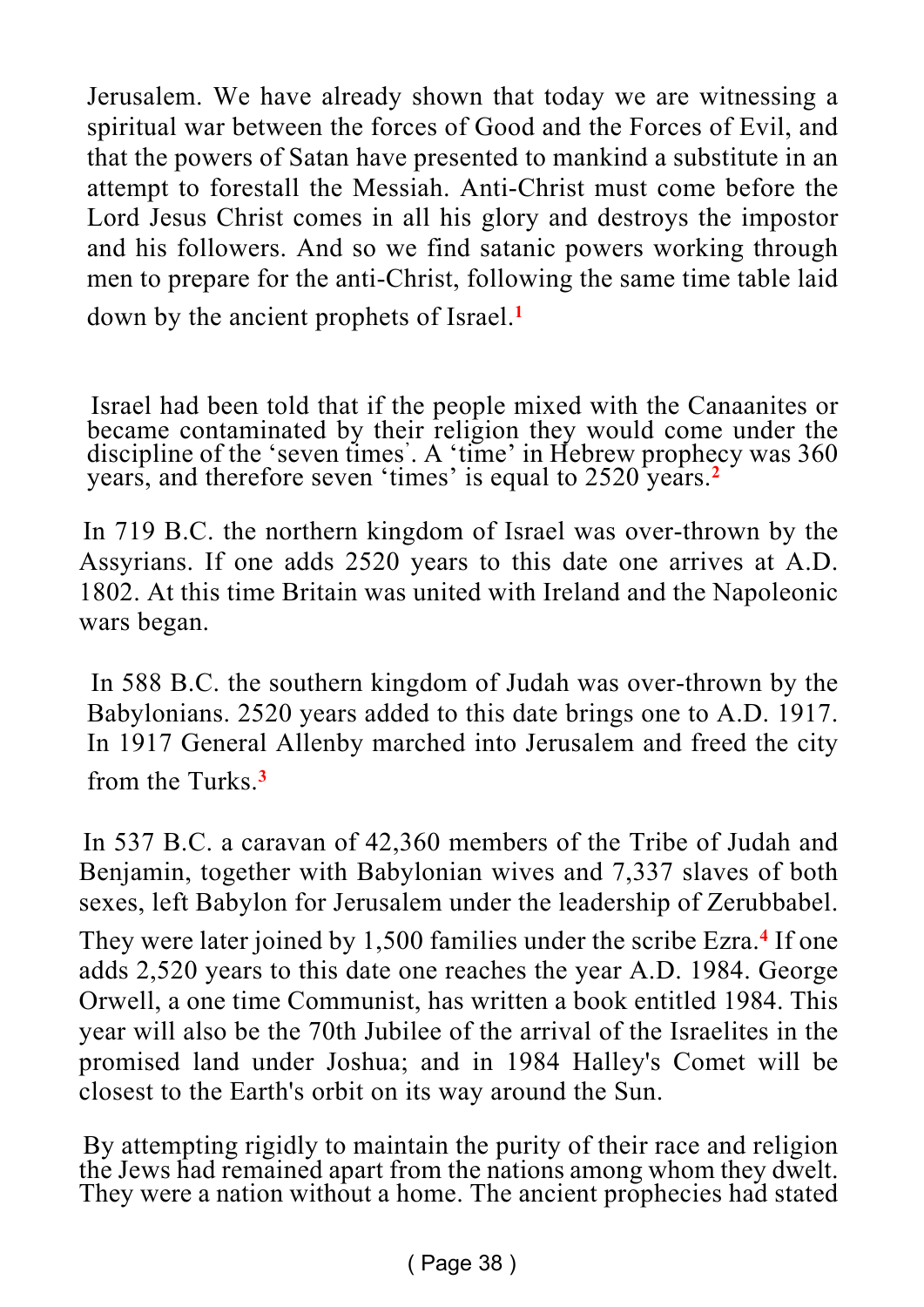Jerusalem. We have already shown that today we are witnessing a spiritual war between the forces of Good and the Forces of Evil, and that the powers of Satan have presented to mankind a substitute in an attempt to forestall the Messiah. Anti-Christ must come before the Lord Jesus Christ comes in all his glory and destroys the impostor and his followers. And so we find satanic powers working through men to prepare for the anti-Christ, following the same time table laid down by the ancient prophets of Israel.[1]

Israel had been told that if the people mixed with the Canaanites or became contaminated by their religion they would come under the discipline of the 'seven times'. A 'time' in Hebrew prophecy was 360 years, and therefore seven 'times' is equal to 2520 years.[2]

In 719 B.C. the northern kingdom of Israel was over-thrown by the Assyrians. If one adds 2520 years to this date one arrives at A.D. 1802. At this time Britain was united with Ireland and the Napoleonic wars began.

In 588 B.C. the southern kingdom of Judah was over-thrown by the Babylonians. 2520 years added to this date brings one to A.D. 1917. In 1917 General Allenby marched into Jerusalem and freed the city from the Turks.[3]

In 537 B.C. a caravan of 42,360 members of the Tribe of Judah and Benjamin, together with Babylonian wives and 7,337 slaves of both sexes, left Babylon for Jerusalem under the leadership of Zerubbabel. They were later joined by 1,500 families under the scribe Ezra.[4] If one adds 2,520 years to this date one reaches the year A.D. 1984. George Orwell, a one time Communist, has written a book entitled 1984. This year will also be the 70th Jubilee of the arrival of the Israelites in the promised land under Joshua; and in 1984 Halley's Comet will be closest to the Earth's orbit on its way around the Sun.

By attempting rigidly to maintain the purity of their race and religion the Jews had remained apart from the nations among whom they dwelt. They were a nation without a home. The ancient prophecies had stated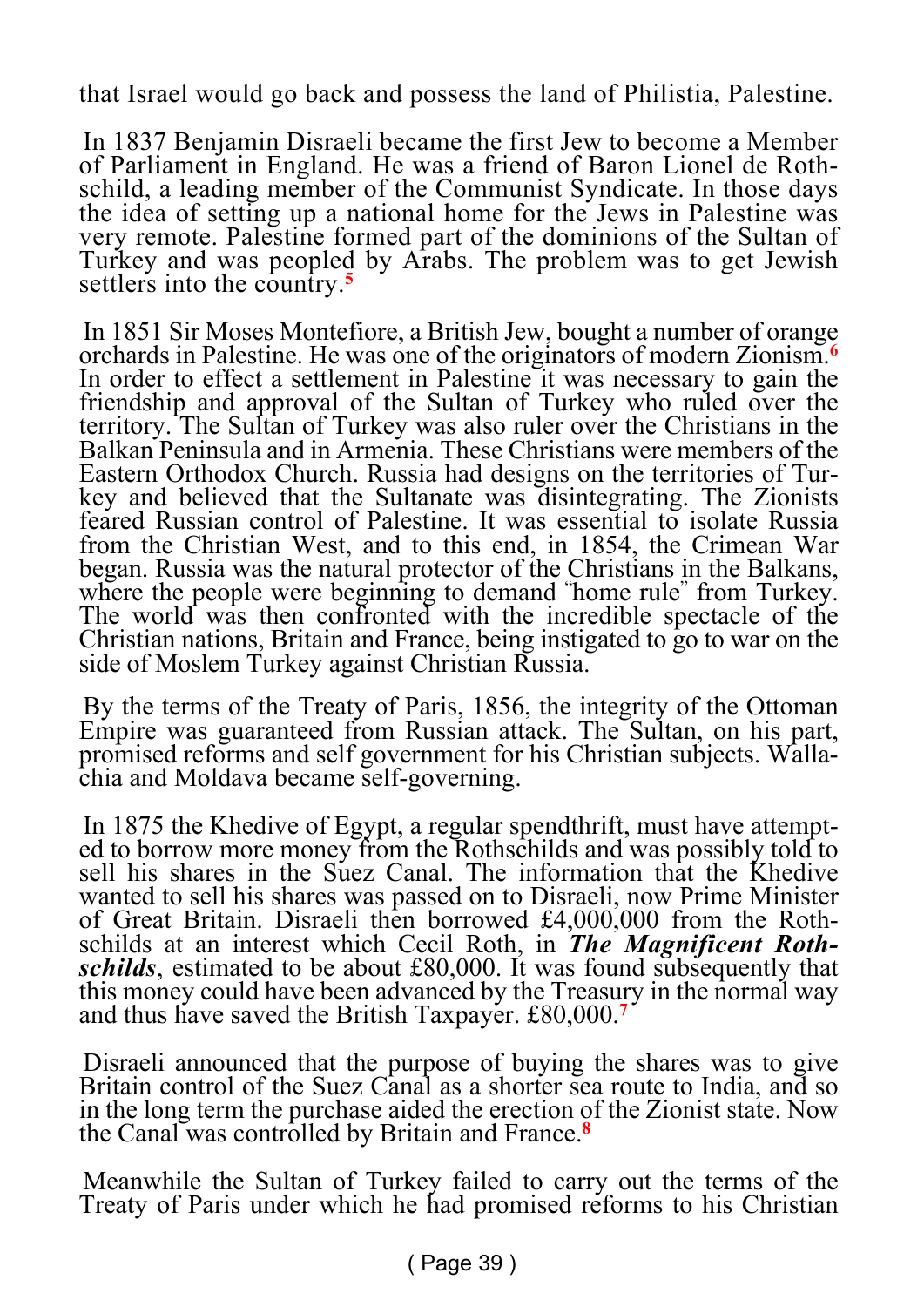that Israel would go back and possess the land of Philistia, Palestine.

In 1837 Benjamin Disraeli became the first Jew to become a Member of Parliament in England. He was a friend of Baron Lionel de Rothschild, a leading member of the Communist Syndicate. In those days the idea of setting up a national home for the Jews in Palestine was very remote. Palestine formed part of the dominions of the Sultan of Turkey and was peopled by Arabs. The problem was to get Jewish settlers into the country.[5]

In 1851 Sir Moses Montefiore, a British Jew, bought a number of orange orchards in Palestine. He was one of the originators of modern Zionism.[6] In order to effect a settlement in Palestine it was necessary to gain the friendship and approval of the Sultan of Turkey who ruled over the territory. The Sultan of Turkey was also ruler over the Christians in the Balkan Peninsula and in Armenia. These Christians were members of the Eastern Orthodox Church. Russia had designs on the territories of Turkey and believed that the Sultanate was disintegrating. The Zionists feared Russian control of Palestine. It was essential to isolate Russia from the Christian West, and to this end, in 1854, the Crimean War began. Russia was the natural protector of the Christians in the Balkans, where the people were beginning to demand "home rule" from Turkey. The world was then confronted with the incredible spectacle of the Christian nations, Britain and France, being instigated to go to war on the side of Moslem Turkey against Christian Russia.

By the terms of the Treaty of Paris, 1856, the integrity of the Ottoman Empire was guaranteed from Russian attack. The Sultan, on his part, promised reforms and self government for his Christian subjects. Wallachia and Moldava became self-governing.

In 1875 the Khedive of Egypt, a regular spendthrift, must have attempted to borrow more money from the Rothschilds and was possibly told to sell his shares in the Suez Canal. The information that the Khedive wanted to sell his shares was passed on to Disraeli, now Prime Minister of Great Britain. Disraeli then borrowed £4,000,000 from the Rothschilds at an interest which Cecil Roth, in ***The Magnificent Rothschilds***, estimated to be about £80,000. It was found subsequently that this money could have been advanced by the Treasury in the normal way and thus have saved the British Taxpayer. £80,000.[7]

Disraeli announced that the purpose of buying the shares was to give Britain control of the Suez Canal as a shorter sea route to India, and so in the long term the purchase aided the erection of the Zionist state. Now the Canal was controlled by Britain and France.[8]

Meanwhile the Sultan of Turkey failed to carry out the terms of the Treaty of Paris under which he had promised reforms to his Christian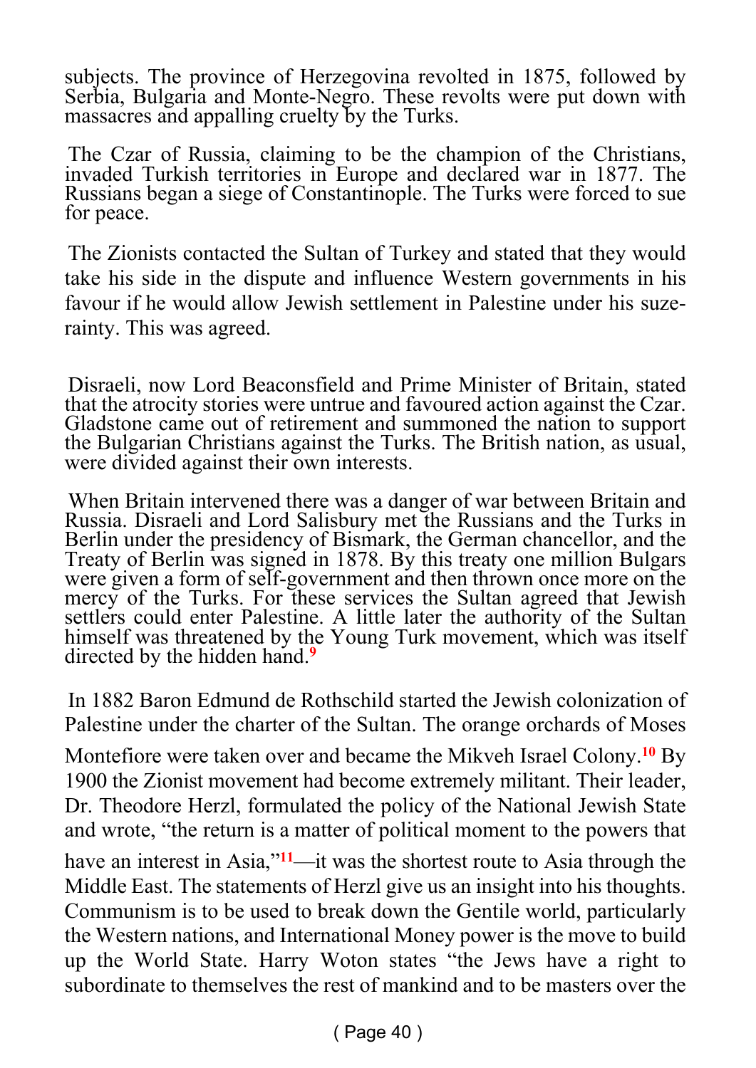subjects. The province of Herzegovina revolted in 1875, followed by Serbia, Bulgaria and Monte-Negro. These revolts were put down with massacres and appalling cruelty by the Turks.

The Czar of Russia, claiming to be the champion of the Christians, invaded Turkish territories in Europe and declared war in 1877. The Russians began a siege of Constantinople. The Turks were forced to sue for peace.

The Zionists contacted the Sultan of Turkey and stated that they would take his side in the dispute and influence Western governments in his favour if he would allow Jewish settlement in Palestine under his suzerainty. This was agreed.

Disraeli, now Lord Beaconsfield and Prime Minister of Britain, stated that the atrocity stories were untrue and favoured action against the Czar. Gladstone came out of retirement and summoned the nation to support the Bulgarian Christians against the Turks. The British nation, as usual, were divided against their own interests.

When Britain intervened there was a danger of war between Britain and Russia. Disraeli and Lord Salisbury met the Russians and the Turks in Berlin under the presidency of Bismark, the German chancellor, and the Treaty of Berlin was signed in 1878. By this treaty one million Bulgars were given a form of self-government and then thrown once more on the mercy of the Turks. For these services the Sultan agreed that Jewish settlers could enter Palestine. A little later the authority of the Sultan himself was threatened by the Young Turk movement, which was itself directed by the hidden hand.[9]

In 1882 Baron Edmund de Rothschild started the Jewish colonization of Palestine under the charter of the Sultan. The orange orchards of Moses Montefiore were taken over and became the Mikveh Israel Colony.[10] By 1900 the Zionist movement had become extremely militant. Their leader, Dr. Theodore Herzl, formulated the policy of the National Jewish State and wrote, "the return is a matter of political moment to the powers that have an interest in Asia,"[11]—it was the shortest route to Asia through the Middle East. The statements of Herzl give us an insight into his thoughts. Communism is to be used to break down the Gentile world, particularly the Western nations, and International Money power is the move to build up the World State. Harry Woton states "the Jews have a right to subordinate to themselves the rest of mankind and to be masters over the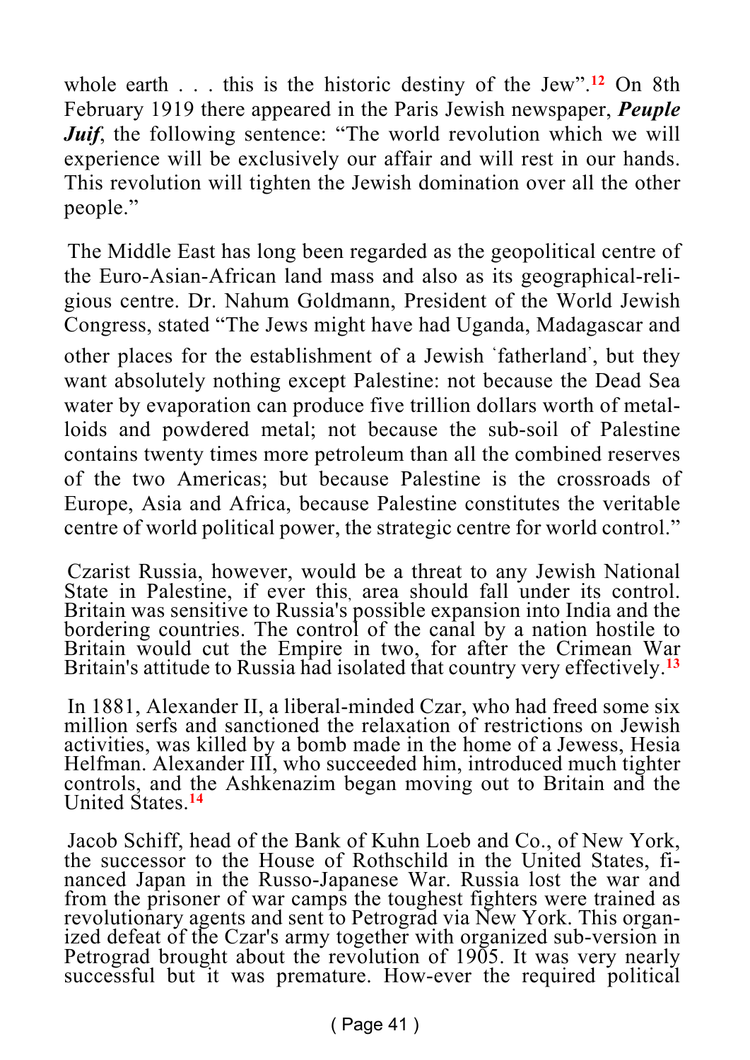whole earth . . . this is the historic destiny of the Jew".[12] On 8th February 1919 there appeared in the Paris Jewish newspaper, ***Peuple Juif***, the following sentence: "The world revolution which we will experience will be exclusively our affair and will rest in our hands. This revolution will tighten the Jewish domination over all the other people."

The Middle East has long been regarded as the geopolitical centre of the Euro-Asian-African land mass and also as its geographical-religious centre. Dr. Nahum Goldmann, President of the World Jewish Congress, stated "The Jews might have had Uganda, Madagascar and other places for the establishment of a Jewish 'fatherland', but they want absolutely nothing except Palestine: not because the Dead Sea water by evaporation can produce five trillion dollars worth of metalloids and powdered metal; not because the sub-soil of Palestine contains twenty times more petroleum than all the combined reserves of the two Americas; but because Palestine is the crossroads of Europe, Asia and Africa, because Palestine constitutes the veritable centre of world political power, the strategic centre for world control."

Czarist Russia, however, would be a threat to any Jewish National State in Palestine, if ever this, area should fall under its control. Britain was sensitive to Russia's possible expansion into India and the bordering countries. The control of the canal by a nation hostile to Britain would cut the Empire in two, for after the Crimean War Britain's attitude to Russia had isolated that country very effectively.[13]

In 1881, Alexander II, a liberal-minded Czar, who had freed some six million serfs and sanctioned the relaxation of restrictions on Jewish activities, was killed by a bomb made in the home of a Jewess, Hesia Helfman. Alexander III, who succeeded him, introduced much tighter controls, and the Ashkenazim began moving out to Britain and the United States.[14]

Jacob Schiff, head of the Bank of Kuhn Loeb and Co., of New York, the successor to the House of Rothschild in the United States, financed Japan in the Russo-Japanese War. Russia lost the war and from the prisoner of war camps the toughest fighters were trained as revolutionary agents and sent to Petrograd via New York. This organized defeat of the Czar's army together with organized sub-version in Petrograd brought about the revolution of 1905. It was very nearly successful but it was premature. How-ever the required political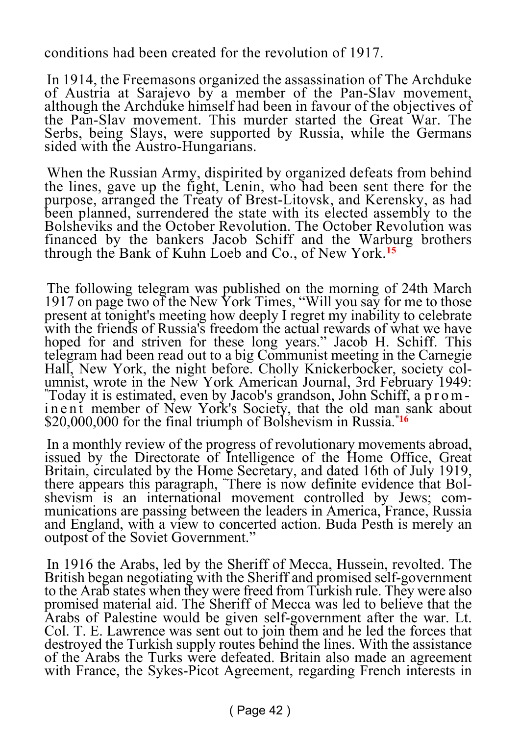conditions had been created for the revolution of 1917.

In 1914, the Freemasons organized the assassination of The Archduke of Austria at Sarajevo by a member of the Pan-Slav movement, although the Archduke himself had been in favour of the objectives of the Pan-Slav movement. This murder started the Great War. The Serbs, being Slays, were supported by Russia, while the Germans sided with the Austro-Hungarians.

When the Russian Army, dispirited by organized defeats from behind the lines, gave up the fight, Lenin, who had been sent there for the purpose, arranged the Treaty of Brest-Litovsk, and Kerensky, as had been planned, surrendered the state with its elected assembly to the Bolsheviks and the October Revolution. The October Revolution was financed by the bankers Jacob Schiff and the Warburg brothers through the Bank of Kuhn Loeb and Co., of New York.[15]

The following telegram was published on the morning of 24th March 1917 on page two of the New York Times, "Will you say for me to those present at tonight's meeting how deeply I regret my inability to celebrate with the friends of Russia's freedom the actual rewards of what we have hoped for and striven for these long years." Jacob H. Schiff. This telegram had been read out to a big Communist meeting in the Carnegie Hall, New York, the night before. Cholly Knickerbocker, society columnist, wrote in the New York American Journal, 3rd February 1949: "Today it is estimated, even by Jacob's grandson, John Schiff, a prominent member of New York's Society, that the old man sank about $20,000,000 for the final triumph of Bolshevism in Russia."[16]

In a monthly review of the progress of revolutionary movements abroad, issued by the Directorate of Intelligence of the Home Office, Great Britain, circulated by the Home Secretary, and dated 16th of July 1919, there appears this paragraph, "There is now definite evidence that Bolshevism is an international movement controlled by Jews; communications are passing between the leaders in America, France, Russia and England, with a view to concerted action. Buda Pesth is merely an outpost of the Soviet Government."

In 1916 the Arabs, led by the Sheriff of Mecca, Hussein, revolted. The British began negotiating with the Sheriff and promised self-government to the Arab states when they were freed from Turkish rule. They were also promised material aid. The Sheriff of Mecca was led to believe that the Arabs of Palestine would be given self-government after the war. Lt. Col. T. E. Lawrence was sent out to join them and he led the forces that destroyed the Turkish supply routes behind the lines. With the assistance of the Arabs the Turks were defeated. Britain also made an agreement with France, the Sykes-Picot Agreement, regarding French interests in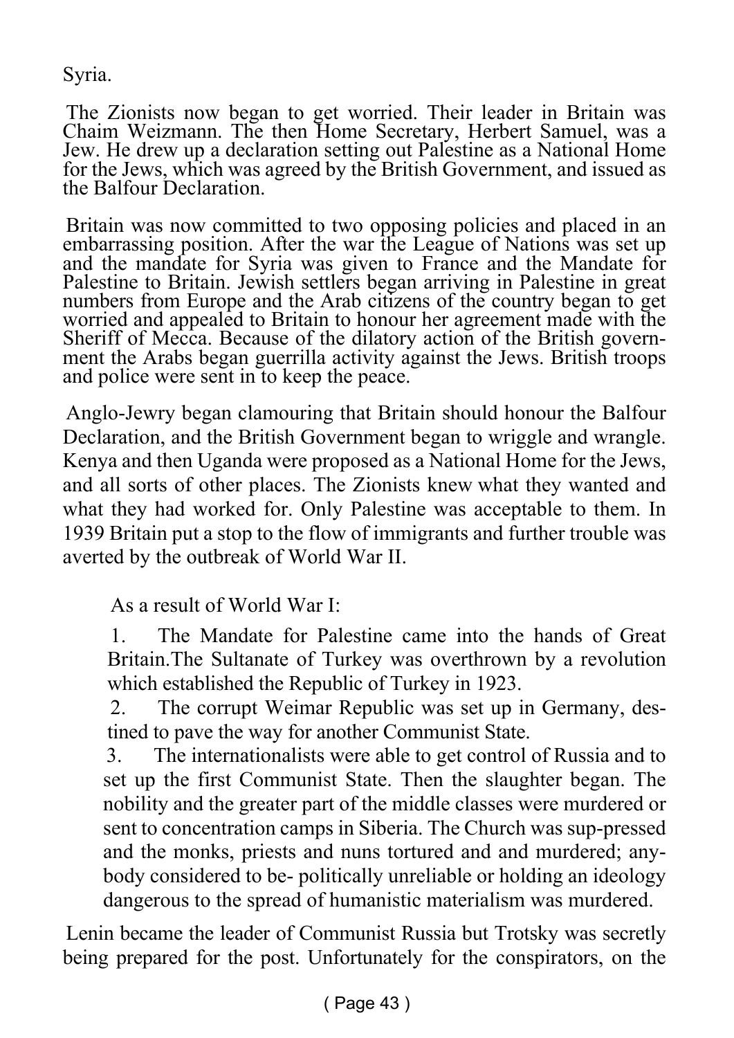Syria.

The Zionists now began to get worried. Their leader in Britain was Chaim Weizmann. The then Home Secretary, Herbert Samuel, was a Jew. He drew up a declaration setting out Palestine as a National Home for the Jews, which was agreed by the British Government, and issued as the Balfour Declaration.

Britain was now committed to two opposing policies and placed in an embarrassing position. After the war the League of Nations was set up and the mandate for Syria was given to France and the Mandate for Palestine to Britain. Jewish settlers began arriving in Palestine in great numbers from Europe and the Arab citizens of the country began to get worried and appealed to Britain to honour her agreement made with the Sheriff of Mecca. Because of the dilatory action of the British government the Arabs began guerrilla activity against the Jews. British troops and police were sent in to keep the peace.

Anglo-Jewry began clamouring that Britain should honour the Balfour Declaration, and the British Government began to wriggle and wrangle. Kenya and then Uganda were proposed as a National Home for the Jews, and all sorts of other places. The Zionists knew what they wanted and what they had worked for. Only Palestine was acceptable to them. In 1939 Britain put a stop to the flow of immigrants and further trouble was averted by the outbreak of World War II.

As a result of World War I:

1. The Mandate for Palestine came into the hands of Great Britain.The Sultanate of Turkey was overthrown by a revolution which established the Republic of Turkey in 1923.
2. The corrupt Weimar Republic was set up in Germany, destined to pave the way for another Communist State.
3. The internationalists were able to get control of Russia and to set up the first Communist State. Then the slaughter began. The nobility and the greater part of the middle classes were murdered or sent to concentration camps in Siberia. The Church was sup-pressed and the monks, priests and nuns tortured and and murdered; anybody considered to be- politically unreliable or holding an ideology dangerous to the spread of humanistic materialism was murdered.

Lenin became the leader of Communist Russia but Trotsky was secretly being prepared for the post. Unfortunately for the conspirators, on the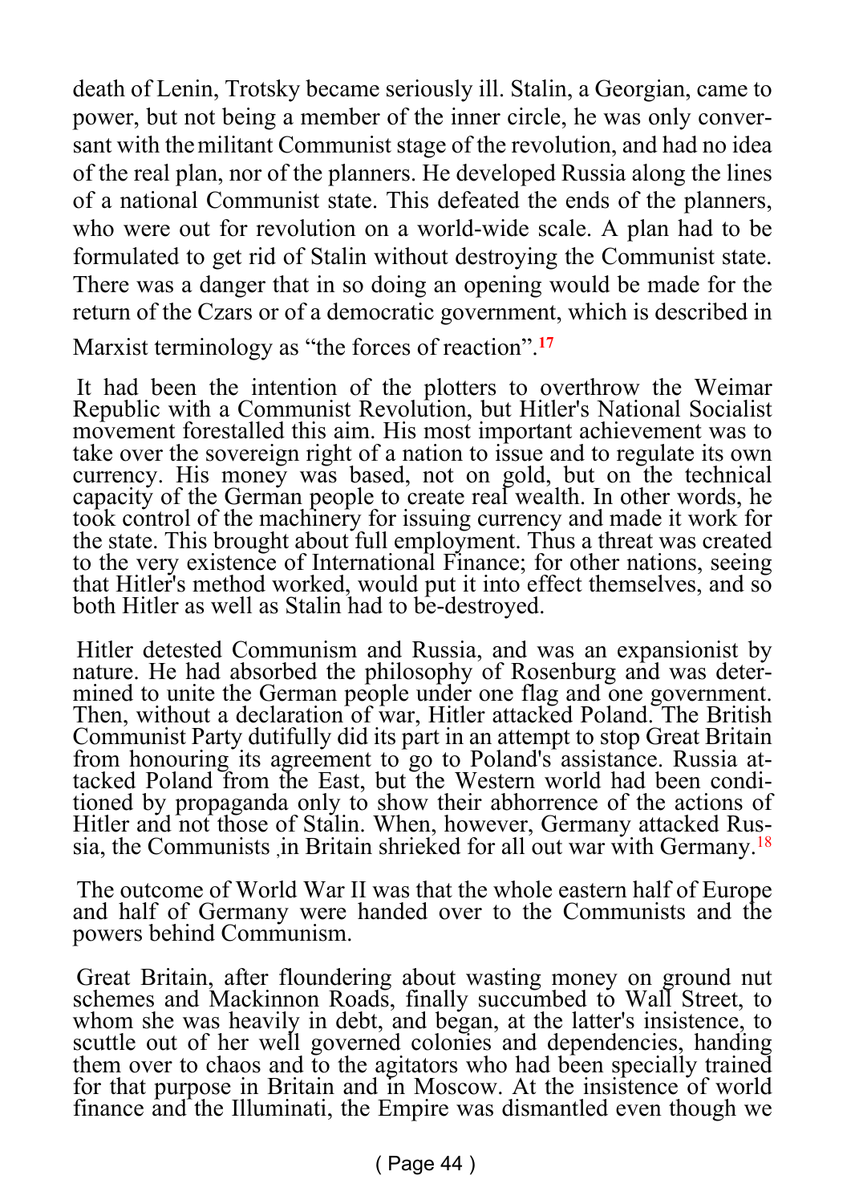death of Lenin, Trotsky became seriously ill. Stalin, a Georgian, came to power, but not being a member of the inner circle, he was only conversant with the militant Communist stage of the revolution, and had no idea of the real plan, nor of the planners. He developed Russia along the lines of a national Communist state. This defeated the ends of the planners, who were out for revolution on a world-wide scale. A plan had to be formulated to get rid of Stalin without destroying the Communist state. There was a danger that in so doing an opening would be made for the return of the Czars or of a democratic government, which is described in Marxist terminology as "the forces of reaction".[17]

It had been the intention of the plotters to overthrow the Weimar Republic with a Communist Revolution, but Hitler's National Socialist movement forestalled this aim. His most important achievement was to take over the sovereign right of a nation to issue and to regulate its own currency. His money was based, not on gold, but on the technical capacity of the German people to create real wealth. In other words, he took control of the machinery for issuing currency and made it work for the state. This brought about full employment. Thus a threat was created to the very existence of International Finance; for other nations, seeing that Hitler's method worked, would put it into effect themselves, and so both Hitler as well as Stalin had to be-destroyed.

Hitler detested Communism and Russia, and was an expansionist by nature. He had absorbed the philosophy of Rosenburg and was determined to unite the German people under one flag and one government. Then, without a declaration of war, Hitler attacked Poland. The British Communist Party dutifully did its part in an attempt to stop Great Britain from honouring its agreement to go to Poland's assistance. Russia attacked Poland from the East, but the Western world had been conditioned by propaganda only to show their abhorrence of the actions of Hitler and not those of Stalin. When, however, Germany attacked Russia, the Communists ,in Britain shrieked for all out war with Germany.[18]

The outcome of World War II was that the whole eastern half of Europe and half of Germany were handed over to the Communists and the powers behind Communism.

Great Britain, after floundering about wasting money on ground nut schemes and Mackinnon Roads, finally succumbed to Wall Street, to whom she was heavily in debt, and began, at the latter's insistence, to scuttle out of her well governed colonies and dependencies, handing them over to chaos and to the agitators who had been specially trained for that purpose in Britain and in Moscow. At the insistence of world finance and the Illuminati, the Empire was dismantled even though we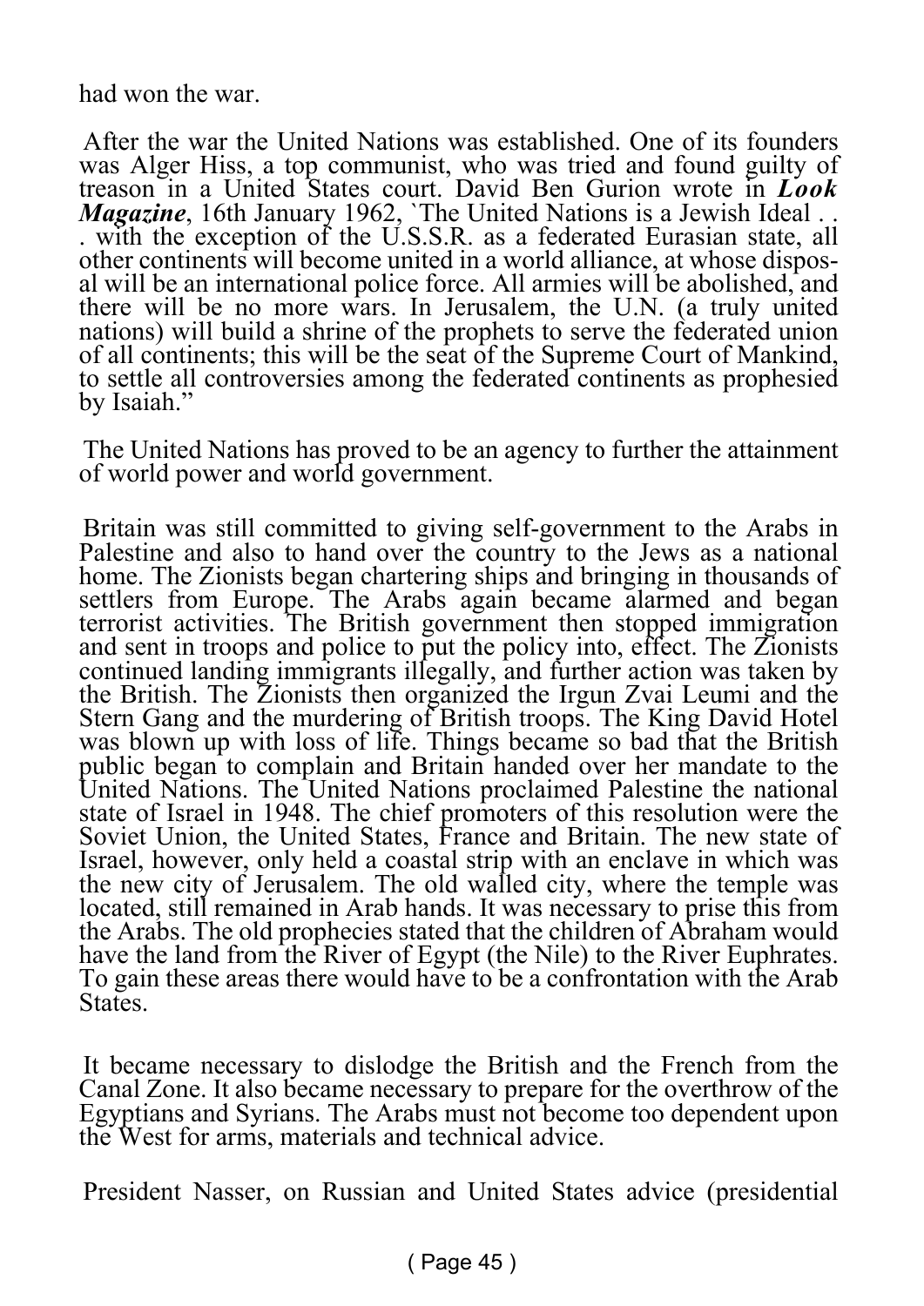had won the war.

After the war the United Nations was established. One of its founders was Alger Hiss, a top communist, who was tried and found guilty of treason in a United States court. David Ben Gurion wrote in ***Look Magazine***, 16th January 1962, `The United Nations is a Jewish Ideal . . . with the exception of the U.S.S.R. as a federated Eurasian state, all other continents will become united in a world alliance, at whose disposal will be an international police force. All armies will be abolished, and there will be no more wars. In Jerusalem, the U.N. (a truly united nations) will build a shrine of the prophets to serve the federated union of all continents; this will be the seat of the Supreme Court of Mankind, to settle all controversies among the federated continents as prophesied by Isaiah."

The United Nations has proved to be an agency to further the attainment of world power and world government.

Britain was still committed to giving self-government to the Arabs in Palestine and also to hand over the country to the Jews as a national home. The Zionists began chartering ships and bringing in thousands of settlers from Europe. The Arabs again became alarmed and began terrorist activities. The British government then stopped immigration and sent in troops and police to put the policy into, effect. The Zionists continued landing immigrants illegally, and further action was taken by the British. The Zionists then organized the Irgun Zvai Leumi and the Stern Gang and the murdering of British troops. The King David Hotel was blown up with loss of life. Things became so bad that the British public began to complain and Britain handed over her mandate to the United Nations. The United Nations proclaimed Palestine the national state of Israel in 1948. The chief promoters of this resolution were the Soviet Union, the United States, France and Britain. The new state of Israel, however, only held a coastal strip with an enclave in which was the new city of Jerusalem. The old walled city, where the temple was located, still remained in Arab hands. It was necessary to prise this from the Arabs. The old prophecies stated that the children of Abraham would have the land from the River of Egypt (the Nile) to the River Euphrates. To gain these areas there would have to be a confrontation with the Arab States.

It became necessary to dislodge the British and the French from the Canal Zone. It also became necessary to prepare for the overthrow of the Egyptians and Syrians. The Arabs must not become too dependent upon the West for arms, materials and technical advice.

President Nasser, on Russian and United States advice (presidential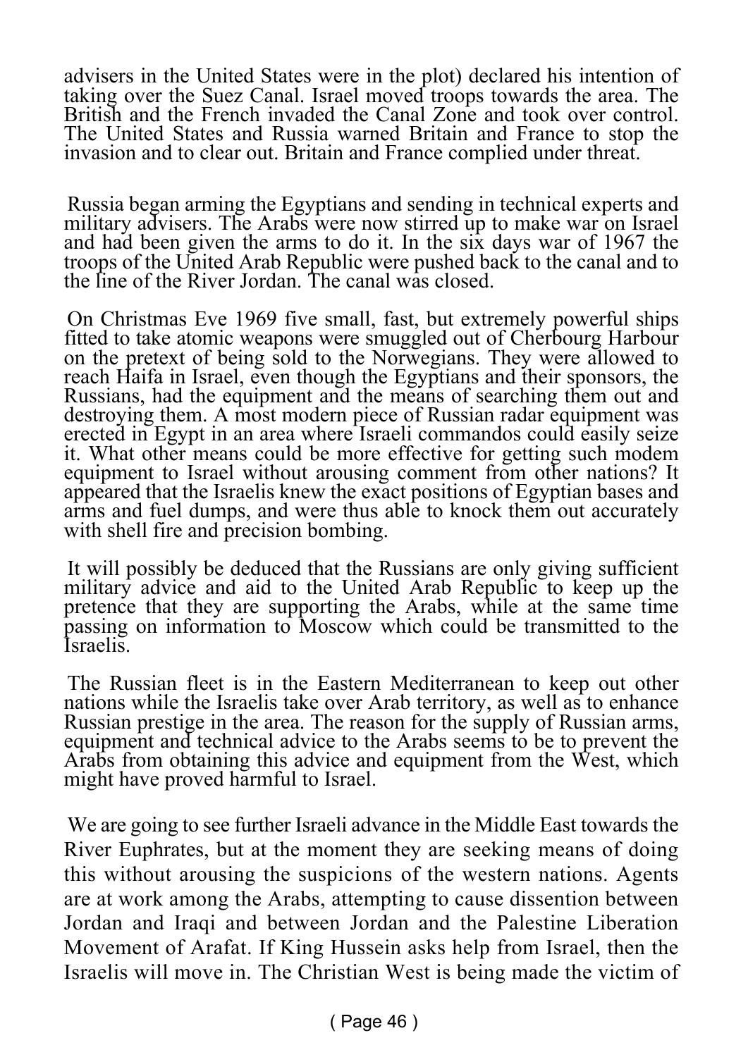advisers in the United States were in the plot) declared his intention of taking over the Suez Canal. Israel moved troops towards the area. The British and the French invaded the Canal Zone and took over control. The United States and Russia warned Britain and France to stop the invasion and to clear out. Britain and France complied under threat.

Russia began arming the Egyptians and sending in technical experts and military advisers. The Arabs were now stirred up to make war on Israel and had been given the arms to do it. In the six days war of 1967 the troops of the United Arab Republic were pushed back to the canal and to the line of the River Jordan. The canal was closed.

On Christmas Eve 1969 five small, fast, but extremely powerful ships fitted to take atomic weapons were smuggled out of Cherbourg Harbour on the pretext of being sold to the Norwegians. They were allowed to reach Haifa in Israel, even though the Egyptians and their sponsors, the Russians, had the equipment and the means of searching them out and destroying them. A most modern piece of Russian radar equipment was erected in Egypt in an area where Israeli commandos could easily seize it. What other means could be more effective for getting such modem equipment to Israel without arousing comment from other nations? It appeared that the Israelis knew the exact positions of Egyptian bases and arms and fuel dumps, and were thus able to knock them out accurately with shell fire and precision bombing.

It will possibly be deduced that the Russians are only giving sufficient military advice and aid to the United Arab Republic to keep up the pretence that they are supporting the Arabs, while at the same time passing on information to Moscow which could be transmitted to the Israelis.

The Russian fleet is in the Eastern Mediterranean to keep out other nations while the Israelis take over Arab territory, as well as to enhance Russian prestige in the area. The reason for the supply of Russian arms, equipment and technical advice to the Arabs seems to be to prevent the Arabs from obtaining this advice and equipment from the West, which might have proved harmful to Israel.

We are going to see further Israeli advance in the Middle East towards the River Euphrates, but at the moment they are seeking means of doing this without arousing the suspicions of the western nations. Agents are at work among the Arabs, attempting to cause dissention between Jordan and Iraqi and between Jordan and the Palestine Liberation Movement of Arafat. If King Hussein asks help from Israel, then the Israelis will move in. The Christian West is being made the victim of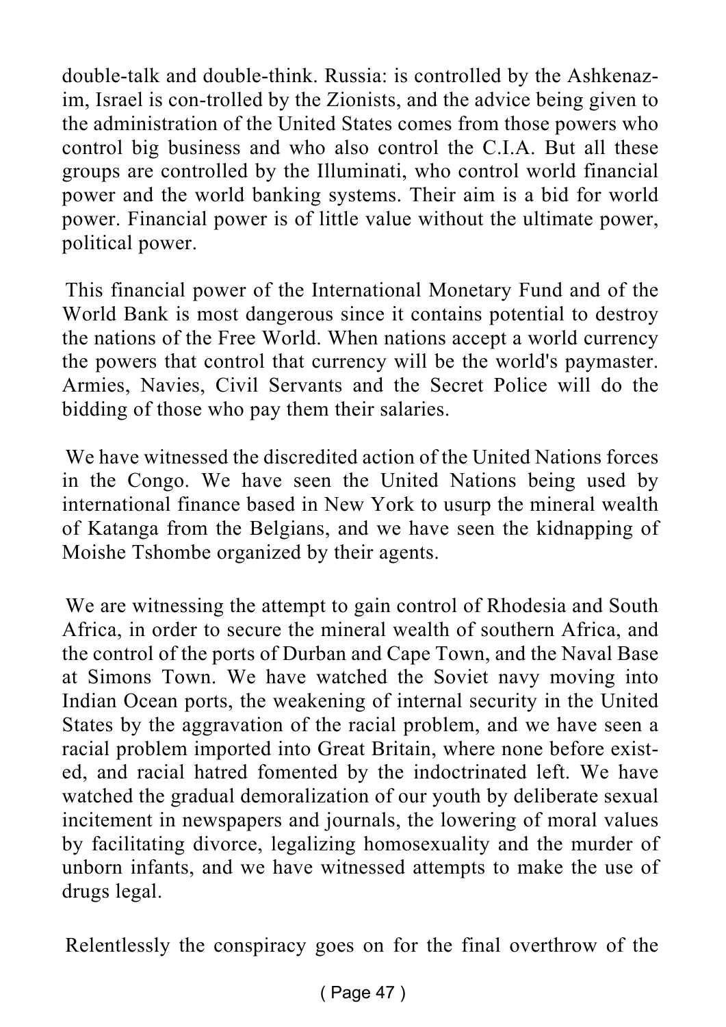double-talk and double-think. Russia: is controlled by the Ashkenazim, Israel is con-trolled by the Zionists, and the advice being given to the administration of the United States comes from those powers who control big business and who also control the C.I.A. But all these groups are controlled by the Illuminati, who control world financial power and the world banking systems. Their aim is a bid for world power. Financial power is of little value without the ultimate power, political power.

This financial power of the International Monetary Fund and of the World Bank is most dangerous since it contains potential to destroy the nations of the Free World. When nations accept a world currency the powers that control that currency will be the world's paymaster. Armies, Navies, Civil Servants and the Secret Police will do the bidding of those who pay them their salaries.

We have witnessed the discredited action of the United Nations forces in the Congo. We have seen the United Nations being used by international finance based in New York to usurp the mineral wealth of Katanga from the Belgians, and we have seen the kidnapping of Moishe Tshombe organized by their agents.

We are witnessing the attempt to gain control of Rhodesia and South Africa, in order to secure the mineral wealth of southern Africa, and the control of the ports of Durban and Cape Town, and the Naval Base at Simons Town. We have watched the Soviet navy moving into Indian Ocean ports, the weakening of internal security in the United States by the aggravation of the racial problem, and we have seen a racial problem imported into Great Britain, where none before existed, and racial hatred fomented by the indoctrinated left. We have watched the gradual demoralization of our youth by deliberate sexual incitement in newspapers and journals, the lowering of moral values by facilitating divorce, legalizing homosexuality and the murder of unborn infants, and we have witnessed attempts to make the use of drugs legal.

Relentlessly the conspiracy goes on for the final overthrow of the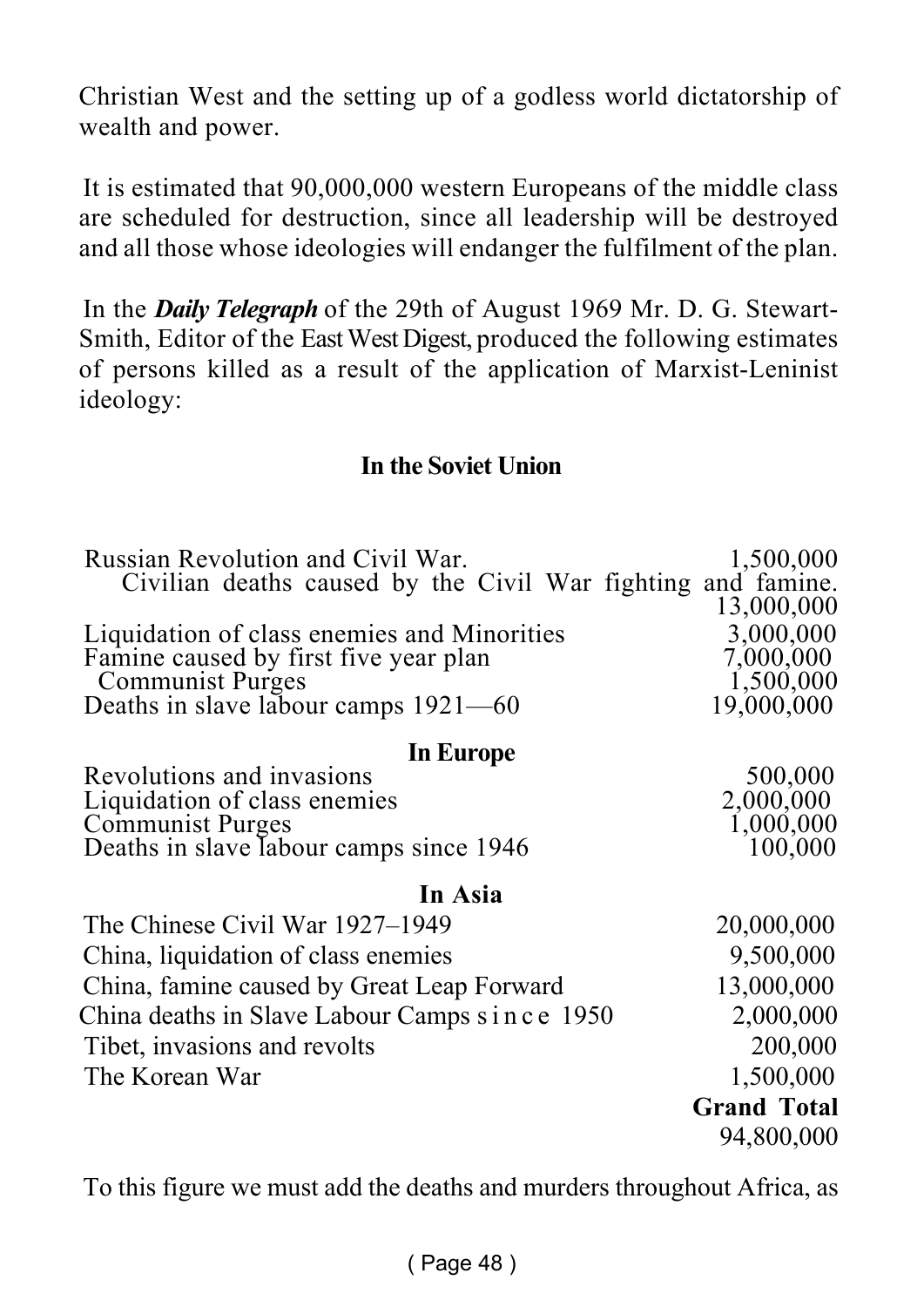Christian West and the setting up of a godless world dictatorship of wealth and power.

It is estimated that 90,000,000 western Europeans of the middle class are scheduled for destruction, since all leadership will be destroyed and all those whose ideologies will endanger the fulfilment of the plan.

In the ***Daily Telegraph*** of the 29th of August 1969 Mr. D. G. Stewart-Smith, Editor of the East West Digest, produced the following estimates of persons killed as a result of the application of Marxist-Leninist ideology:

**In the Soviet Union**

| | |
|---|---|
| Russian Revolution and Civil War. | 1,500,000 |
| Civilian deaths caused by the Civil War fighting and famine. | 13,000,000 |
| Liquidation of class enemies and Minorities | 3,000,000 |
| Famine caused by first five year plan | 7,000,000 |
| Communist Purges | 1,500,000 |
| Deaths in slave labour camps 1921—60 | 19,000,000 |
| **In Europe** | |
| Revolutions and invasions | 500,000 |
| Liquidation of class enemies | 2,000,000 |
| Communist Purges | 1,000,000 |
| Deaths in slave labour camps since 1946 | 100,000 |
| **In Asia** | |
| The Chinese Civil War 1927–1949 | 20,000,000 |
| China, liquidation of class enemies | 9,500,000 |
| China, famine caused by Great Leap Forward | 13,000,000 |
| China deaths in Slave Labour Camps since 1950 | 2,000,000 |
| Tibet, invasions and revolts | 200,000 |
| The Korean War | 1,500,000 |
| | **Grand Total** |
| | 94,800,000 |

To this figure we must add the deaths and murders throughout Africa, as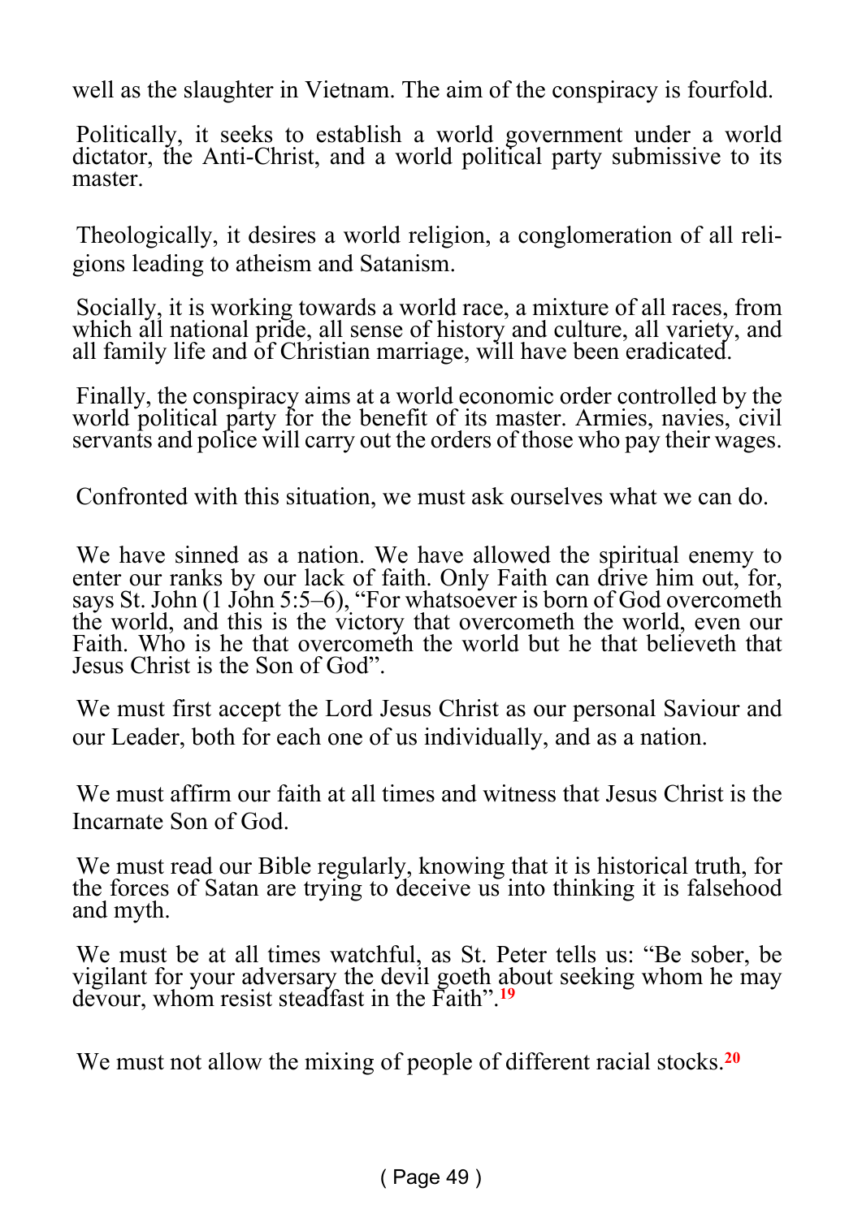well as the slaughter in Vietnam. The aim of the conspiracy is fourfold.

Politically, it seeks to establish a world government under a world dictator, the Anti-Christ, and a world political party submissive to its master.

Theologically, it desires a world religion, a conglomeration of all religions leading to atheism and Satanism.

Socially, it is working towards a world race, a mixture of all races, from which all national pride, all sense of history and culture, all variety, and all family life and of Christian marriage, will have been eradicated.

Finally, the conspiracy aims at a world economic order controlled by the world political party for the benefit of its master. Armies, navies, civil servants and police will carry out the orders of those who pay their wages.

Confronted with this situation, we must ask ourselves what we can do.

We have sinned as a nation. We have allowed the spiritual enemy to enter our ranks by our lack of faith. Only Faith can drive him out, for, says St. John (1 John 5:5–6), "For whatsoever is born of God overcometh the world, and this is the victory that overcometh the world, even our Faith. Who is he that overcometh the world but he that believeth that Jesus Christ is the Son of God".

We must first accept the Lord Jesus Christ as our personal Saviour and our Leader, both for each one of us individually, and as a nation.

We must affirm our faith at all times and witness that Jesus Christ is the Incarnate Son of God.

We must read our Bible regularly, knowing that it is historical truth, for the forces of Satan are trying to deceive us into thinking it is falsehood and myth.

We must be at all times watchful, as St. Peter tells us: "Be sober, be vigilant for your adversary the devil goeth about seeking whom he may devour, whom resist steadfast in the Faith".[19]

We must not allow the mixing of people of different racial stocks.[20]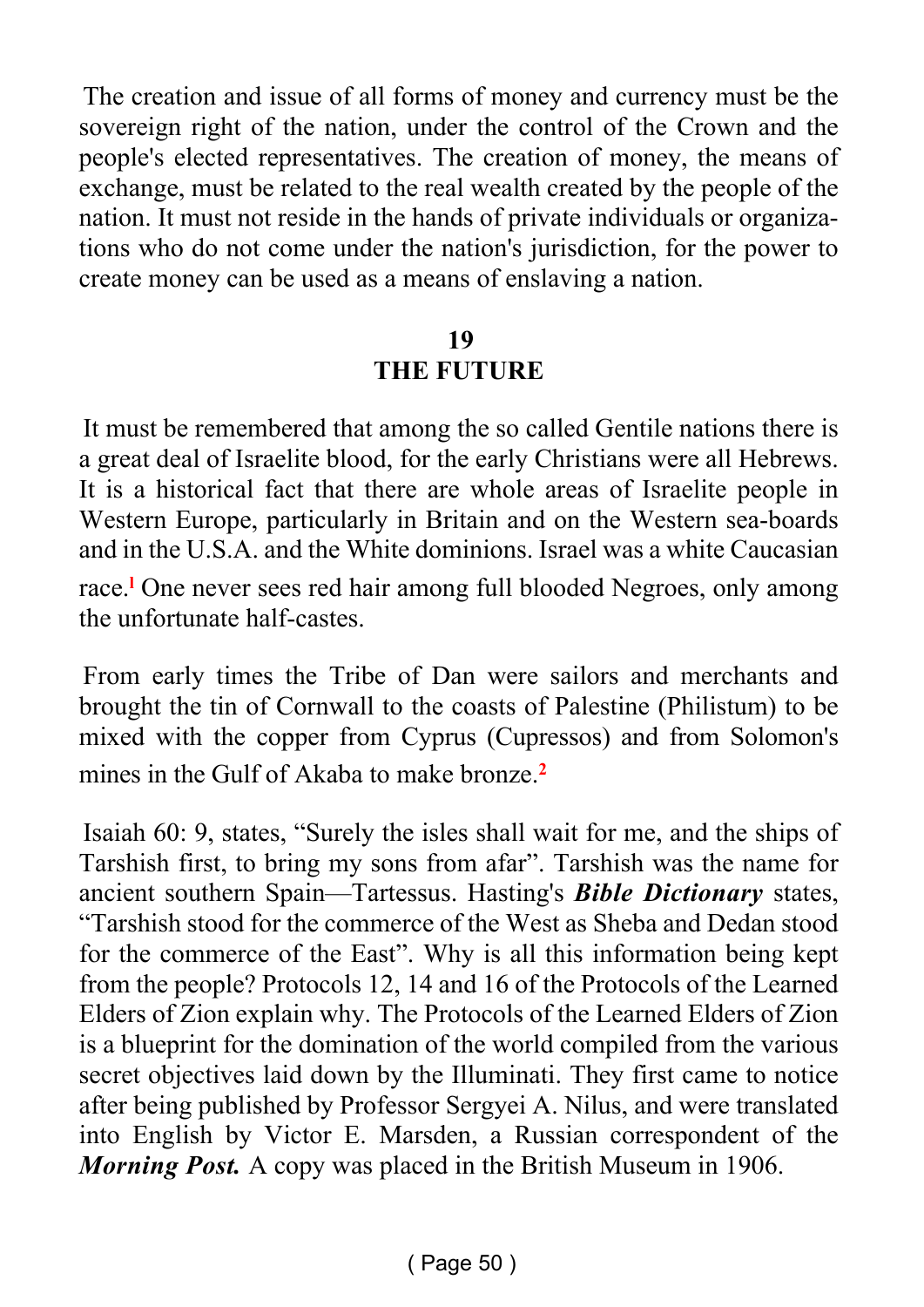The creation and issue of all forms of money and currency must be the sovereign right of the nation, under the control of the Crown and the people's elected representatives. The creation of money, the means of exchange, must be related to the real wealth created by the people of the nation. It must not reside in the hands of private individuals or organizations who do not come under the nation's jurisdiction, for the power to create money can be used as a means of enslaving a nation.

## 19
## THE FUTURE

It must be remembered that among the so called Gentile nations there is a great deal of Israelite blood, for the early Christians were all Hebrews. It is a historical fact that there are whole areas of Israelite people in Western Europe, particularly in Britain and on the Western sea-boards and in the U.S.A. and the White dominions. Israel was a white Caucasian race.[1] One never sees red hair among full blooded Negroes, only among the unfortunate half-castes.

From early times the Tribe of Dan were sailors and merchants and brought the tin of Cornwall to the coasts of Palestine (Philistum) to be mixed with the copper from Cyprus (Cupressos) and from Solomon's mines in the Gulf of Akaba to make bronze.[2]

Isaiah 60: 9, states, "Surely the isles shall wait for me, and the ships of Tarshish first, to bring my sons from afar". Tarshish was the name for ancient southern Spain—Tartessus. Hasting's ***Bible Dictionary*** states, "Tarshish stood for the commerce of the West as Sheba and Dedan stood for the commerce of the East". Why is all this information being kept from the people? Protocols 12, 14 and 16 of the Protocols of the Learned Elders of Zion explain why. The Protocols of the Learned Elders of Zion is a blueprint for the domination of the world compiled from the various secret objectives laid down by the Illuminati. They first came to notice after being published by Professor Sergyei A. Nilus, and were translated into English by Victor E. Marsden, a Russian correspondent of the ***Morning Post.*** A copy was placed in the British Museum in 1906.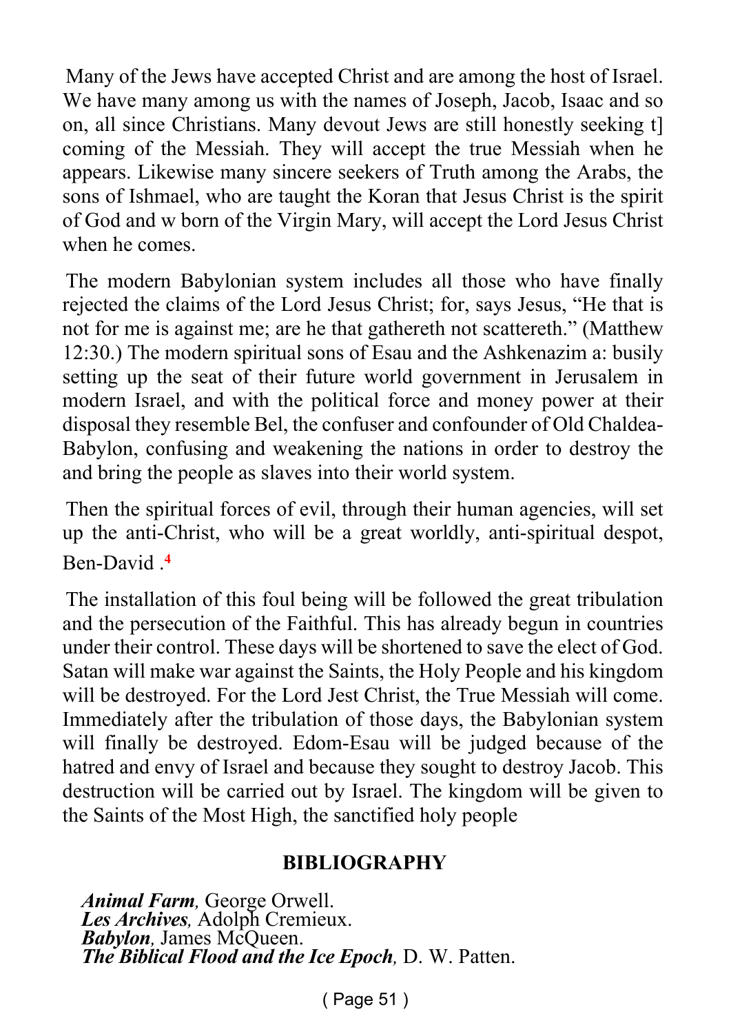Many of the Jews have accepted Christ and are among the host of Israel. We have many among us with the names of Joseph, Jacob, Isaac and so on, all since Christians. Many devout Jews are still honestly seeking t] coming of the Messiah. They will accept the true Messiah when he appears. Likewise many sincere seekers of Truth among the Arabs, the sons of Ishmael, who are taught the Koran that Jesus Christ is the spirit of God and w born of the Virgin Mary, will accept the Lord Jesus Christ when he comes.

The modern Babylonian system includes all those who have finally rejected the claims of the Lord Jesus Christ; for, says Jesus, "He that is not for me is against me; are he that gathereth not scattereth." (Matthew 12:30.) The modern spiritual sons of Esau and the Ashkenazim a: busily setting up the seat of their future world government in Jerusalem in modern Israel, and with the political force and money power at their disposal they resemble Bel, the confuser and confounder of Old Chaldea-Babylon, confusing and weakening the nations in order to destroy the and bring the people as slaves into their world system.

Then the spiritual forces of evil, through their human agencies, will set up the anti-Christ, who will be a great worldly, anti-spiritual despot, Ben-David .[4]

The installation of this foul being will be followed the great tribulation and the persecution of the Faithful. This has already begun in countries under their control. These days will be shortened to save the elect of God. Satan will make war against the Saints, the Holy People and his kingdom will be destroyed. For the Lord Jest Christ, the True Messiah will come. Immediately after the tribulation of those days, the Babylonian system will finally be destroyed. Edom-Esau will be judged because of the hatred and envy of Israel and because they sought to destroy Jacob. This destruction will be carried out by Israel. The kingdom will be given to the Saints of the Most High, the sanctified holy people

## BIBLIOGRAPHY

***Animal Farm,*** George Orwell.
***Les Archives,*** Adolph Cremieux.
***Babylon,*** James McQueen.
***The Biblical Flood and the Ice Epoch,*** D. W. Patten.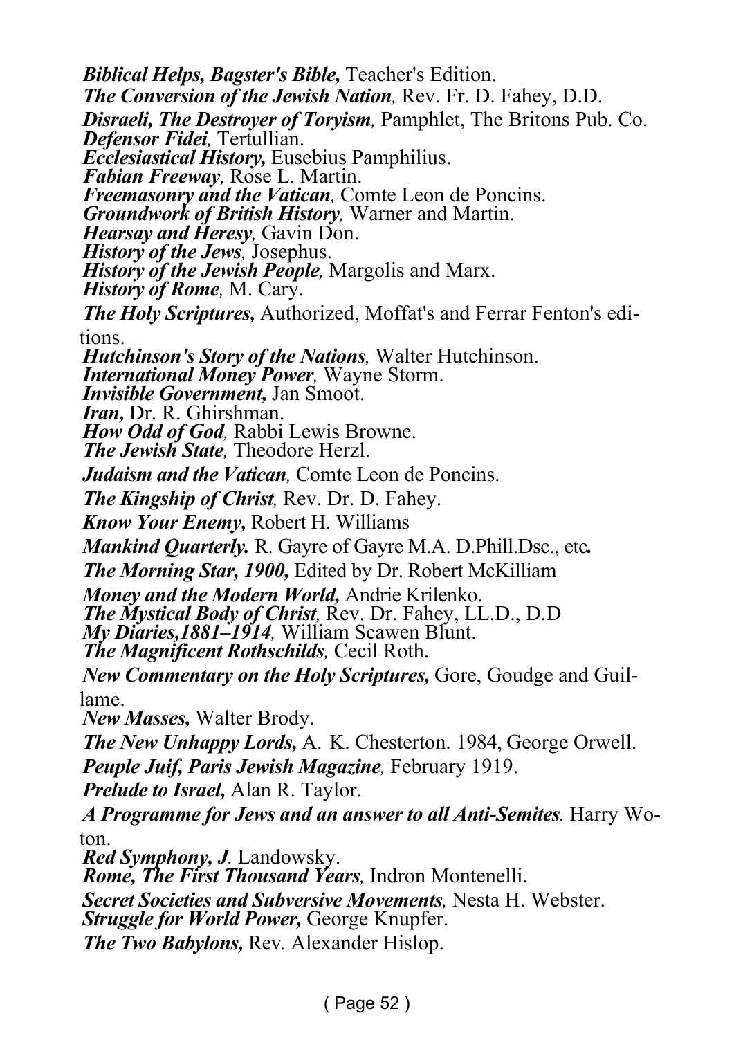***Biblical Helps, Bagster's Bible,*** Teacher's Edition.
***The Conversion of the Jewish Nation,*** Rev. Fr. D. Fahey, D.D.
***Disraeli, The Destroyer of Toryism,*** Pamphlet, The Britons Pub. Co.
***Defensor Fidei,*** Tertullian.
***Ecclesiastical History,*** Eusebius Pamphilius.
***Fabian Freeway,*** Rose L. Martin.
***Freemasonry and the Vatican,*** Comte Leon de Poncins.
***Groundwork of British History,*** Warner and Martin.
***Hearsay and Heresy,*** Gavin Don.
***History of the Jews,*** Josephus.
***History of the Jewish People,*** Margolis and Marx.
***History of Rome,*** M. Cary.
***The Holy Scriptures,*** Authorized, Moffat's and Ferrar Fenton's editions.
***Hutchinson's Story of the Nations,*** Walter Hutchinson.
***International Money Power,*** Wayne Storm.
***Invisible Government,*** Jan Smoot.
***Iran,*** Dr. R. Ghirshman.
***How Odd of God,*** Rabbi Lewis Browne.
***The Jewish State,*** Theodore Herzl.
***Judaism and the Vatican,*** Comte Leon de Poncins.
***The Kingship of Christ,*** Rev. Dr. D. Fahey.
***Know Your Enemy,*** Robert H. Williams
***Mankind Quarterly.*** R. Gayre of Gayre M.A. D.Phill.Dsc., etc**.**
***The Morning Star, 1900,*** Edited by Dr. Robert McKilliam
***Money and the Modern World,*** Andrie Krilenko.
***The Mystical Body of Christ,*** Rev. Dr. Fahey, LL.D., D.D
***My Diaries,1881–1914,*** William Scawen Blunt.
***The Magnificent Rothschilds,*** Cecil Roth.
***New Commentary on the Holy Scriptures,*** Gore, Goudge and Guillame.
***New Masses,*** Walter Brody.
***The New Unhappy Lords,*** A. K. Chesterton. 1984, George Orwell.
***Peuple Juif, Paris Jewish Magazine,*** February 1919.
***Prelude to Israel,*** Alan R. Taylor.
***A Programme for Jews and an answer to all Anti-Semites.*** Harry Woton.
***Red Symphony, J.*** Landowsky.
***Rome, The First Thousand Years,*** Indron Montenelli.
***Secret Societies and Subversive Movements,*** Nesta H. Webster.
***Struggle for World Power,*** George Knupfer.
***The Two Babylons,*** Rev. Alexander Hislop.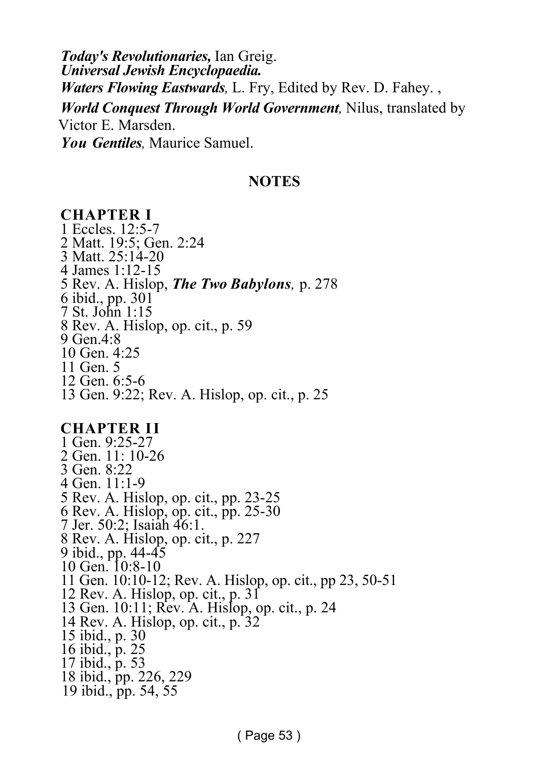***Today's Revolutionaries,*** Ian Greig.
***Universal Jewish Encyclopaedia.***
***Waters Flowing Eastwards,*** L. Fry, Edited by Rev. D. Fahey. ,
***World Conquest Through World Government,*** Nilus, translated by Victor E. Marsden.
***You Gentiles,*** Maurice Samuel.

## NOTES

### CHAPTER I

1 Eccles. 12:5-7
2 Matt. 19:5; Gen. 2:24
3 Matt. 25:14-20
4 James 1:12-15
5 Rev. A. Hislop, ***The Two Babylons,*** p. 278
6 ibid., pp. 301
7 St. John 1:15
8 Rev. A. Hislop, op. cit., p. 59
9 Gen.4:8
10 Gen. 4:25
11 Gen. 5
12 Gen. 6:5-6
13 Gen. 9:22; Rev. A. Hislop, op. cit., p. 25

### CHAPTER II

1 Gen. 9:25-27
2 Gen. 11: 10-26
3 Gen. 8:22
4 Gen. 11:1-9
5 Rev. A. Hislop, op. cit., pp. 23-25
6 Rev. A. Hislop, op. cit., pp. 25-30
7 Jer. 50:2; Isaiah 46:1.
8 Rev. A. Hislop, op. cit., p. 227
9 ibid., pp. 44-45
10 Gen. 10:8-10
11 Gen. 10:10-12; Rev. A. Hislop, op. cit., pp 23, 50-51
12 Rev. A. Hislop, op. cit., p. 31
13 Gen. 10:11; Rev. A. Hislop, op. cit., p. 24
14 Rev. A. Hislop, op. cit., p. 32
15 ibid., p. 30
16 ibid., p. 25
17 ibid., p. 53
18 ibid., pp. 226, 229
19 ibid., pp. 54, 55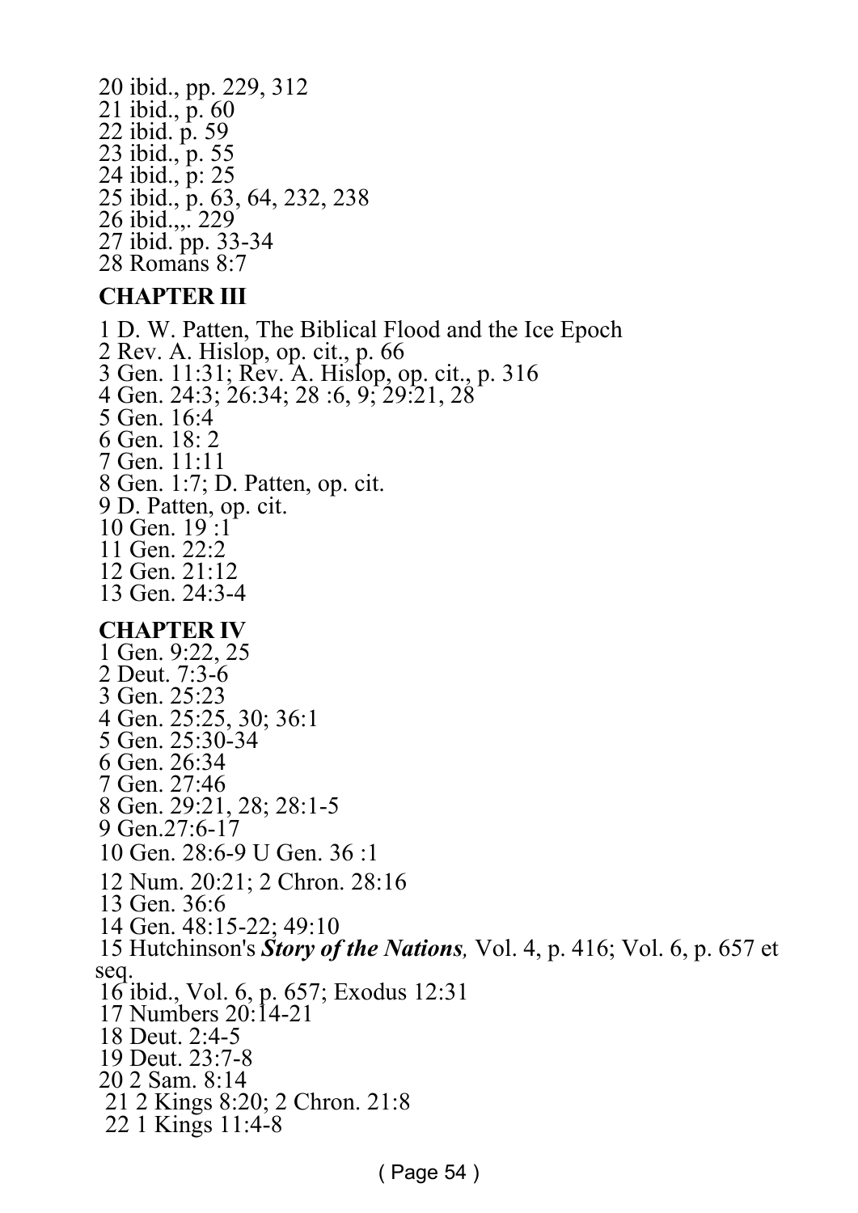20 ibid., pp. 229, 312
21 ibid., p. 60
22 ibid. p. 59
23 ibid., p. 55
24 ibid., p: 25
25 ibid., p. 63, 64, 232, 238
26 ibid.,,. 229
27 ibid. pp. 33-34
28 Romans 8:7

**CHAPTER III**

1 D. W. Patten, The Biblical Flood and the Ice Epoch
2 Rev. A. Hislop, op. cit., p. 66
3 Gen. 11:31; Rev. A. Hislop, op. cit., p. 316
4 Gen. 24:3; 26:34; 28 :6, 9; 29:21, 28
5 Gen. 16:4
6 Gen. 18: 2
7 Gen. 11:11
8 Gen. 1:7; D. Patten, op. cit.
9 D. Patten, op. cit.
10 Gen. 19 :1
11 Gen. 22:2
12 Gen. 21:12
13 Gen. 24:3-4

**CHAPTER IV**

1 Gen. 9:22, 25
2 Deut. 7:3-6
3 Gen. 25:23
4 Gen. 25:25, 30; 36:1
5 Gen. 25:30-34
6 Gen. 26:34
7 Gen. 27:46
8 Gen. 29:21, 28; 28:1-5
9 Gen.27:6-17
10 Gen. 28:6-9 U Gen. 36 :1
12 Num. 20:21; 2 Chron. 28:16
13 Gen. 36:6
14 Gen. 48:15-22; 49:10
15 Hutchinson's ***Story of the Nations,*** Vol. 4, p. 416; Vol. 6, p. 657 et seq.
16 ibid., Vol. 6, p. 657; Exodus 12:31
17 Numbers 20:14-21
18 Deut. 2:4-5
19 Deut. 23:7-8
20 2 Sam. 8:14
21 2 Kings 8:20; 2 Chron. 21:8
22 1 Kings 11:4-8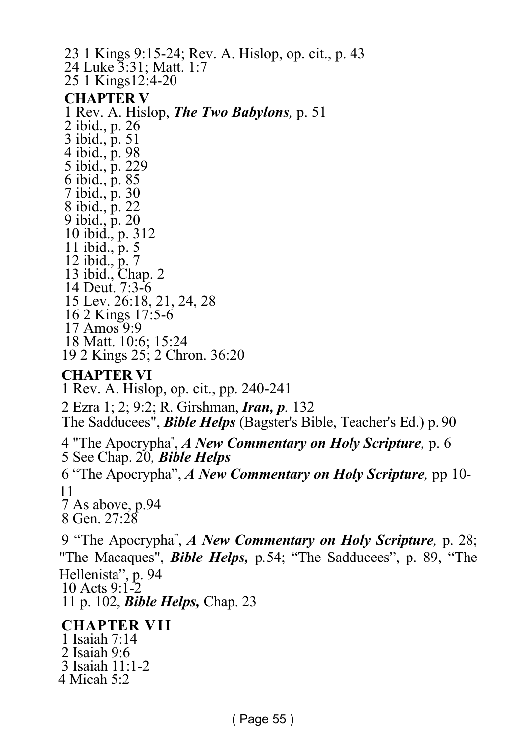23 1 Kings 9:15-24; Rev. A. Hislop, op. cit., p. 43
24 Luke 3:31; Matt. 1:7
25 1 Kings12:4-20

## CHAPTER V

1 Rev. A. Hislop, ***The Two Babylons,*** p. 51
2 ibid., p. 26
3 ibid., p. 51
4 ibid., p. 98
5 ibid., p. 229
6 ibid., p. 85
7 ibid., p. 30
8 ibid., p. 22
9 ibid., p. 20
10 ibid., p. 312
11 ibid., p. 5
12 ibid., p. 7
13 ibid., Chap. 2
14 Deut. 7:3-6
15 Lev. 26:18, 21, 24, 28
16 2 Kings 17:5-6
17 Amos 9:9
18 Matt. 10:6; 15:24
19 2 Kings 25; 2 Chron. 36:20

## CHAPTER VI

1 Rev. A. Hislop, op. cit., pp. 240-241

2 Ezra 1; 2; 9:2; R. Girshman, ***Iran, p.*** 132
The Sadducees", ***Bible Helps*** (Bagster's Bible, Teacher's Ed.) p. 90

4 "The Apocrypha", ***A New Commentary on Holy Scripture,*** p. 6
5 See Chap. 20, ***Bible Helps***

6 "The Apocrypha", ***A New Commentary on Holy Scripture,*** pp 10-11

7 As above, p.94
8 Gen. 27:28

9 "The Apocrypha", ***A New Commentary on Holy Scripture,*** p. 28; "The Macaques", ***Bible Helps,*** p.54; "The Sadducees", p. 89, "The Hellenista", p. 94
10 Acts 9:1-2
11 p. 102, ***Bible Helps,*** Chap. 23

## CHAPTER VII

1 Isaiah 7:14
2 Isaiah 9:6
3 Isaiah 11:1-2
4 Micah 5:2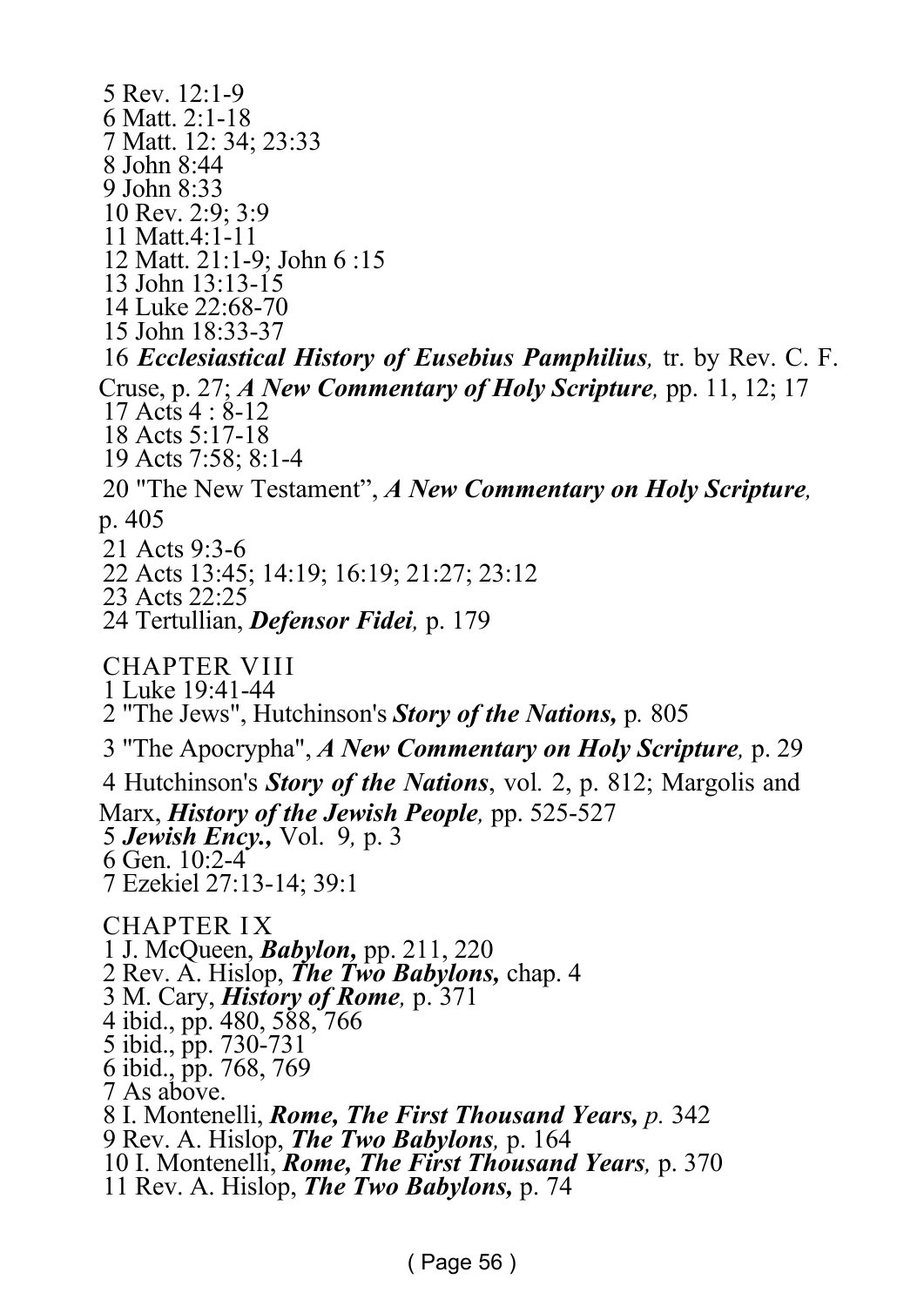5 Rev. 12:1-9  
6 Matt. 2:1-18  
7 Matt. 12: 34; 23:33  
8 John 8:44  
9 John 8:33  
10 Rev. 2:9; 3:9  
11 Matt.4:1-11  
12 Matt. 21:1-9; John 6 :15  
13 John 13:13-15  
14 Luke 22:68-70  
15 John 18:33-37  
16 ***Ecclesiastical History of Eusebius Pamphilius,*** tr. by Rev. C. F. Cruse, p. 27; ***A New Commentary of Holy Scripture,*** pp. 11, 12; 17  
17 Acts 4 : 8-12  
18 Acts 5:17-18  
19 Acts 7:58; 8:1-4  
20 "The New Testament", ***A New Commentary on Holy Scripture,*** p. 405  
21 Acts 9:3-6  
22 Acts 13:45; 14:19; 16:19; 21:27; 23:12  
23 Acts 22:25  
24 Tertullian, ***Defensor Fidei,*** p. 179

## CHAPTER VIII

1 Luke 19:41-44  
2 "The Jews", Hutchinson's ***Story of the Nations,*** p. 805  
3 "The Apocrypha", ***A New Commentary on Holy Scripture,*** p. 29  
4 Hutchinson's ***Story of the Nations***, vol. 2, p. 812; Margolis and Marx, ***History of the Jewish People,*** pp. 525-527  
5 ***Jewish Ency.,*** Vol. 9, p. 3  
6 Gen. 10:2-4  
7 Ezekiel 27:13-14; 39:1

## CHAPTER IX

1 J. McQueen, ***Babylon,*** pp. 211, 220  
2 Rev. A. Hislop, ***The Two Babylons,*** chap. 4  
3 M. Cary, ***History of Rome,*** p. 371  
4 ibid., pp. 480, 588, 766  
5 ibid., pp. 730-731  
6 ibid., pp. 768, 769  
7 As above.  
8 I. Montenelli, ***Rome, The First Thousand Years,*** *p.* 342  
9 Rev. A. Hislop, ***The Two Babylons,*** p. 164  
10 I. Montenelli, ***Rome, The First Thousand Years,*** p. 370  
11 Rev. A. Hislop, ***The Two Babylons,*** p. 74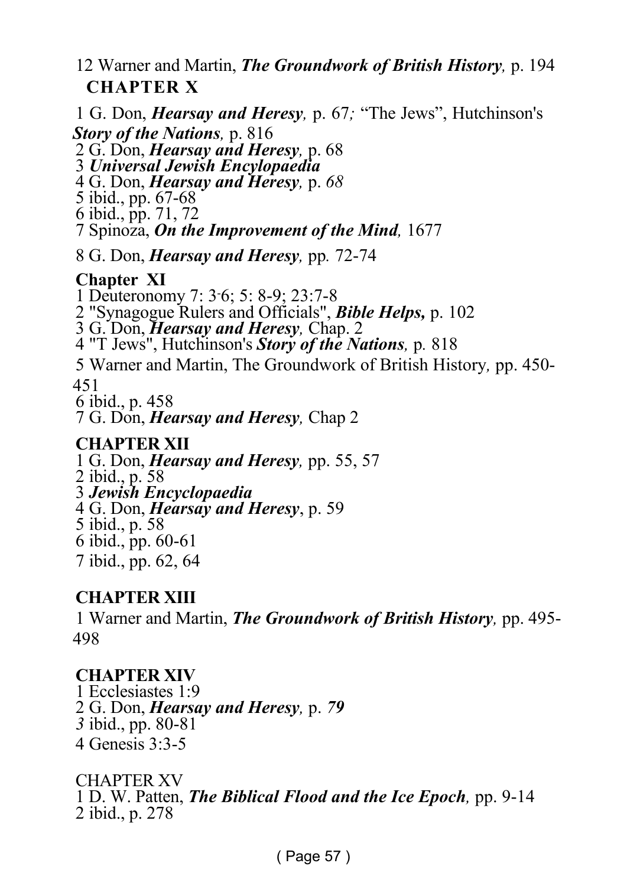12 Warner and Martin, ***The Groundwork of British History,*** p. 194

## CHAPTER X

1 G. Don, ***Hearsay and Heresy,*** p. 67*;* "The Jews", Hutchinson's ***Story of the Nations,*** p. 816
2 G. Don, ***Hearsay and Heresy,*** p. 68
3 ***Universal Jewish Encylopaedia***
4 G. Don, ***Hearsay and Heresy,*** p. *68*
5 ibid., pp. 67-68
6 ibid., pp. 71, 72
7 Spinoza, ***On the Improvement of the Mind,*** 1677
8 G. Don, ***Hearsay and Heresy,*** pp*.* 72-74

## Chapter XI

1 Deuteronomy 7: 3-6; 5: 8-9; 23:7-8
2 "Synagogue Rulers and Officials", ***Bible Helps,*** p. 102
3 G. Don, ***Hearsay and Heresy,*** Chap. 2
4 "T Jews", Hutchinson's ***Story of the Nations,*** p. 818
5 Warner and Martin, The Groundwork of British History*,* pp. 450-451
6 ibid., p. 458
7 G. Don, ***Hearsay and Heresy,*** Chap 2

## CHAPTER XII

1 G. Don, ***Hearsay and Heresy,*** pp. 55, 57
2 ibid., p. 58
3 ***Jewish Encyclopaedia***
4 G. Don, ***Hearsay and Heresy***, p. 59
5 ibid., p. 58
6 ibid., pp. 60-61
7 ibid., pp. 62, 64

## CHAPTER XIII

1 Warner and Martin, ***The Groundwork of British History,*** pp. 495-498

## CHAPTER XIV

1 Ecclesiastes 1:9
2 G. Don, ***Hearsay and Heresy,*** p. ***79***
*3* ibid., pp. 80-81
4 Genesis 3:3-5

## CHAPTER XV

1 D. W. Patten, ***The Biblical Flood and the Ice Epoch,*** pp. 9-14
2 ibid., p. 278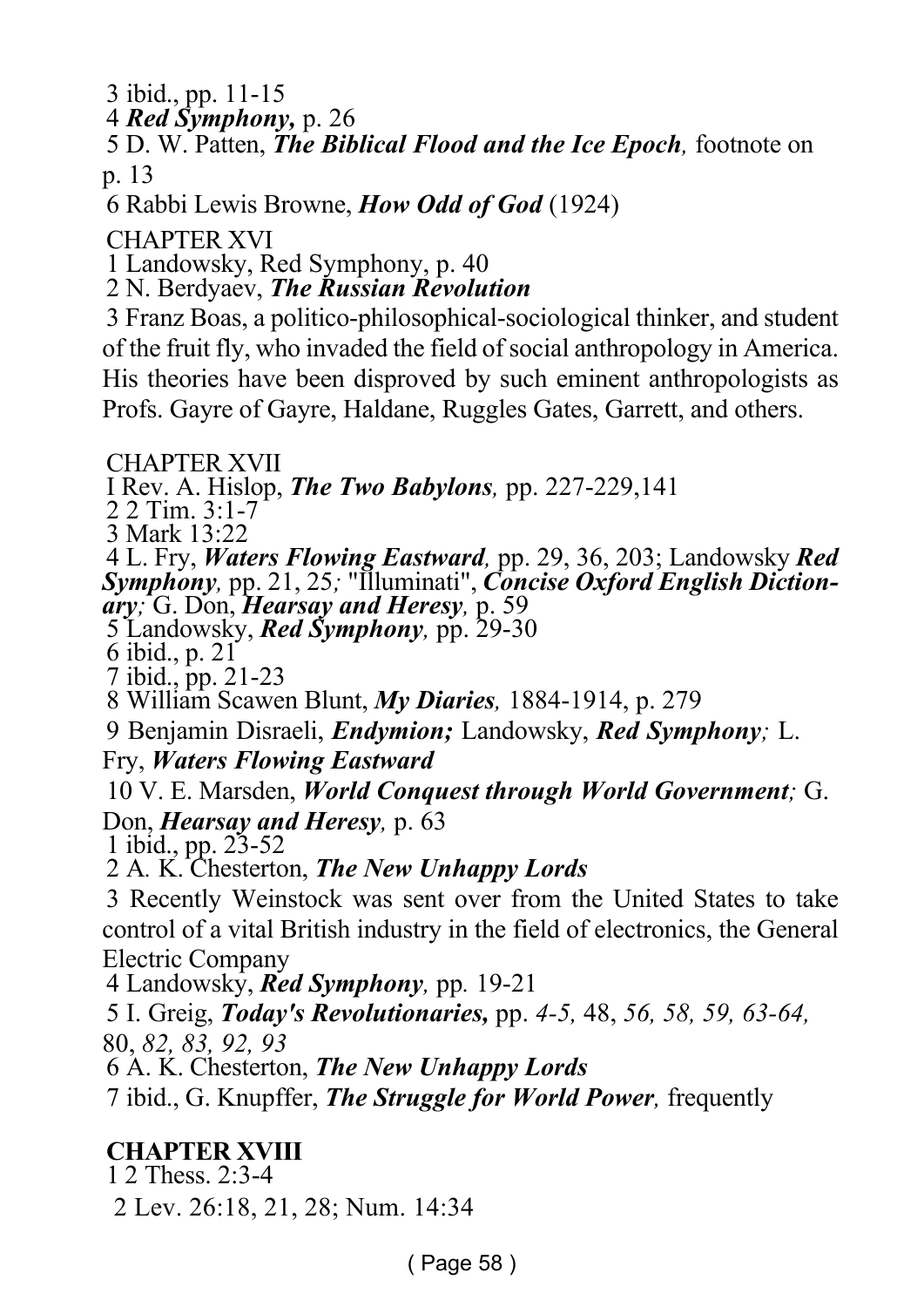3 ibid., pp. 11-15

4 ***Red Symphony,*** p. 26

5 D. W. Patten, ***The Biblical Flood and the Ice Epoch,*** footnote on p. 13

6 Rabbi Lewis Browne, ***How Odd of God*** (1924)

CHAPTER XVI

1 Landowsky, Red Symphony, p. 40

2 N. Berdyaev, ***The Russian Revolution***

3 Franz Boas, a politico-philosophical-sociological thinker, and student of the fruit fly, who invaded the field of social anthropology in America. His theories have been disproved by such eminent anthropologists as Profs. Gayre of Gayre, Haldane, Ruggles Gates, Garrett, and others.

CHAPTER XVII

I Rev. A. Hislop, ***The Two Babylons,*** pp. 227-229,141

2 2 Tim. 3:1-7

3 Mark 13:22

4 L. Fry, ***Waters Flowing Eastward,*** pp. 29, 36, 203; Landowsky ***Red Symphony,*** pp. 21, 25*;* "Illuminati", ***Concise Oxford English Dictionary;*** G. Don, ***Hearsay and Heresy,*** p. 59

5 Landowsky, ***Red Symphony,*** pp. 29-30

6 ibid., p. 21

7 ibid., pp. 21-23

8 William Scawen Blunt, ***My Diaries,*** 1884-1914, p. 279

9 Benjamin Disraeli, ***Endymion;*** Landowsky, ***Red Symphony;*** L. Fry, ***Waters Flowing Eastward***

10 V. E. Marsden, ***World Conquest through World Government;*** G. Don, ***Hearsay and Heresy,*** p. 63

1 ibid., pp. 23-52

2 A. K. Chesterton, ***The New Unhappy Lords***

3 Recently Weinstock was sent over from the United States to take control of a vital British industry in the field of electronics, the General Electric Company

4 Landowsky, ***Red Symphony,*** pp. 19-21

5 I. Greig, ***Today's Revolutionaries,*** pp. *4-5,* 48, *56, 58, 59, 63-64,* 80, *82, 83, 92, 93*

6 A. K. Chesterton, ***The New Unhappy Lords***

7 ibid., G. Knupffer, ***The Struggle for World Power,*** frequently

**CHAPTER XVIII**

1 2 Thess. 2:3-4

2 Lev. 26:18, 21, 28; Num. 14:34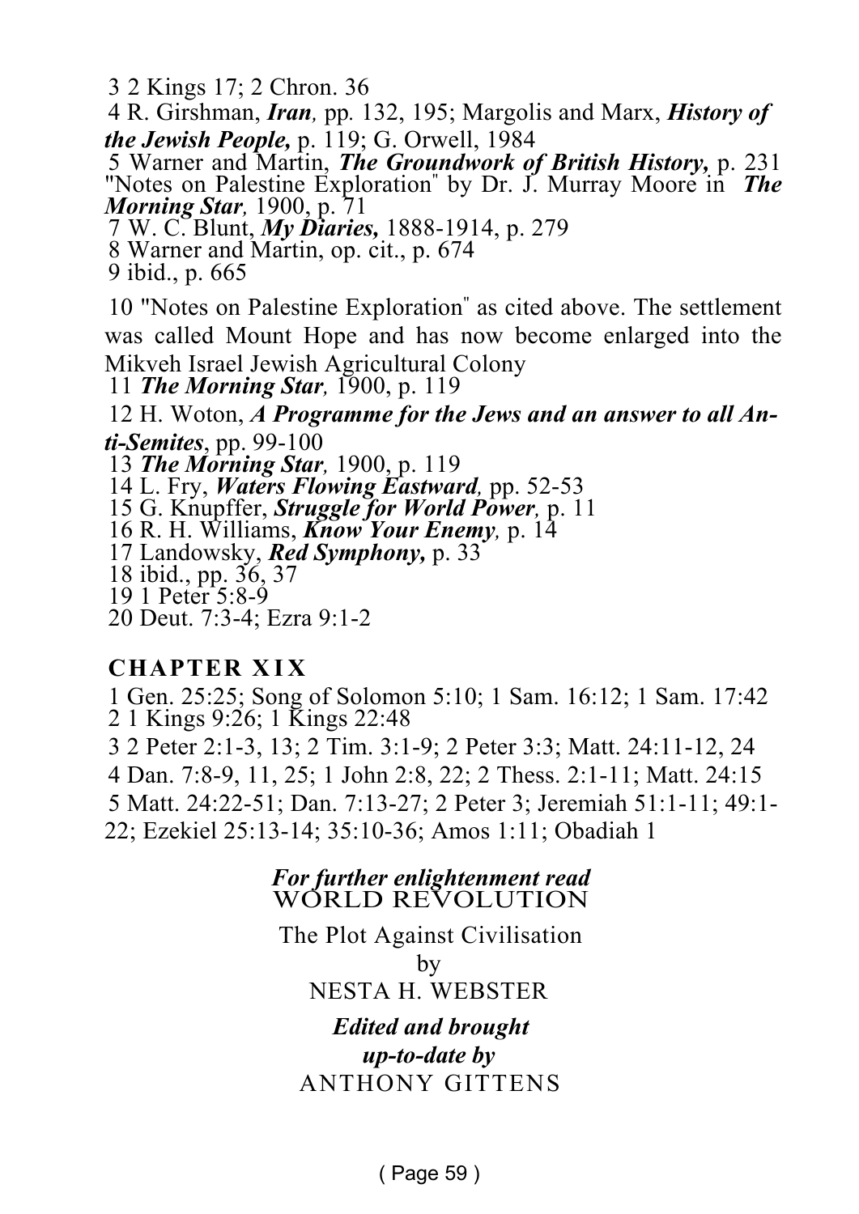3 2 Kings 17; 2 Chron. 36

4 R. Girshman, ***Iran,*** pp. 132, 195; Margolis and Marx, ***History of the Jewish People,*** p. 119; G. Orwell, 1984

5 Warner and Martin, ***The Groundwork of British History,*** p. 231

"Notes on Palestine Exploration" by Dr. J. Murray Moore in ***The Morning Star,*** 1900, p. 71

7 W. C. Blunt, ***My Diaries,*** 1888-1914, p. 279

8 Warner and Martin, op. cit., p. 674

9 ibid., p. 665

10 "Notes on Palestine Exploration" as cited above. The settlement was called Mount Hope and has now become enlarged into the Mikveh Israel Jewish Agricultural Colony

11 ***The Morning Star,*** 1900, p. 119

12 H. Woton, ***A Programme for the Jews and an answer to all Anti-Semites***, pp. 99-100

13 ***The Morning Star,*** 1900, p. 119

14 L. Fry, ***Waters Flowing Eastward,*** pp. 52-53

15 G. Knupffer, ***Struggle for World Power,*** p. 11

16 R. H. Williams, ***Know Your Enemy,*** p. 14

17 Landowsky, ***Red Symphony,*** p. 33

18 ibid., pp. 36, 37

19 1 Peter 5:8-9

20 Deut. 7:3-4; Ezra 9:1-2

## CHAPTER XIX

1 Gen. 25:25; Song of Solomon 5:10; 1 Sam. 16:12; 1 Sam. 17:42

2 1 Kings 9:26; 1 Kings 22:48

3 2 Peter 2:1-3, 13; 2 Tim. 3:1-9; 2 Peter 3:3; Matt. 24:11-12, 24

4 Dan. 7:8-9, 11, 25; 1 John 2:8, 22; 2 Thess. 2:1-11; Matt. 24:15

5 Matt. 24:22-51; Dan. 7:13-27; 2 Peter 3; Jeremiah 51:1-11; 49:1-22; Ezekiel 25:13-14; 35:10-36; Amos 1:11; Obadiah 1

***For further enlightenment read***
WORLD REVOLUTION

The Plot Against Civilisation

by

NESTA H. WEBSTER

***Edited and brought up-to-date by***
ANTHONY GITTENS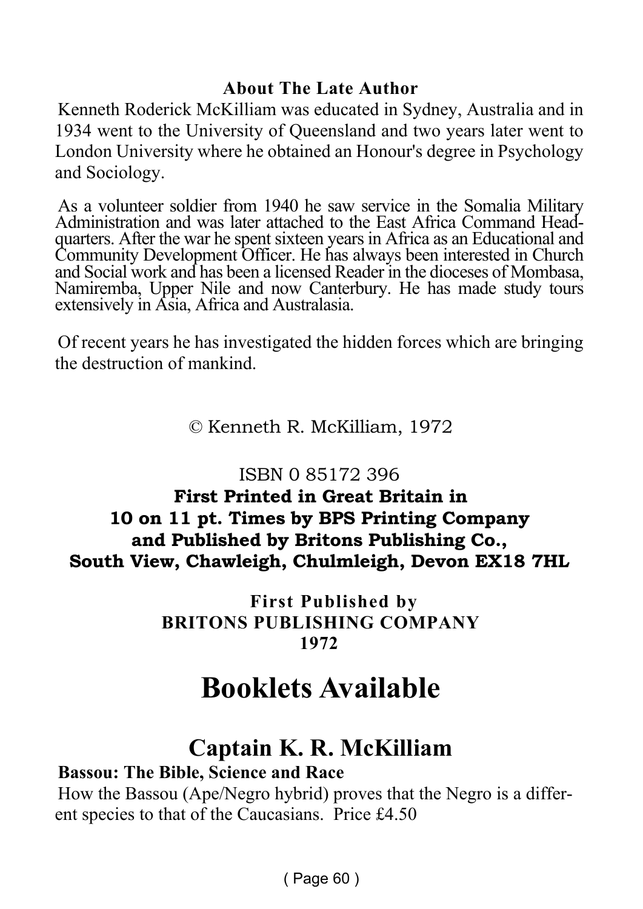### About The Late Author

Kenneth Roderick McKilliam was educated in Sydney, Australia and in 1934 went to the University of Queensland and two years later went to London University where he obtained an Honour's degree in Psychology and Sociology.

As a volunteer soldier from 1940 he saw service in the Somalia Military Administration and was later attached to the East Africa Command Headquarters. After the war he spent sixteen years in Africa as an Educational and Community Development Officer. He has always been interested in Church and Social work and has been a licensed Reader in the dioceses of Mombasa, Namiremba, Upper Nile and now Canterbury. He has made study tours extensively in Asia, Africa and Australasia.

Of recent years he has investigated the hidden forces which are bringing the destruction of mankind.

© Kenneth R. McKilliam, 1972

ISBN 0 85172 396

**First Printed in Great Britain in**
**10 on 11 pt. Times by BPS Printing Company**
**and Published by Britons Publishing Co.,**
**South View, Chawleigh, Chulmleigh, Devon EX18 7HL**

**First Published by**
**BRITONS PUBLISHING COMPANY**
**1972**

# Booklets Available

## Captain K. R. McKilliam

**Bassou: The Bible, Science and Race**

How the Bassou (Ape/Negro hybrid) proves that the Negro is a different species to that of the Caucasians. Price £4.50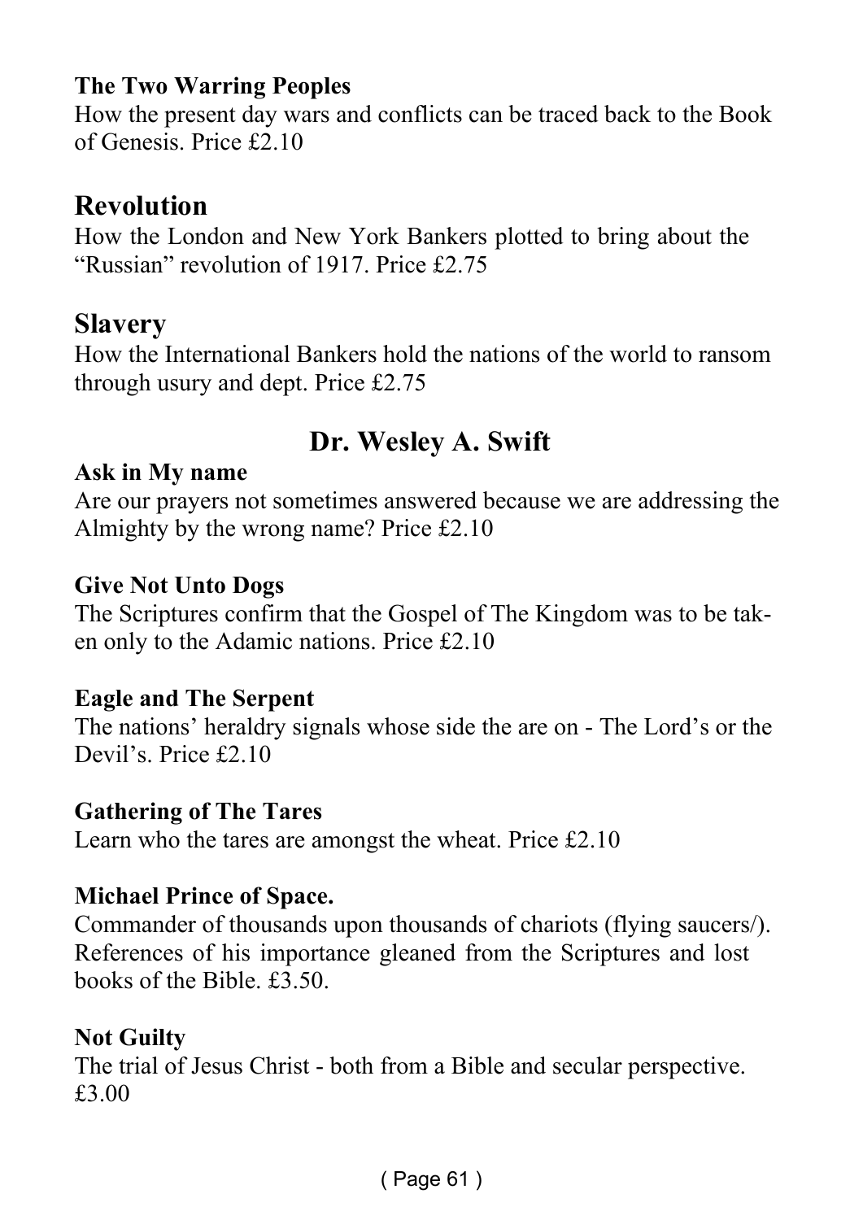**The Two Warring Peoples**

How the present day wars and conflicts can be traced back to the Book of Genesis. Price £2.10

## Revolution

How the London and New York Bankers plotted to bring about the "Russian" revolution of 1917. Price £2.75

## Slavery

How the International Bankers hold the nations of the world to ransom through usury and dept. Price £2.75

## Dr. Wesley A. Swift

**Ask in My name**

Are our prayers not sometimes answered because we are addressing the Almighty by the wrong name? Price £2.10

**Give Not Unto Dogs**

The Scriptures confirm that the Gospel of The Kingdom was to be taken only to the Adamic nations. Price £2.10

**Eagle and The Serpent**

The nations' heraldry signals whose side the are on - The Lord's or the Devil's. Price £2.10

**Gathering of The Tares**

Learn who the tares are amongst the wheat. Price £2.10

**Michael Prince of Space.**

Commander of thousands upon thousands of chariots (flying saucers/). References of his importance gleaned from the Scriptures and lost books of the Bible. £3.50.

**Not Guilty**

The trial of Jesus Christ - both from a Bible and secular perspective. £3.00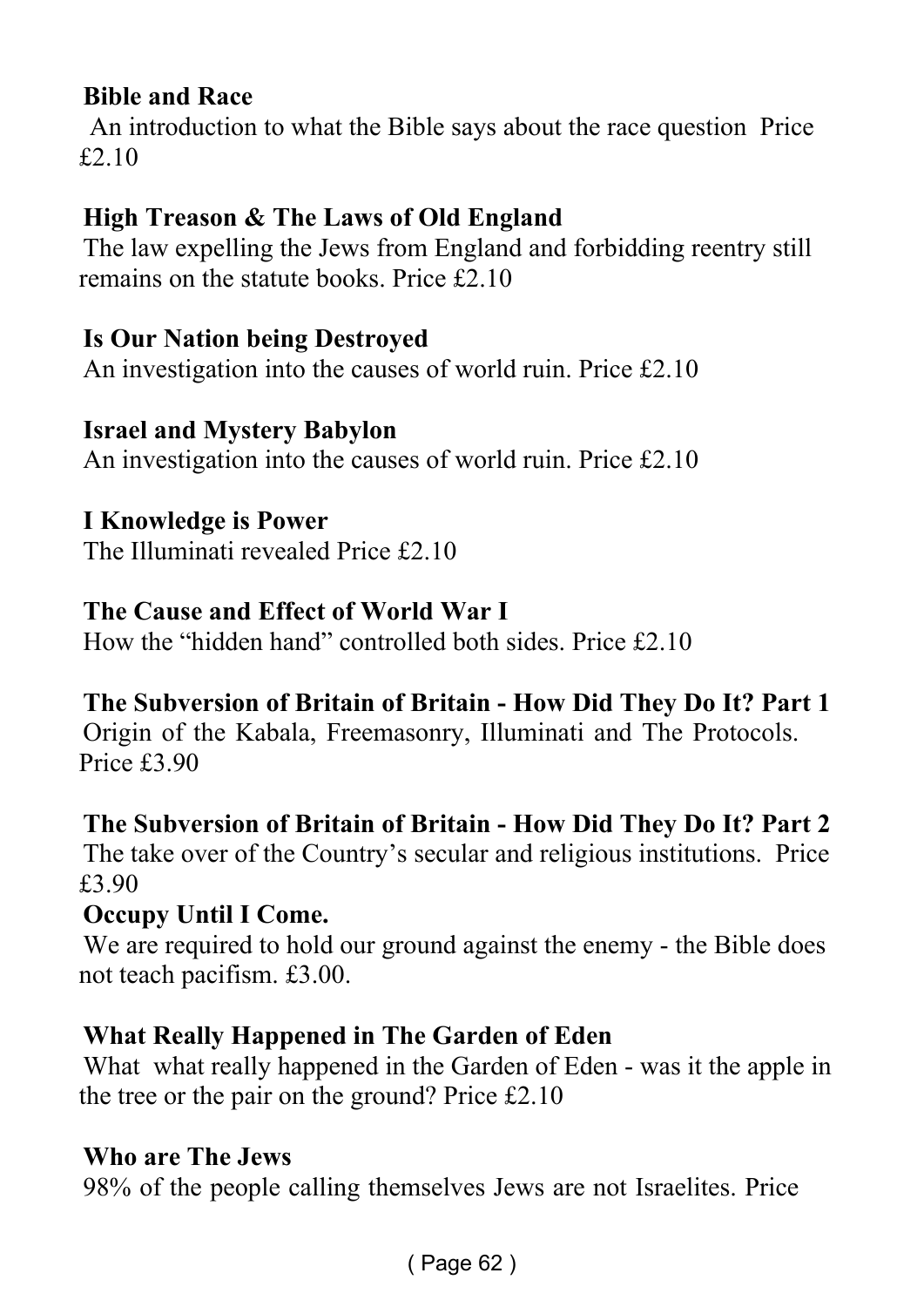**Bible and Race**
An introduction to what the Bible says about the race question Price £2.10

**High Treason & The Laws of Old England**
The law expelling the Jews from England and forbidding reentry still remains on the statute books. Price £2.10

**Is Our Nation being Destroyed**
An investigation into the causes of world ruin. Price £2.10

**Israel and Mystery Babylon**
An investigation into the causes of world ruin. Price £2.10

**I Knowledge is Power**
The Illuminati revealed Price £2.10

**The Cause and Effect of World War I**
How the "hidden hand" controlled both sides. Price £2.10

**The Subversion of Britain of Britain - How Did They Do It? Part 1**
Origin of the Kabala, Freemasonry, Illuminati and The Protocols. Price £3.90

**The Subversion of Britain of Britain - How Did They Do It? Part 2**
The take over of the Country's secular and religious institutions. Price £3.90

**Occupy Until I Come.**
We are required to hold our ground against the enemy - the Bible does not teach pacifism. £3.00.

**What Really Happened in The Garden of Eden**
What what really happened in the Garden of Eden - was it the apple in the tree or the pair on the ground? Price £2.10

**Who are The Jews**
98% of the people calling themselves Jews are not Israelites. Price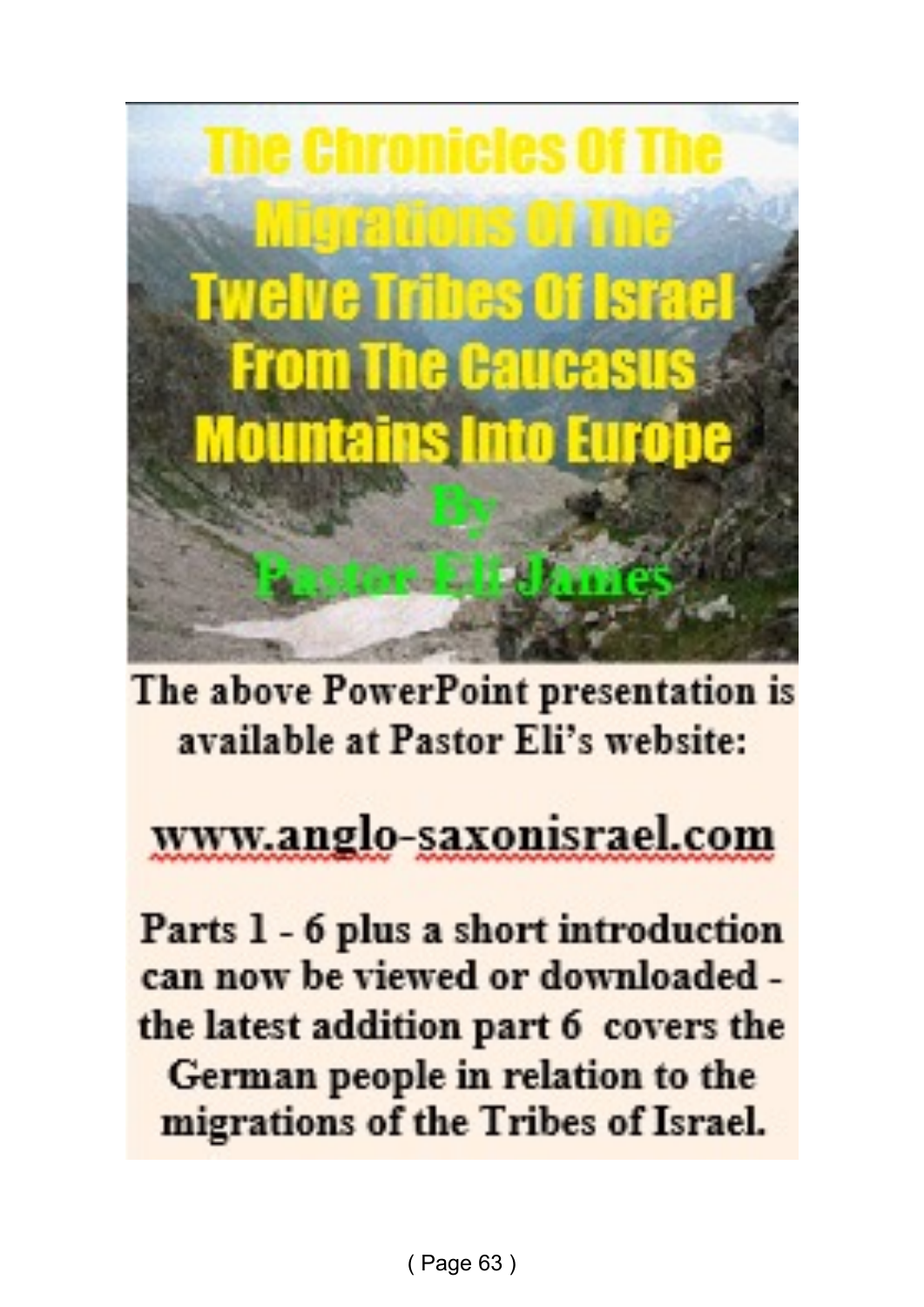# The Chronicles Of The Migrations Of The Twelve Tribes Of Israel From The Caucasus Mountains Into Europe

**By**

**Pastor Eli James**

**The above PowerPoint presentation is available at Pastor Eli's website:**

## www.anglo-saxonisrael.com

**Parts 1 - 6 plus a short introduction can now be viewed or downloaded - the latest addition part 6 covers the German people in relation to the migrations of the Tribes of Israel.**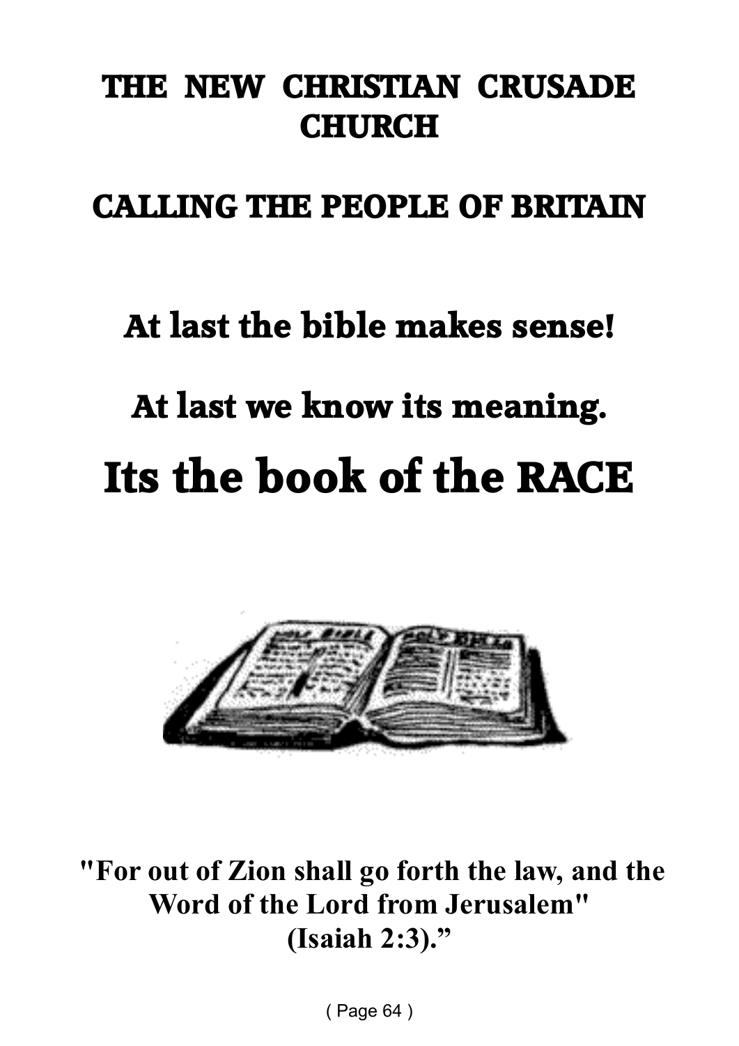# THE NEW CHRISTIAN CRUSADE CHURCH

## CALLING THE PEOPLE OF BRITAIN

## At last the bible makes sense!

## At last we know its meaning.

# Its the book of the RACE

**"For out of Zion shall go forth the law, and the Word of the Lord from Jerusalem" (Isaiah 2:3)."**